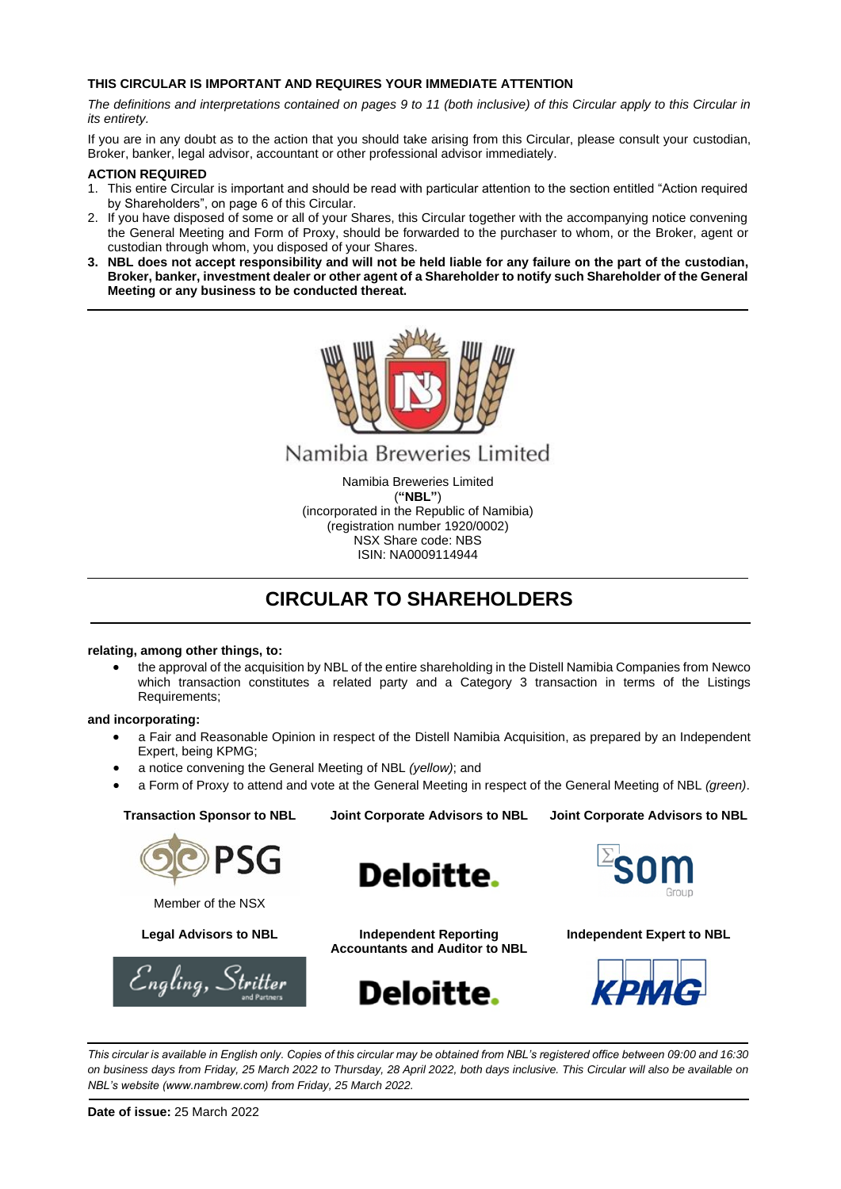**THIS CIRCULAR IS IMPORTANT AND REQUIRES YOUR IMMEDIATE ATTENTION**

*The definitions and interpretations contained on pages 9 to 11 (both inclusive) of this Circular apply to this Circular in its entirety.*

If you are in any doubt as to the action that you should take arising from this Circular, please consult your custodian, Broker, banker, legal advisor, accountant or other professional advisor immediately.

**ACTION REQUIRED**

1. This entire Circular is important and should be read with particular attention to the section entitled "Action required by Shareholders", on page 6 of this Circular.
2. If you have disposed of some or all of your Shares, this Circular together with the accompanying notice convening the General Meeting and Form of Proxy, should be forwarded to the purchaser to whom, or the Broker, agent or custodian through whom, you disposed of your Shares.
3. **NBL does not accept responsibility and will not be held liable for any failure on the part of the custodian, Broker, banker, investment dealer or other agent of a Shareholder to notify such Shareholder of the General Meeting or any business to be conducted thereat.**

Namibia Breweries Limited

Namibia Breweries Limited
(**"NBL"**)
(incorporated in the Republic of Namibia)
(registration number 1920/0002)
NSX Share code: NBS
ISIN: NA0009114944

# CIRCULAR TO SHAREHOLDERS

**relating, among other things, to:**

- the approval of the acquisition by NBL of the entire shareholding in the Distell Namibia Companies from Newco which transaction constitutes a related party and a Category 3 transaction in terms of the Listings Requirements;

**and incorporating:**

- a Fair and Reasonable Opinion in respect of the Distell Namibia Acquisition, as prepared by an Independent Expert, being KPMG;
- a notice convening the General Meeting of NBL *(yellow)*; and
- a Form of Proxy to attend and vote at the General Meeting in respect of the General Meeting of NBL *(green)*.

| **Transaction Sponsor to NBL** | **Joint Corporate Advisors to NBL** | **Joint Corporate Advisors to NBL** |
|---|---|---|
| PSG<br>Member of the NSX | Deloitte. | som Group |
| **Legal Advisors to NBL** | **Independent Reporting Accountants and Auditor to NBL** | **Independent Expert to NBL** |
| Engling, Stritter and Partners | Deloitte. | KPMG |

*This circular is available in English only. Copies of this circular may be obtained from NBL's registered office between 09:00 and 16:30 on business days from Friday, 25 March 2022 to Thursday, 28 April 2022, both days inclusive. This Circular will also be available on NBL's website (www.nambrew.com) from Friday, 25 March 2022.*

**Date of issue:** 25 March 2022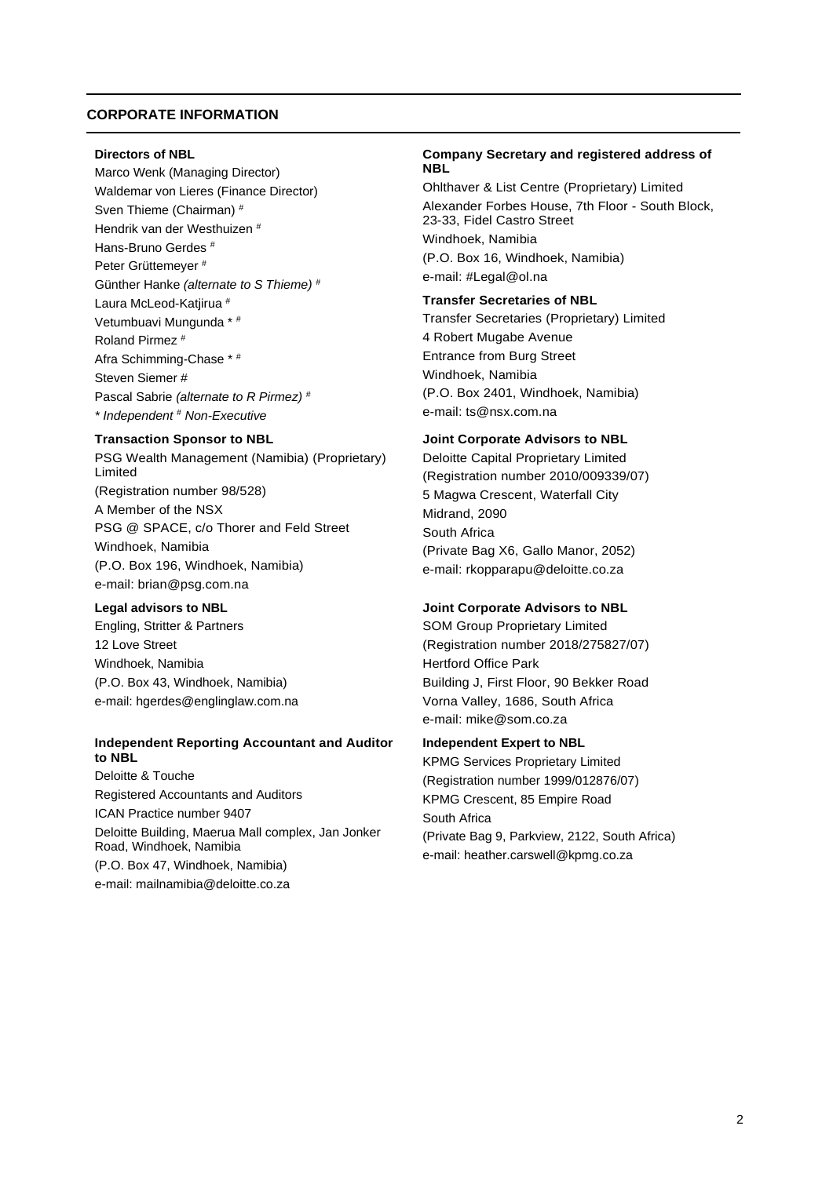## CORPORATE INFORMATION

**Directors of NBL**

Marco Wenk (Managing Director)
Waldemar von Lieres (Finance Director)
Sven Thieme (Chairman) #
Hendrik van der Westhuizen #
Hans-Bruno Gerdes #
Peter Grüttemeyer #
Günther Hanke *(alternate to S Thieme)* #
Laura McLeod-Katjirua #
Vetumbuavi Mungunda * #
Roland Pirmez #
Afra Schimming-Chase * #
Steven Siemer #
Pascal Sabrie *(alternate to R Pirmez)* #
*\* Independent # Non-Executive*

**Transaction Sponsor to NBL**

PSG Wealth Management (Namibia) (Proprietary) Limited
(Registration number 98/528)
A Member of the NSX
PSG @ SPACE, c/o Thorer and Feld Street
Windhoek, Namibia
(P.O. Box 196, Windhoek, Namibia)
e-mail: brian@psg.com.na

**Legal advisors to NBL**

Engling, Stritter & Partners
12 Love Street
Windhoek, Namibia
(P.O. Box 43, Windhoek, Namibia)
e-mail: hgerdes@englinglaw.com.na

**Independent Reporting Accountant and Auditor to NBL**

Deloitte & Touche
Registered Accountants and Auditors
ICAN Practice number 9407
Deloitte Building, Maerua Mall complex, Jan Jonker Road, Windhoek, Namibia
(P.O. Box 47, Windhoek, Namibia)
e-mail: mailnamibia@deloitte.co.za

**Company Secretary and registered address of NBL**

Ohlthaver & List Centre (Proprietary) Limited
Alexander Forbes House, 7th Floor - South Block, 23-33, Fidel Castro Street
Windhoek, Namibia
(P.O. Box 16, Windhoek, Namibia)
e-mail: #Legal@ol.na

**Transfer Secretaries of NBL**

Transfer Secretaries (Proprietary) Limited
4 Robert Mugabe Avenue
Entrance from Burg Street
Windhoek, Namibia
(P.O. Box 2401, Windhoek, Namibia)
e-mail: ts@nsx.com.na

**Joint Corporate Advisors to NBL**

Deloitte Capital Proprietary Limited
(Registration number 2010/009339/07)
5 Magwa Crescent, Waterfall City
Midrand, 2090
South Africa
(Private Bag X6, Gallo Manor, 2052)
e-mail: rkopparapu@deloitte.co.za

**Joint Corporate Advisors to NBL**

SOM Group Proprietary Limited
(Registration number 2018/275827/07)
Hertford Office Park
Building J, First Floor, 90 Bekker Road
Vorna Valley, 1686, South Africa
e-mail: mike@som.co.za

**Independent Expert to NBL**

KPMG Services Proprietary Limited
(Registration number 1999/012876/07)
KPMG Crescent, 85 Empire Road
South Africa
(Private Bag 9, Parkview, 2122, South Africa)
e-mail: heather.carswell@kpmg.co.za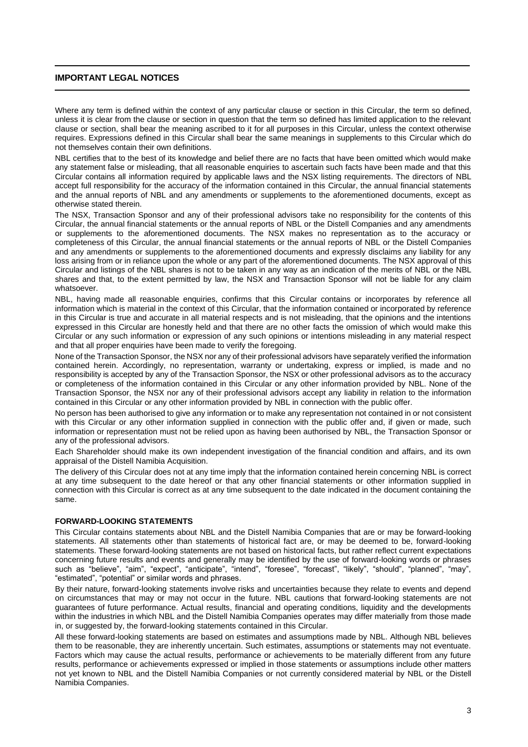## IMPORTANT LEGAL NOTICES

Where any term is defined within the context of any particular clause or section in this Circular, the term so defined, unless it is clear from the clause or section in question that the term so defined has limited application to the relevant clause or section, shall bear the meaning ascribed to it for all purposes in this Circular, unless the context otherwise requires. Expressions defined in this Circular shall bear the same meanings in supplements to this Circular which do not themselves contain their own definitions.

NBL certifies that to the best of its knowledge and belief there are no facts that have been omitted which would make any statement false or misleading, that all reasonable enquiries to ascertain such facts have been made and that this Circular contains all information required by applicable laws and the NSX listing requirements. The directors of NBL accept full responsibility for the accuracy of the information contained in this Circular, the annual financial statements and the annual reports of NBL and any amendments or supplements to the aforementioned documents, except as otherwise stated therein.

The NSX, Transaction Sponsor and any of their professional advisors take no responsibility for the contents of this Circular, the annual financial statements or the annual reports of NBL or the Distell Companies and any amendments or supplements to the aforementioned documents. The NSX makes no representation as to the accuracy or completeness of this Circular, the annual financial statements or the annual reports of NBL or the Distell Companies and any amendments or supplements to the aforementioned documents and expressly disclaims any liability for any loss arising from or in reliance upon the whole or any part of the aforementioned documents. The NSX approval of this Circular and listings of the NBL shares is not to be taken in any way as an indication of the merits of NBL or the NBL shares and that, to the extent permitted by law, the NSX and Transaction Sponsor will not be liable for any claim whatsoever.

NBL, having made all reasonable enquiries, confirms that this Circular contains or incorporates by reference all information which is material in the context of this Circular, that the information contained or incorporated by reference in this Circular is true and accurate in all material respects and is not misleading, that the opinions and the intentions expressed in this Circular are honestly held and that there are no other facts the omission of which would make this Circular or any such information or expression of any such opinions or intentions misleading in any material respect and that all proper enquiries have been made to verify the foregoing.

None of the Transaction Sponsor, the NSX nor any of their professional advisors have separately verified the information contained herein. Accordingly, no representation, warranty or undertaking, express or implied, is made and no responsibility is accepted by any of the Transaction Sponsor, the NSX or other professional advisors as to the accuracy or completeness of the information contained in this Circular or any other information provided by NBL. None of the Transaction Sponsor, the NSX nor any of their professional advisors accept any liability in relation to the information contained in this Circular or any other information provided by NBL in connection with the public offer.

No person has been authorised to give any information or to make any representation not contained in or not consistent with this Circular or any other information supplied in connection with the public offer and, if given or made, such information or representation must not be relied upon as having been authorised by NBL, the Transaction Sponsor or any of the professional advisors.

Each Shareholder should make its own independent investigation of the financial condition and affairs, and its own appraisal of the Distell Namibia Acquisition.

The delivery of this Circular does not at any time imply that the information contained herein concerning NBL is correct at any time subsequent to the date hereof or that any other financial statements or other information supplied in connection with this Circular is correct as at any time subsequent to the date indicated in the document containing the same.

### FORWARD-LOOKING STATEMENTS

This Circular contains statements about NBL and the Distell Namibia Companies that are or may be forward-looking statements. All statements other than statements of historical fact are, or may be deemed to be, forward-looking statements. These forward-looking statements are not based on historical facts, but rather reflect current expectations concerning future results and events and generally may be identified by the use of forward-looking words or phrases such as “believe”, “aim”, “expect”, “anticipate”, “intend”, “foresee”, “forecast”, “likely”, “should”, “planned”, “may”, “estimated”, “potential” or similar words and phrases.

By their nature, forward-looking statements involve risks and uncertainties because they relate to events and depend on circumstances that may or may not occur in the future. NBL cautions that forward-looking statements are not guarantees of future performance. Actual results, financial and operating conditions, liquidity and the developments within the industries in which NBL and the Distell Namibia Companies operates may differ materially from those made in, or suggested by, the forward-looking statements contained in this Circular.

All these forward-looking statements are based on estimates and assumptions made by NBL. Although NBL believes them to be reasonable, they are inherently uncertain. Such estimates, assumptions or statements may not eventuate. Factors which may cause the actual results, performance or achievements to be materially different from any future results, performance or achievements expressed or implied in those statements or assumptions include other matters not yet known to NBL and the Distell Namibia Companies or not currently considered material by NBL or the Distell Namibia Companies.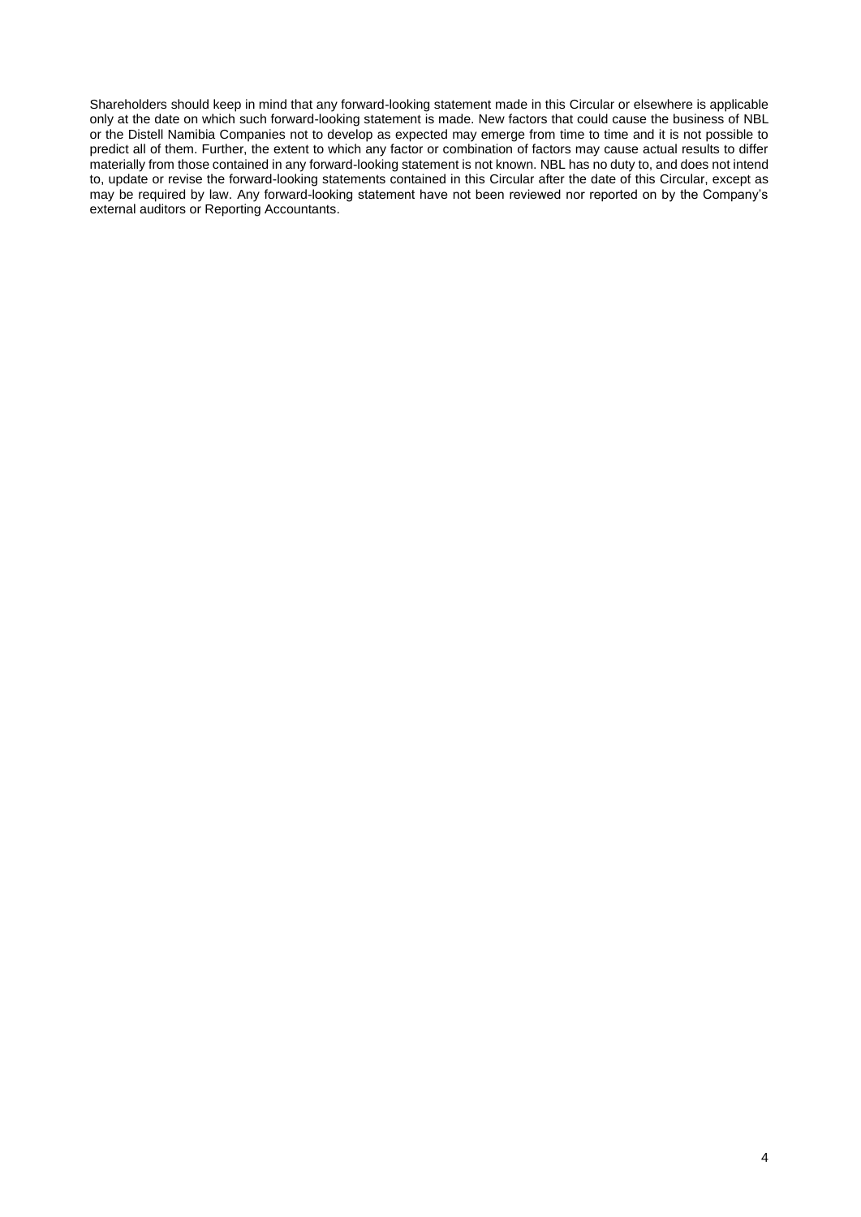Shareholders should keep in mind that any forward-looking statement made in this Circular or elsewhere is applicable only at the date on which such forward-looking statement is made. New factors that could cause the business of NBL or the Distell Namibia Companies not to develop as expected may emerge from time to time and it is not possible to predict all of them. Further, the extent to which any factor or combination of factors may cause actual results to differ materially from those contained in any forward-looking statement is not known. NBL has no duty to, and does not intend to, update or revise the forward-looking statements contained in this Circular after the date of this Circular, except as may be required by law. Any forward-looking statement have not been reviewed nor reported on by the Company's external auditors or Reporting Accountants.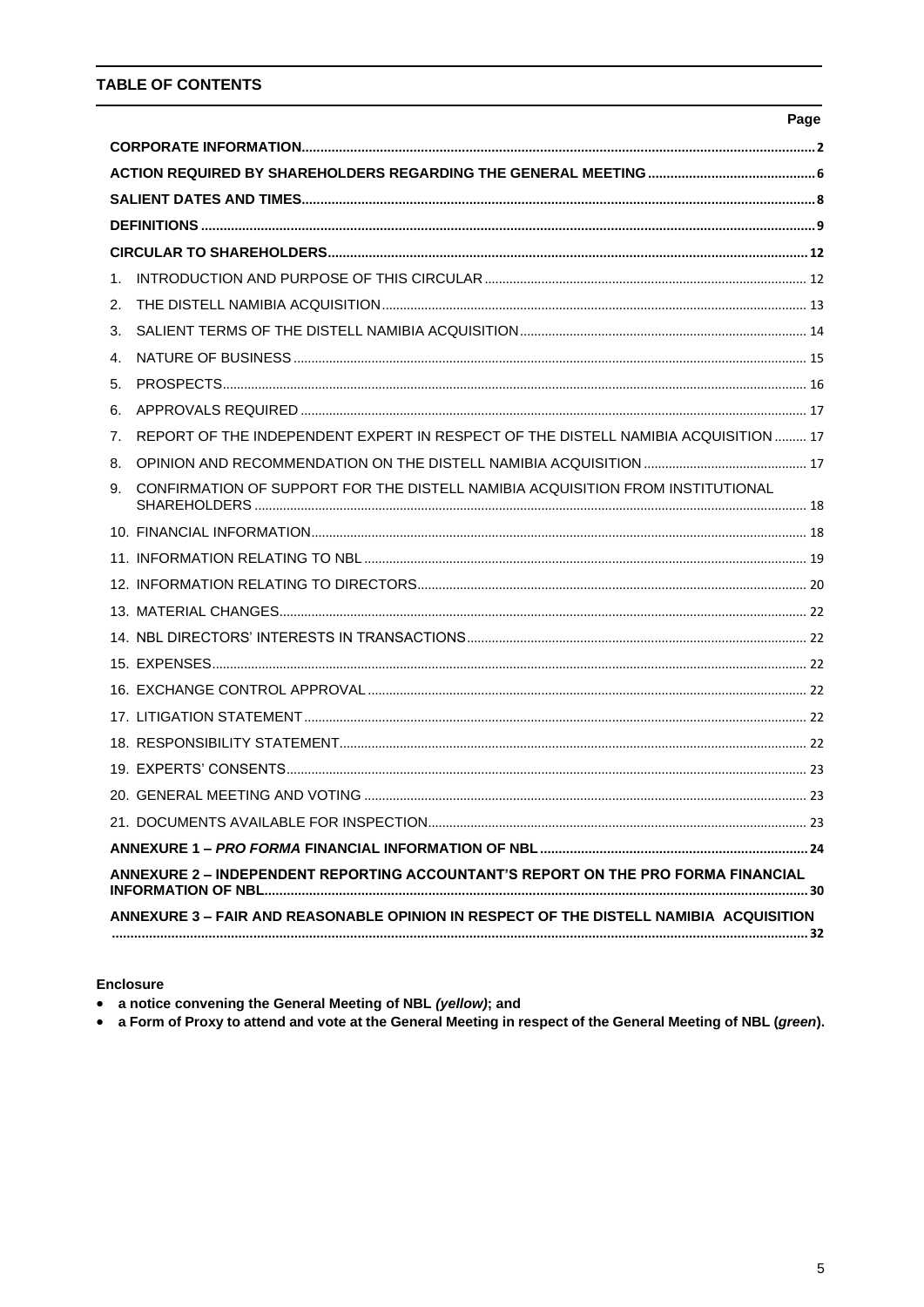## TABLE OF CONTENTS

| | Page |
|---|---|
| **CORPORATE INFORMATION** | **2** |
| **ACTION REQUIRED BY SHAREHOLDERS REGARDING THE GENERAL MEETING** | **6** |
| **SALIENT DATES AND TIMES** | **8** |
| **DEFINITIONS** | **9** |
| **CIRCULAR TO SHAREHOLDERS** | **12** |
| 1. INTRODUCTION AND PURPOSE OF THIS CIRCULAR | 12 |
| 2. THE DISTELL NAMIBIA ACQUISITION | 13 |
| 3. SALIENT TERMS OF THE DISTELL NAMIBIA ACQUISITION | 14 |
| 4. NATURE OF BUSINESS | 15 |
| 5. PROSPECTS | 16 |
| 6. APPROVALS REQUIRED | 17 |
| 7. REPORT OF THE INDEPENDENT EXPERT IN RESPECT OF THE DISTELL NAMIBIA ACQUISITION | 17 |
| 8. OPINION AND RECOMMENDATION ON THE DISTELL NAMIBIA ACQUISITION | 17 |
| 9. CONFIRMATION OF SUPPORT FOR THE DISTELL NAMIBIA ACQUISITION FROM INSTITUTIONAL SHAREHOLDERS | 18 |
| 10. FINANCIAL INFORMATION | 18 |
| 11. INFORMATION RELATING TO NBL | 19 |
| 12. INFORMATION RELATING TO DIRECTORS | 20 |
| 13. MATERIAL CHANGES | 22 |
| 14. NBL DIRECTORS' INTERESTS IN TRANSACTIONS | 22 |
| 15. EXPENSES | 22 |
| 16. EXCHANGE CONTROL APPROVAL | 22 |
| 17. LITIGATION STATEMENT | 22 |
| 18. RESPONSIBILITY STATEMENT | 22 |
| 19. EXPERTS' CONSENTS | 23 |
| 20. GENERAL MEETING AND VOTING | 23 |
| 21. DOCUMENTS AVAILABLE FOR INSPECTION | 23 |
| **ANNEXURE 1 – *PRO FORMA* FINANCIAL INFORMATION OF NBL** | **24** |
| **ANNEXURE 2 – INDEPENDENT REPORTING ACCOUNTANT'S REPORT ON THE PRO FORMA FINANCIAL INFORMATION OF NBL** | **30** |
| **ANNEXURE 3 – FAIR AND REASONABLE OPINION IN RESPECT OF THE DISTELL NAMIBIA ACQUISITION** | **32** |

**Enclosure**

- **a notice convening the General Meeting of NBL *(yellow)*; and**
- **a Form of Proxy to attend and vote at the General Meeting in respect of the General Meeting of NBL (*green*).**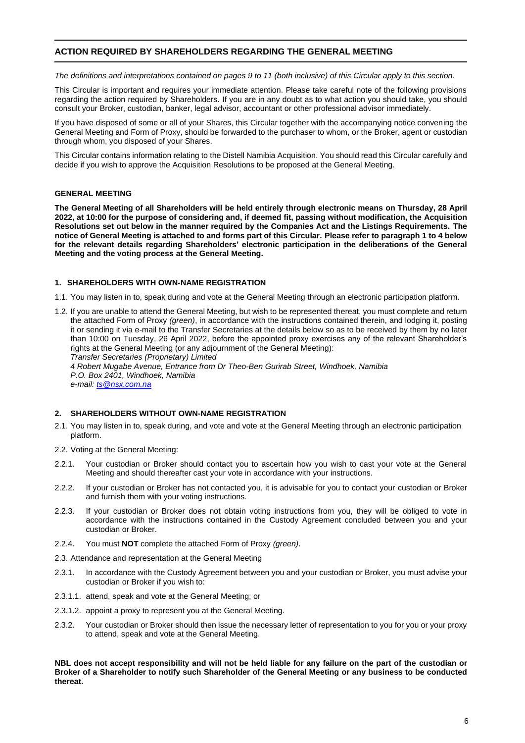## ACTION REQUIRED BY SHAREHOLDERS REGARDING THE GENERAL MEETING

*The definitions and interpretations contained on pages 9 to 11 (both inclusive) of this Circular apply to this section.*

This Circular is important and requires your immediate attention. Please take careful note of the following provisions regarding the action required by Shareholders. If you are in any doubt as to what action you should take, you should consult your Broker, custodian, banker, legal advisor, accountant or other professional advisor immediately.

If you have disposed of some or all of your Shares, this Circular together with the accompanying notice convening the General Meeting and Form of Proxy, should be forwarded to the purchaser to whom, or the Broker, agent or custodian through whom, you disposed of your Shares.

This Circular contains information relating to the Distell Namibia Acquisition. You should read this Circular carefully and decide if you wish to approve the Acquisition Resolutions to be proposed at the General Meeting.

### GENERAL MEETING

**The General Meeting of all Shareholders will be held entirely through electronic means on Thursday, 28 April 2022, at 10:00 for the purpose of considering and, if deemed fit, passing without modification, the Acquisition Resolutions set out below in the manner required by the Companies Act and the Listings Requirements. The notice of General Meeting is attached to and forms part of this Circular. Please refer to paragraph 1 to 4 below for the relevant details regarding Shareholders' electronic participation in the deliberations of the General Meeting and the voting process at the General Meeting.**

### 1. SHAREHOLDERS WITH OWN-NAME REGISTRATION

1.1. You may listen in to, speak during and vote at the General Meeting through an electronic participation platform.

1.2. If you are unable to attend the General Meeting, but wish to be represented thereat, you must complete and return the attached Form of Proxy *(green)*, in accordance with the instructions contained therein, and lodging it, posting it or sending it via e-mail to the Transfer Secretaries at the details below so as to be received by them by no later than 10:00 on Tuesday, 26 April 2022, before the appointed proxy exercises any of the relevant Shareholder's rights at the General Meeting (or any adjournment of the General Meeting):
*Transfer Secretaries (Proprietary) Limited*
*4 Robert Mugabe Avenue, Entrance from Dr Theo-Ben Gurirab Street, Windhoek, Namibia*
*P.O. Box 2401, Windhoek, Namibia*
*e-mail: ts@nsx.com.na*

### 2. SHAREHOLDERS WITHOUT OWN-NAME REGISTRATION

2.1. You may listen in to, speak during, and vote and vote at the General Meeting through an electronic participation platform.

2.2. Voting at the General Meeting:

2.2.1. Your custodian or Broker should contact you to ascertain how you wish to cast your vote at the General Meeting and should thereafter cast your vote in accordance with your instructions.

2.2.2. If your custodian or Broker has not contacted you, it is advisable for you to contact your custodian or Broker and furnish them with your voting instructions.

2.2.3. If your custodian or Broker does not obtain voting instructions from you, they will be obliged to vote in accordance with the instructions contained in the Custody Agreement concluded between you and your custodian or Broker.

2.2.4. You must **NOT** complete the attached Form of Proxy *(green)*.

2.3. Attendance and representation at the General Meeting

2.3.1. In accordance with the Custody Agreement between you and your custodian or Broker, you must advise your custodian or Broker if you wish to:

2.3.1.1. attend, speak and vote at the General Meeting; or

2.3.1.2. appoint a proxy to represent you at the General Meeting.

2.3.2. Your custodian or Broker should then issue the necessary letter of representation to you for you or your proxy to attend, speak and vote at the General Meeting.

**NBL does not accept responsibility and will not be held liable for any failure on the part of the custodian or Broker of a Shareholder to notify such Shareholder of the General Meeting or any business to be conducted thereat.**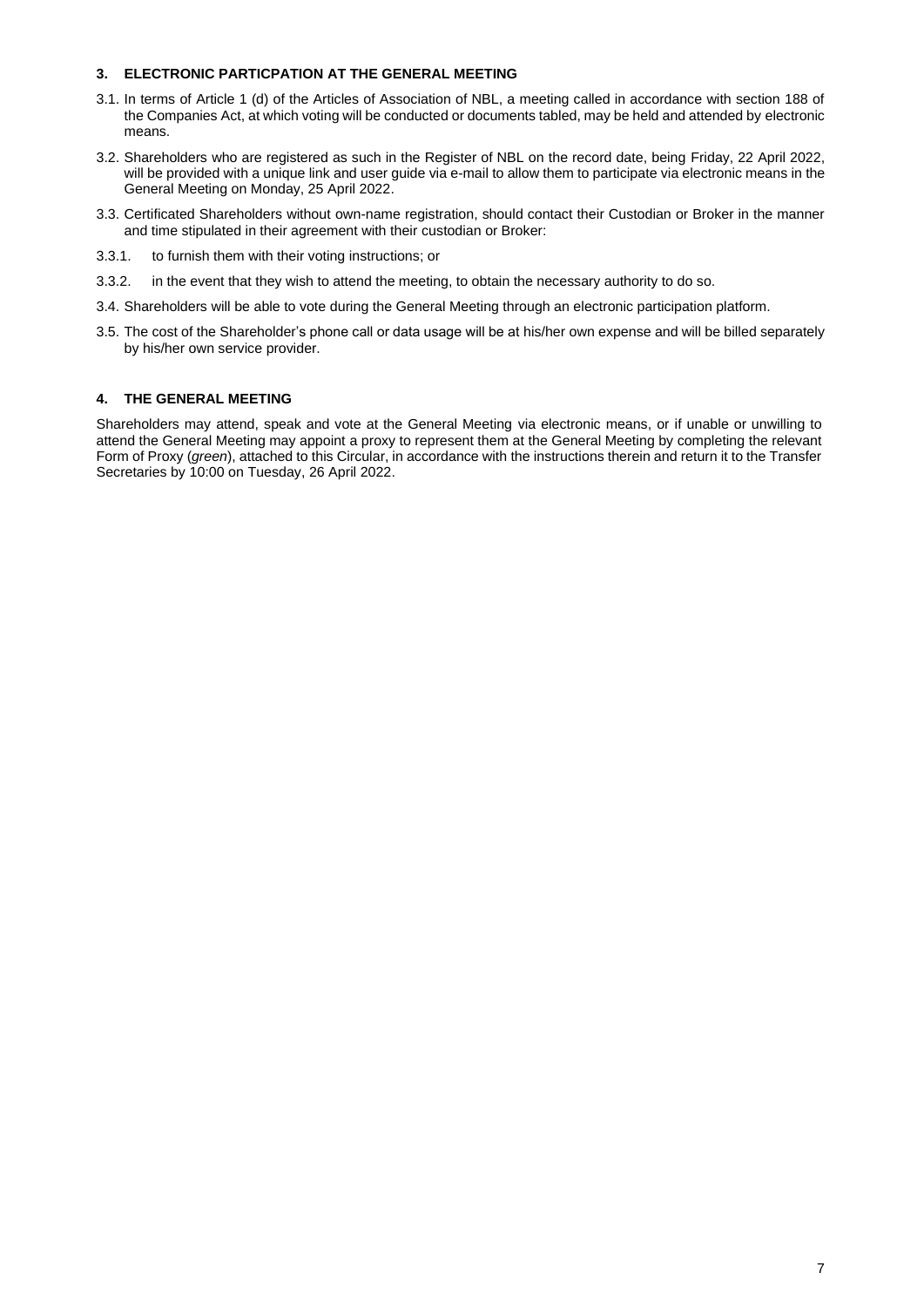## 3. ELECTRONIC PARTICPATION AT THE GENERAL MEETING

3.1. In terms of Article 1 (d) of the Articles of Association of NBL, a meeting called in accordance with section 188 of the Companies Act, at which voting will be conducted or documents tabled, may be held and attended by electronic means.

3.2. Shareholders who are registered as such in the Register of NBL on the record date, being Friday, 22 April 2022, will be provided with a unique link and user guide via e-mail to allow them to participate via electronic means in the General Meeting on Monday, 25 April 2022.

3.3. Certificated Shareholders without own-name registration, should contact their Custodian or Broker in the manner and time stipulated in their agreement with their custodian or Broker:

3.3.1. to furnish them with their voting instructions; or

3.3.2. in the event that they wish to attend the meeting, to obtain the necessary authority to do so.

3.4. Shareholders will be able to vote during the General Meeting through an electronic participation platform.

3.5. The cost of the Shareholder's phone call or data usage will be at his/her own expense and will be billed separately by his/her own service provider.

## 4. THE GENERAL MEETING

Shareholders may attend, speak and vote at the General Meeting via electronic means, or if unable or unwilling to attend the General Meeting may appoint a proxy to represent them at the General Meeting by completing the relevant Form of Proxy (*green*), attached to this Circular, in accordance with the instructions therein and return it to the Transfer Secretaries by 10:00 on Tuesday, 26 April 2022.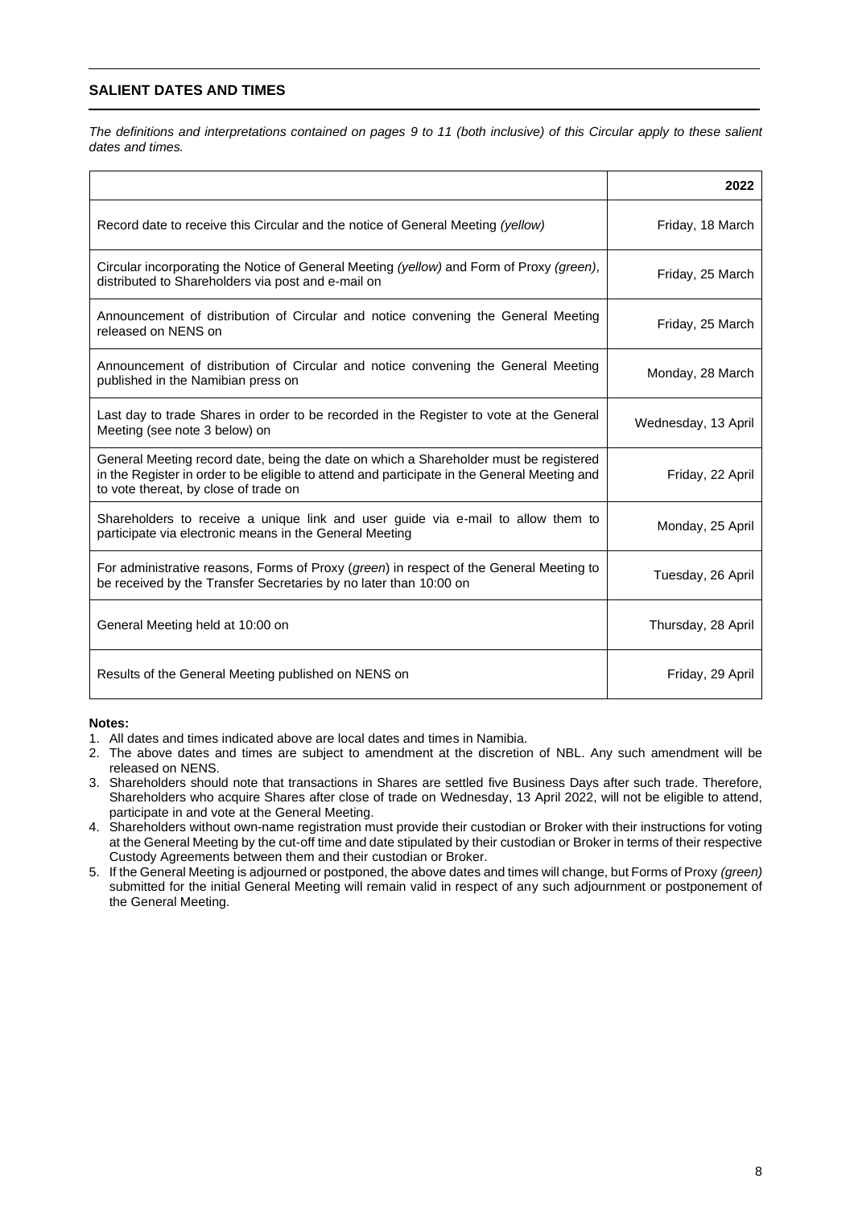## SALIENT DATES AND TIMES

*The definitions and interpretations contained on pages 9 to 11 (both inclusive) of this Circular apply to these salient dates and times.*

| | **2022** |
|---|---|
| Record date to receive this Circular and the notice of General Meeting *(yellow)* | Friday, 18 March |
| Circular incorporating the Notice of General Meeting *(yellow)* and Form of Proxy *(green)*, distributed to Shareholders via post and e-mail on | Friday, 25 March |
| Announcement of distribution of Circular and notice convening the General Meeting released on NENS on | Friday, 25 March |
| Announcement of distribution of Circular and notice convening the General Meeting published in the Namibian press on | Monday, 28 March |
| Last day to trade Shares in order to be recorded in the Register to vote at the General Meeting (see note 3 below) on | Wednesday, 13 April |
| General Meeting record date, being the date on which a Shareholder must be registered in the Register in order to be eligible to attend and participate in the General Meeting and to vote thereat, by close of trade on | Friday, 22 April |
| Shareholders to receive a unique link and user guide via e-mail to allow them to participate via electronic means in the General Meeting | Monday, 25 April |
| For administrative reasons, Forms of Proxy (*green*) in respect of the General Meeting to be received by the Transfer Secretaries by no later than 10:00 on | Tuesday, 26 April |
| General Meeting held at 10:00 on | Thursday, 28 April |
| Results of the General Meeting published on NENS on | Friday, 29 April |

**Notes:**

1. All dates and times indicated above are local dates and times in Namibia.
2. The above dates and times are subject to amendment at the discretion of NBL. Any such amendment will be released on NENS.
3. Shareholders should note that transactions in Shares are settled five Business Days after such trade. Therefore, Shareholders who acquire Shares after close of trade on Wednesday, 13 April 2022, will not be eligible to attend, participate in and vote at the General Meeting.
4. Shareholders without own-name registration must provide their custodian or Broker with their instructions for voting at the General Meeting by the cut-off time and date stipulated by their custodian or Broker in terms of their respective Custody Agreements between them and their custodian or Broker.
5. If the General Meeting is adjourned or postponed, the above dates and times will change, but Forms of Proxy *(green)* submitted for the initial General Meeting will remain valid in respect of any such adjournment or postponement of the General Meeting.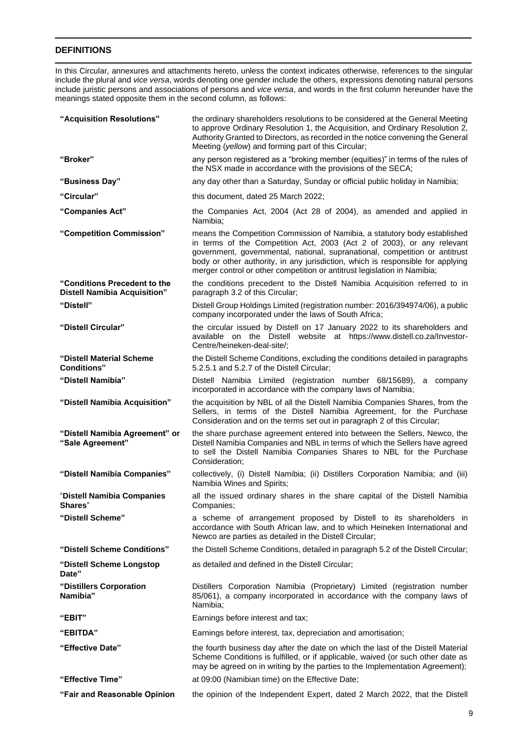## DEFINITIONS

In this Circular, annexures and attachments hereto, unless the context indicates otherwise, references to the singular include the plural and *vice versa*, words denoting one gender include the others, expressions denoting natural persons include juristic persons and associations of persons and *vice versa*, and words in the first column hereunder have the meanings stated opposite them in the second column, as follows:

| | |
|---|---|
| **"Acquisition Resolutions"** | the ordinary shareholders resolutions to be considered at the General Meeting to approve Ordinary Resolution 1, the Acquisition, and Ordinary Resolution 2, Authority Granted to Directors, as recorded in the notice convening the General Meeting (*yellow*) and forming part of this Circular; |
| **"Broker"** | any person registered as a "broking member (equities)" in terms of the rules of the NSX made in accordance with the provisions of the SECA; |
| **"Business Day"** | any day other than a Saturday, Sunday or official public holiday in Namibia; |
| **"Circular"** | this document, dated 25 March 2022; |
| **"Companies Act"** | the Companies Act, 2004 (Act 28 of 2004), as amended and applied in Namibia; |
| **"Competition Commission"** | means the Competition Commission of Namibia, a statutory body established in terms of the Competition Act, 2003 (Act 2 of 2003), or any relevant government, governmental, national, supranational, competition or antitrust body or other authority, in any jurisdiction, which is responsible for applying merger control or other competition or antitrust legislation in Namibia; |
| **"Conditions Precedent to the Distell Namibia Acquisition"** | the conditions precedent to the Distell Namibia Acquisition referred to in paragraph 3.2 of this Circular; |
| **"Distell"** | Distell Group Holdings Limited (registration number: 2016/394974/06), a public company incorporated under the laws of South Africa; |
| **"Distell Circular"** | the circular issued by Distell on 17 January 2022 to its shareholders and available on the Distell website at https://www.distell.co.za/Investor-Centre/heineken-deal-site/; |
| **"Distell Material Scheme Conditions"** | the Distell Scheme Conditions, excluding the conditions detailed in paragraphs 5.2.5.1 and 5.2.7 of the Distell Circular; |
| **"Distell Namibia"** | Distell Namibia Limited (registration number 68/15689), a company incorporated in accordance with the company laws of Namibia; |
| **"Distell Namibia Acquisition"** | the acquisition by NBL of all the Distell Namibia Companies Shares, from the Sellers, in terms of the Distell Namibia Agreement, for the Purchase Consideration and on the terms set out in paragraph 2 of this Circular; |
| **"Distell Namibia Agreement" or "Sale Agreement"** | the share purchase agreement entered into between the Sellers, Newco, the Distell Namibia Companies and NBL in terms of which the Sellers have agreed to sell the Distell Namibia Companies Shares to NBL for the Purchase Consideration; |
| **"Distell Namibia Companies"** | collectively, (i) Distell Namibia; (ii) Distillers Corporation Namibia; and (iii) Namibia Wines and Spirits; |
| **"Distell Namibia Companies Shares"** | all the issued ordinary shares in the share capital of the Distell Namibia Companies; |
| **"Distell Scheme"** | a scheme of arrangement proposed by Distell to its shareholders in accordance with South African law, and to which Heineken International and Newco are parties as detailed in the Distell Circular; |
| **"Distell Scheme Conditions"** | the Distell Scheme Conditions, detailed in paragraph 5.2 of the Distell Circular; |
| **"Distell Scheme Longstop Date"** | as detailed and defined in the Distell Circular; |
| **"Distillers Corporation Namibia"** | Distillers Corporation Namibia (Proprietary) Limited (registration number 85/061), a company incorporated in accordance with the company laws of Namibia; |
| **"EBIT"** | Earnings before interest and tax; |
| **"EBITDA"** | Earnings before interest, tax, depreciation and amortisation; |
| **"Effective Date"** | the fourth business day after the date on which the last of the Distell Material Scheme Conditions is fulfilled, or if applicable, waived (or such other date as may be agreed on in writing by the parties to the Implementation Agreement); |
| **"Effective Time"** | at 09:00 (Namibian time) on the Effective Date; |
| **"Fair and Reasonable Opinion** | the opinion of the Independent Expert, dated 2 March 2022, that the Distell |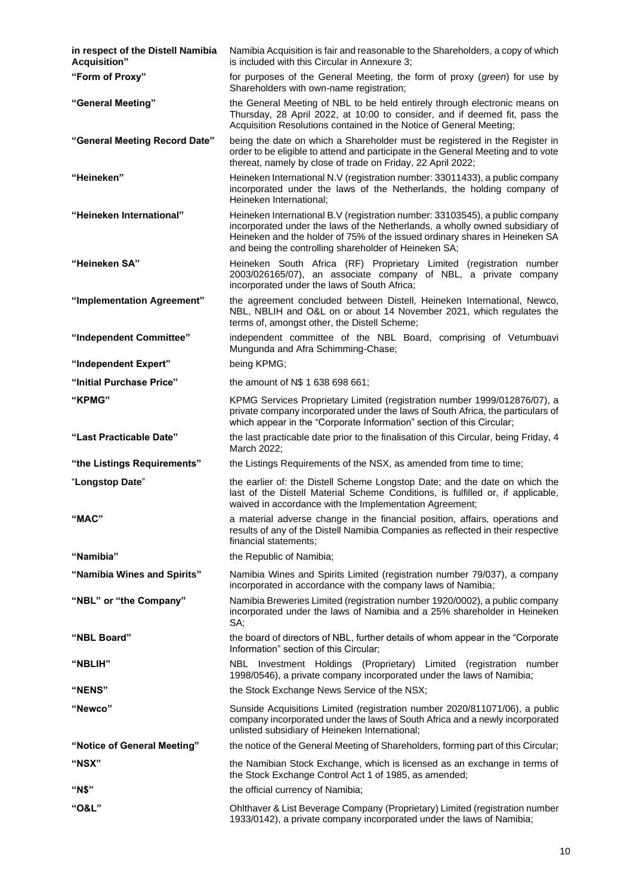| | |
|---|---|
| **in respect of the Distell Namibia Acquisition"** | Namibia Acquisition is fair and reasonable to the Shareholders, a copy of which is included with this Circular in Annexure 3; |
| **"Form of Proxy"** | for purposes of the General Meeting, the form of proxy (*green*) for use by Shareholders with own-name registration; |
| **"General Meeting"** | the General Meeting of NBL to be held entirely through electronic means on Thursday, 28 April 2022, at 10:00 to consider, and if deemed fit, pass the Acquisition Resolutions contained in the Notice of General Meeting; |
| **"General Meeting Record Date"** | being the date on which a Shareholder must be registered in the Register in order to be eligible to attend and participate in the General Meeting and to vote thereat, namely by close of trade on Friday, 22 April 2022; |
| **"Heineken"** | Heineken International N.V (registration number: 33011433), a public company incorporated under the laws of the Netherlands, the holding company of Heineken International; |
| **"Heineken International"** | Heineken International B.V (registration number: 33103545), a public company incorporated under the laws of the Netherlands, a wholly owned subsidiary of Heineken and the holder of 75% of the issued ordinary shares in Heineken SA and being the controlling shareholder of Heineken SA; |
| **"Heineken SA"** | Heineken South Africa (RF) Proprietary Limited (registration number 2003/026165/07), an associate company of NBL, a private company incorporated under the laws of South Africa; |
| **"Implementation Agreement"** | the agreement concluded between Distell, Heineken International, Newco, NBL, NBLIH and O&L on or about 14 November 2021, which regulates the terms of, amongst other, the Distell Scheme; |
| **"Independent Committee"** | independent committee of the NBL Board, comprising of Vetumbuavi Mungunda and Afra Schimming-Chase; |
| **"Independent Expert"** | being KPMG; |
| **"Initial Purchase Price"** | the amount of N$ 1 638 698 661; |
| **"KPMG"** | KPMG Services Proprietary Limited (registration number 1999/012876/07), a private company incorporated under the laws of South Africa, the particulars of which appear in the "Corporate Information" section of this Circular; |
| **"Last Practicable Date"** | the last practicable date prior to the finalisation of this Circular, being Friday, 4 March 2022; |
| **"the Listings Requirements"** | the Listings Requirements of the NSX, as amended from time to time; |
| "**Longstop Date**" | the earlier of: the Distell Scheme Longstop Date; and the date on which the last of the Distell Material Scheme Conditions, is fulfilled or, if applicable, waived in accordance with the Implementation Agreement; |
| **"MAC"** | a material adverse change in the financial position, affairs, operations and results of any of the Distell Namibia Companies as reflected in their respective financial statements; |
| **"Namibia"** | the Republic of Namibia; |
| **"Namibia Wines and Spirits"** | Namibia Wines and Spirits Limited (registration number 79/037), a company incorporated in accordance with the company laws of Namibia; |
| **"NBL" or "the Company"** | Namibia Breweries Limited (registration number 1920/0002), a public company incorporated under the laws of Namibia and a 25% shareholder in Heineken SA; |
| **"NBL Board"** | the board of directors of NBL, further details of whom appear in the "Corporate Information" section of this Circular; |
| **"NBLIH"** | NBL Investment Holdings (Proprietary) Limited (registration number 1998/0546), a private company incorporated under the laws of Namibia; |
| **"NENS"** | the Stock Exchange News Service of the NSX; |
| **"Newco"** | Sunside Acquisitions Limited (registration number 2020/811071/06), a public company incorporated under the laws of South Africa and a newly incorporated unlisted subsidiary of Heineken International; |
| **"Notice of General Meeting"** | the notice of the General Meeting of Shareholders, forming part of this Circular; |
| **"NSX"** | the Namibian Stock Exchange, which is licensed as an exchange in terms of the Stock Exchange Control Act 1 of 1985, as amended; |
| **"N$"** | the official currency of Namibia; |
| **"O&L"** | Ohlthaver & List Beverage Company (Proprietary) Limited (registration number 1933/0142), a private company incorporated under the laws of Namibia; |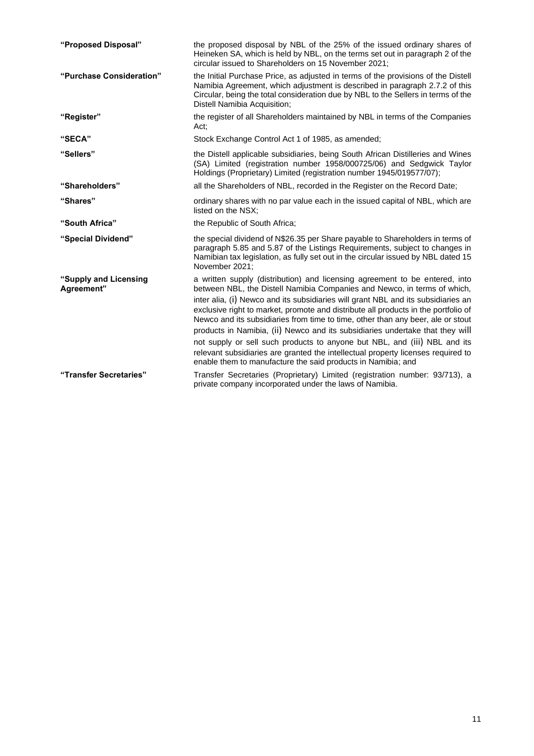| | |
|---|---|
| **"Proposed Disposal"** | the proposed disposal by NBL of the 25% of the issued ordinary shares of Heineken SA, which is held by NBL, on the terms set out in paragraph 2 of the circular issued to Shareholders on 15 November 2021; |
| **"Purchase Consideration"** | the Initial Purchase Price, as adjusted in terms of the provisions of the Distell Namibia Agreement, which adjustment is described in paragraph 2.7.2 of this Circular, being the total consideration due by NBL to the Sellers in terms of the Distell Namibia Acquisition; |
| **"Register"** | the register of all Shareholders maintained by NBL in terms of the Companies Act; |
| **"SECA"** | Stock Exchange Control Act 1 of 1985, as amended; |
| **"Sellers"** | the Distell applicable subsidiaries, being South African Distilleries and Wines (SA) Limited (registration number 1958/000725/06) and Sedgwick Taylor Holdings (Proprietary) Limited (registration number 1945/019577/07); |
| **"Shareholders"** | all the Shareholders of NBL, recorded in the Register on the Record Date; |
| **"Shares"** | ordinary shares with no par value each in the issued capital of NBL, which are listed on the NSX; |
| **"South Africa"** | the Republic of South Africa; |
| **"Special Dividend"** | the special dividend of N$26.35 per Share payable to Shareholders in terms of paragraph 5.85 and 5.87 of the Listings Requirements, subject to changes in Namibian tax legislation, as fully set out in the circular issued by NBL dated 15 November 2021; |
| **"Supply and Licensing Agreement"** | a written supply (distribution) and licensing agreement to be entered, into between NBL, the Distell Namibia Companies and Newco, in terms of which, inter alia, (i) Newco and its subsidiaries will grant NBL and its subsidiaries an exclusive right to market, promote and distribute all products in the portfolio of Newco and its subsidiaries from time to time, other than any beer, ale or stout products in Namibia, (ii) Newco and its subsidiaries undertake that they will not supply or sell such products to anyone but NBL, and (iii) NBL and its relevant subsidiaries are granted the intellectual property licenses required to enable them to manufacture the said products in Namibia; and |
| **"Transfer Secretaries"** | Transfer Secretaries (Proprietary) Limited (registration number: 93/713), a private company incorporated under the laws of Namibia. |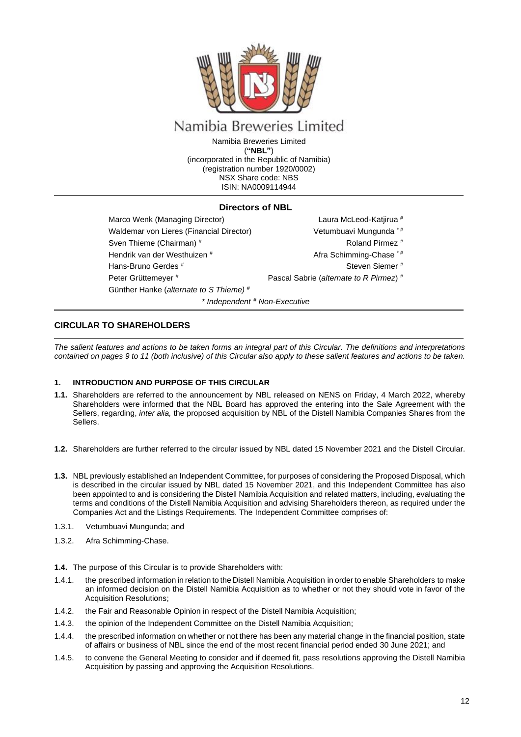Namibia Breweries Limited

Namibia Breweries Limited
(**"NBL"**)
(incorporated in the Republic of Namibia)
(registration number 1920/0002)
NSX Share code: NBS
ISIN: NA0009114944

**Directors of NBL**

| | |
|---|---|
| Marco Wenk (Managing Director) | Laura McLeod-Katjirua # |
| Waldemar von Lieres (Financial Director) | Vetumbuavi Mungunda * # |
| Sven Thieme (Chairman) # | Roland Pirmez # |
| Hendrik van der Westhuizen # | Afra Schimming-Chase * # |
| Hans-Bruno Gerdes # | Steven Siemer # |
| Peter Grüttemeyer # | Pascal Sabrie (*alternate to R Pirmez*) # |
| Günther Hanke (*alternate to S Thieme*) # | |

*\* Independent # Non-Executive*

## CIRCULAR TO SHAREHOLDERS

*The salient features and actions to be taken forms an integral part of this Circular. The definitions and interpretations contained on pages 9 to 11 (both inclusive) of this Circular also apply to these salient features and actions to be taken.*

### 1. INTRODUCTION AND PURPOSE OF THIS CIRCULAR

**1.1.** Shareholders are referred to the announcement by NBL released on NENS on Friday, 4 March 2022, whereby Shareholders were informed that the NBL Board has approved the entering into the Sale Agreement with the Sellers, regarding, *inter alia,* the proposed acquisition by NBL of the Distell Namibia Companies Shares from the Sellers.

**1.2.** Shareholders are further referred to the circular issued by NBL dated 15 November 2021 and the Distell Circular.

**1.3.** NBL previously established an Independent Committee, for purposes of considering the Proposed Disposal, which is described in the circular issued by NBL dated 15 November 2021, and this Independent Committee has also been appointed to and is considering the Distell Namibia Acquisition and related matters, including, evaluating the terms and conditions of the Distell Namibia Acquisition and advising Shareholders thereon, as required under the Companies Act and the Listings Requirements. The Independent Committee comprises of:

1.3.1. Vetumbuavi Mungunda; and

1.3.2. Afra Schimming-Chase.

**1.4.** The purpose of this Circular is to provide Shareholders with:

1.4.1. the prescribed information in relation to the Distell Namibia Acquisition in order to enable Shareholders to make an informed decision on the Distell Namibia Acquisition as to whether or not they should vote in favor of the Acquisition Resolutions;

1.4.2. the Fair and Reasonable Opinion in respect of the Distell Namibia Acquisition;

1.4.3. the opinion of the Independent Committee on the Distell Namibia Acquisition;

1.4.4. the prescribed information on whether or not there has been any material change in the financial position, state of affairs or business of NBL since the end of the most recent financial period ended 30 June 2021; and

1.4.5. to convene the General Meeting to consider and if deemed fit, pass resolutions approving the Distell Namibia Acquisition by passing and approving the Acquisition Resolutions.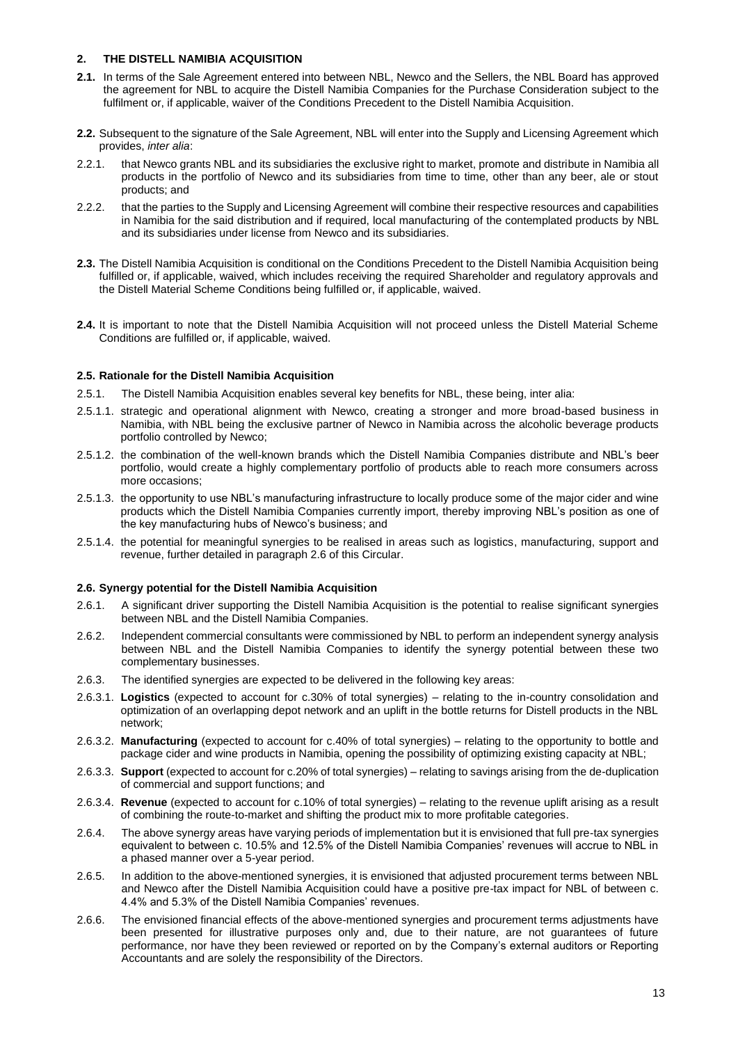## 2. THE DISTELL NAMIBIA ACQUISITION

**2.1.** In terms of the Sale Agreement entered into between NBL, Newco and the Sellers, the NBL Board has approved the agreement for NBL to acquire the Distell Namibia Companies for the Purchase Consideration subject to the fulfilment or, if applicable, waiver of the Conditions Precedent to the Distell Namibia Acquisition.

**2.2.** Subsequent to the signature of the Sale Agreement, NBL will enter into the Supply and Licensing Agreement which provides, *inter alia*:

2.2.1. that Newco grants NBL and its subsidiaries the exclusive right to market, promote and distribute in Namibia all products in the portfolio of Newco and its subsidiaries from time to time, other than any beer, ale or stout products; and

2.2.2. that the parties to the Supply and Licensing Agreement will combine their respective resources and capabilities in Namibia for the said distribution and if required, local manufacturing of the contemplated products by NBL and its subsidiaries under license from Newco and its subsidiaries.

**2.3.** The Distell Namibia Acquisition is conditional on the Conditions Precedent to the Distell Namibia Acquisition being fulfilled or, if applicable, waived, which includes receiving the required Shareholder and regulatory approvals and the Distell Material Scheme Conditions being fulfilled or, if applicable, waived.

**2.4.** It is important to note that the Distell Namibia Acquisition will not proceed unless the Distell Material Scheme Conditions are fulfilled or, if applicable, waived.

### 2.5. Rationale for the Distell Namibia Acquisition

2.5.1. The Distell Namibia Acquisition enables several key benefits for NBL, these being, inter alia:

2.5.1.1. strategic and operational alignment with Newco, creating a stronger and more broad-based business in Namibia, with NBL being the exclusive partner of Newco in Namibia across the alcoholic beverage products portfolio controlled by Newco;

2.5.1.2. the combination of the well-known brands which the Distell Namibia Companies distribute and NBL's beer portfolio, would create a highly complementary portfolio of products able to reach more consumers across more occasions;

2.5.1.3. the opportunity to use NBL's manufacturing infrastructure to locally produce some of the major cider and wine products which the Distell Namibia Companies currently import, thereby improving NBL's position as one of the key manufacturing hubs of Newco's business; and

2.5.1.4. the potential for meaningful synergies to be realised in areas such as logistics, manufacturing, support and revenue, further detailed in paragraph 2.6 of this Circular.

### 2.6. Synergy potential for the Distell Namibia Acquisition

2.6.1. A significant driver supporting the Distell Namibia Acquisition is the potential to realise significant synergies between NBL and the Distell Namibia Companies.

2.6.2. Independent commercial consultants were commissioned by NBL to perform an independent synergy analysis between NBL and the Distell Namibia Companies to identify the synergy potential between these two complementary businesses.

2.6.3. The identified synergies are expected to be delivered in the following key areas:

2.6.3.1. **Logistics** (expected to account for c.30% of total synergies) – relating to the in-country consolidation and optimization of an overlapping depot network and an uplift in the bottle returns for Distell products in the NBL network;

2.6.3.2. **Manufacturing** (expected to account for c.40% of total synergies) – relating to the opportunity to bottle and package cider and wine products in Namibia, opening the possibility of optimizing existing capacity at NBL;

2.6.3.3. **Support** (expected to account for c.20% of total synergies) – relating to savings arising from the de-duplication of commercial and support functions; and

2.6.3.4. **Revenue** (expected to account for c.10% of total synergies) – relating to the revenue uplift arising as a result of combining the route-to-market and shifting the product mix to more profitable categories.

2.6.4. The above synergy areas have varying periods of implementation but it is envisioned that full pre-tax synergies equivalent to between c. 10.5% and 12.5% of the Distell Namibia Companies' revenues will accrue to NBL in a phased manner over a 5-year period.

2.6.5. In addition to the above-mentioned synergies, it is envisioned that adjusted procurement terms between NBL and Newco after the Distell Namibia Acquisition could have a positive pre-tax impact for NBL of between c. 4.4% and 5.3% of the Distell Namibia Companies' revenues.

2.6.6. The envisioned financial effects of the above-mentioned synergies and procurement terms adjustments have been presented for illustrative purposes only and, due to their nature, are not guarantees of future performance, nor have they been reviewed or reported on by the Company's external auditors or Reporting Accountants and are solely the responsibility of the Directors.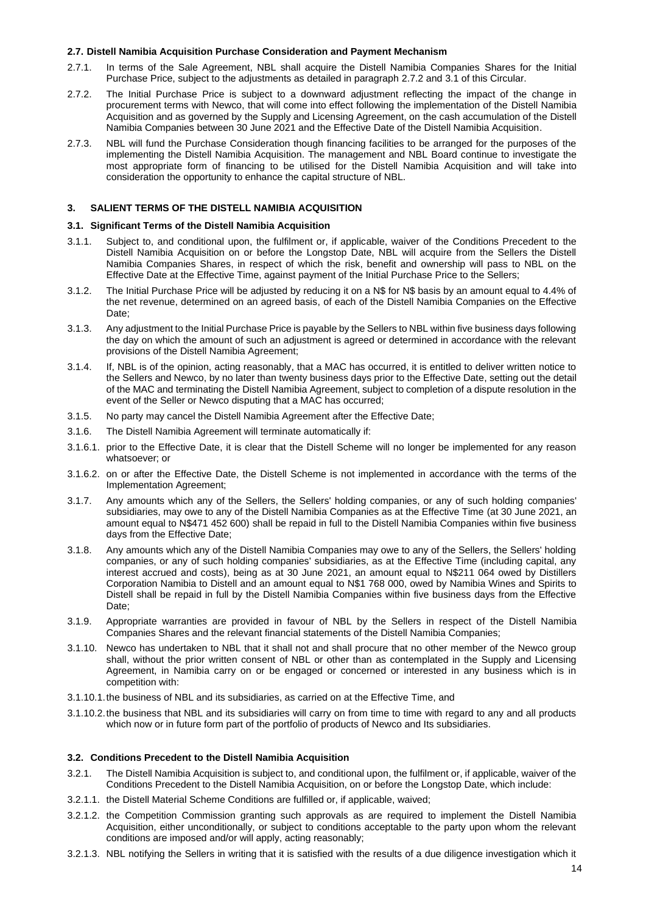### 2.7. Distell Namibia Acquisition Purchase Consideration and Payment Mechanism

2.7.1. In terms of the Sale Agreement, NBL shall acquire the Distell Namibia Companies Shares for the Initial Purchase Price, subject to the adjustments as detailed in paragraph 2.7.2 and 3.1 of this Circular.

2.7.2. The Initial Purchase Price is subject to a downward adjustment reflecting the impact of the change in procurement terms with Newco, that will come into effect following the implementation of the Distell Namibia Acquisition and as governed by the Supply and Licensing Agreement, on the cash accumulation of the Distell Namibia Companies between 30 June 2021 and the Effective Date of the Distell Namibia Acquisition.

2.7.3. NBL will fund the Purchase Consideration though financing facilities to be arranged for the purposes of the implementing the Distell Namibia Acquisition. The management and NBL Board continue to investigate the most appropriate form of financing to be utilised for the Distell Namibia Acquisition and will take into consideration the opportunity to enhance the capital structure of NBL.

## 3. SALIENT TERMS OF THE DISTELL NAMIBIA ACQUISITION

### 3.1. Significant Terms of the Distell Namibia Acquisition

3.1.1. Subject to, and conditional upon, the fulfilment or, if applicable, waiver of the Conditions Precedent to the Distell Namibia Acquisition on or before the Longstop Date, NBL will acquire from the Sellers the Distell Namibia Companies Shares, in respect of which the risk, benefit and ownership will pass to NBL on the Effective Date at the Effective Time, against payment of the Initial Purchase Price to the Sellers;

3.1.2. The Initial Purchase Price will be adjusted by reducing it on a N$ for N$ basis by an amount equal to 4.4% of the net revenue, determined on an agreed basis, of each of the Distell Namibia Companies on the Effective Date;

3.1.3. Any adjustment to the Initial Purchase Price is payable by the Sellers to NBL within five business days following the day on which the amount of such an adjustment is agreed or determined in accordance with the relevant provisions of the Distell Namibia Agreement;

3.1.4. If, NBL is of the opinion, acting reasonably, that a MAC has occurred, it is entitled to deliver written notice to the Sellers and Newco, by no later than twenty business days prior to the Effective Date, setting out the detail of the MAC and terminating the Distell Namibia Agreement, subject to completion of a dispute resolution in the event of the Seller or Newco disputing that a MAC has occurred;

3.1.5. No party may cancel the Distell Namibia Agreement after the Effective Date;

3.1.6. The Distell Namibia Agreement will terminate automatically if:

3.1.6.1. prior to the Effective Date, it is clear that the Distell Scheme will no longer be implemented for any reason whatsoever; or

3.1.6.2. on or after the Effective Date, the Distell Scheme is not implemented in accordance with the terms of the Implementation Agreement;

3.1.7. Any amounts which any of the Sellers, the Sellers' holding companies, or any of such holding companies' subsidiaries, may owe to any of the Distell Namibia Companies as at the Effective Time (at 30 June 2021, an amount equal to N$471 452 600) shall be repaid in full to the Distell Namibia Companies within five business days from the Effective Date;

3.1.8. Any amounts which any of the Distell Namibia Companies may owe to any of the Sellers, the Sellers' holding companies, or any of such holding companies' subsidiaries, as at the Effective Time (including capital, any interest accrued and costs), being as at 30 June 2021, an amount equal to N$211 064 owed by Distillers Corporation Namibia to Distell and an amount equal to N$1 768 000, owed by Namibia Wines and Spirits to Distell shall be repaid in full by the Distell Namibia Companies within five business days from the Effective Date;

3.1.9. Appropriate warranties are provided in favour of NBL by the Sellers in respect of the Distell Namibia Companies Shares and the relevant financial statements of the Distell Namibia Companies;

3.1.10. Newco has undertaken to NBL that it shall not and shall procure that no other member of the Newco group shall, without the prior written consent of NBL or other than as contemplated in the Supply and Licensing Agreement, in Namibia carry on or be engaged or concerned or interested in any business which is in competition with:

3.1.10.1. the business of NBL and its subsidiaries, as carried on at the Effective Time, and

3.1.10.2. the business that NBL and its subsidiaries will carry on from time to time with regard to any and all products which now or in future form part of the portfolio of products of Newco and Its subsidiaries.

### 3.2. Conditions Precedent to the Distell Namibia Acquisition

3.2.1. The Distell Namibia Acquisition is subject to, and conditional upon, the fulfilment or, if applicable, waiver of the Conditions Precedent to the Distell Namibia Acquisition, on or before the Longstop Date, which include:

3.2.1.1. the Distell Material Scheme Conditions are fulfilled or, if applicable, waived;

3.2.1.2. the Competition Commission granting such approvals as are required to implement the Distell Namibia Acquisition, either unconditionally, or subject to conditions acceptable to the party upon whom the relevant conditions are imposed and/or will apply, acting reasonably;

3.2.1.3. NBL notifying the Sellers in writing that it is satisfied with the results of a due diligence investigation which it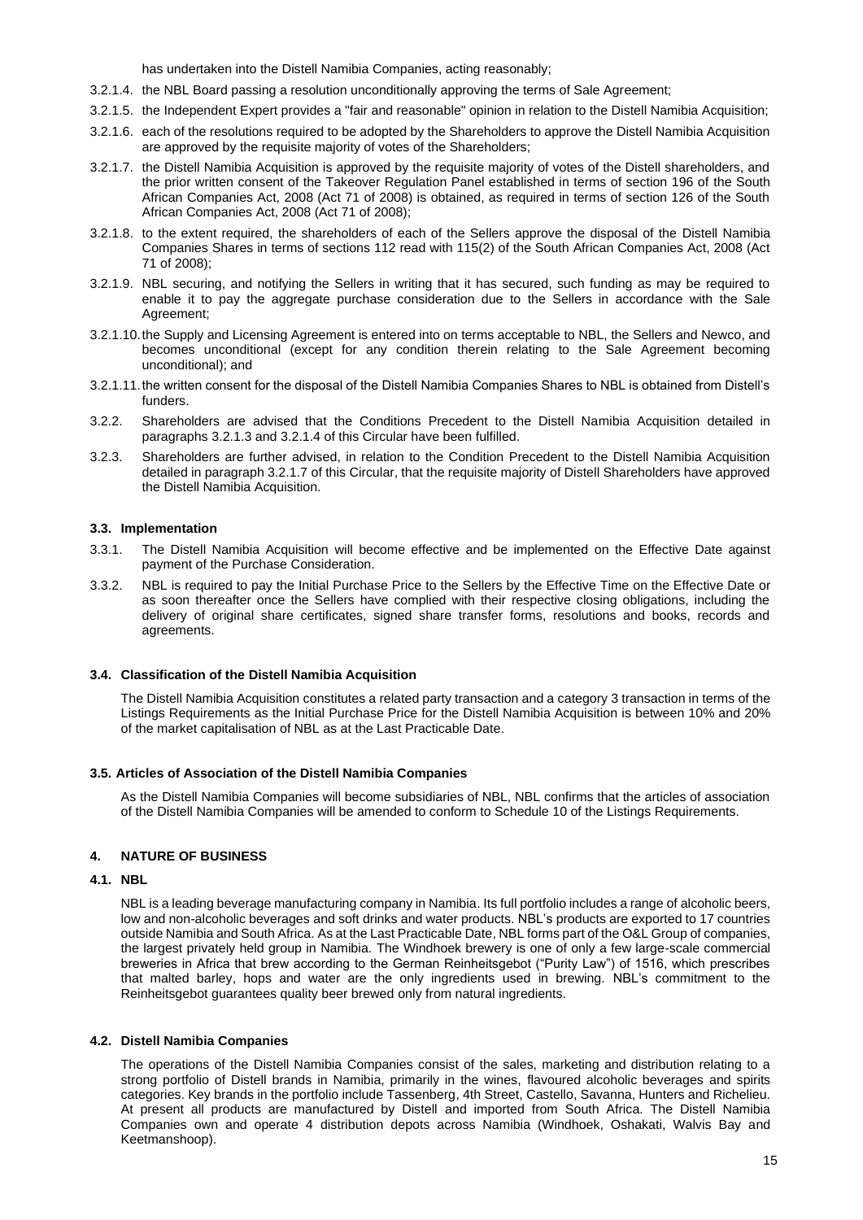has undertaken into the Distell Namibia Companies, acting reasonably;

3.2.1.4. the NBL Board passing a resolution unconditionally approving the terms of Sale Agreement;

3.2.1.5. the Independent Expert provides a "fair and reasonable" opinion in relation to the Distell Namibia Acquisition;

3.2.1.6. each of the resolutions required to be adopted by the Shareholders to approve the Distell Namibia Acquisition are approved by the requisite majority of votes of the Shareholders;

3.2.1.7. the Distell Namibia Acquisition is approved by the requisite majority of votes of the Distell shareholders, and the prior written consent of the Takeover Regulation Panel established in terms of section 196 of the South African Companies Act, 2008 (Act 71 of 2008) is obtained, as required in terms of section 126 of the South African Companies Act, 2008 (Act 71 of 2008);

3.2.1.8. to the extent required, the shareholders of each of the Sellers approve the disposal of the Distell Namibia Companies Shares in terms of sections 112 read with 115(2) of the South African Companies Act, 2008 (Act 71 of 2008);

3.2.1.9. NBL securing, and notifying the Sellers in writing that it has secured, such funding as may be required to enable it to pay the aggregate purchase consideration due to the Sellers in accordance with the Sale Agreement;

3.2.1.10. the Supply and Licensing Agreement is entered into on terms acceptable to NBL, the Sellers and Newco, and becomes unconditional (except for any condition therein relating to the Sale Agreement becoming unconditional); and

3.2.1.11. the written consent for the disposal of the Distell Namibia Companies Shares to NBL is obtained from Distell's funders.

3.2.2. Shareholders are advised that the Conditions Precedent to the Distell Namibia Acquisition detailed in paragraphs 3.2.1.3 and 3.2.1.4 of this Circular have been fulfilled.

3.2.3. Shareholders are further advised, in relation to the Condition Precedent to the Distell Namibia Acquisition detailed in paragraph 3.2.1.7 of this Circular, that the requisite majority of Distell Shareholders have approved the Distell Namibia Acquisition.

### 3.3. Implementation

3.3.1. The Distell Namibia Acquisition will become effective and be implemented on the Effective Date against payment of the Purchase Consideration.

3.3.2. NBL is required to pay the Initial Purchase Price to the Sellers by the Effective Time on the Effective Date or as soon thereafter once the Sellers have complied with their respective closing obligations, including the delivery of original share certificates, signed share transfer forms, resolutions and books, records and agreements.

### 3.4. Classification of the Distell Namibia Acquisition

The Distell Namibia Acquisition constitutes a related party transaction and a category 3 transaction in terms of the Listings Requirements as the Initial Purchase Price for the Distell Namibia Acquisition is between 10% and 20% of the market capitalisation of NBL as at the Last Practicable Date.

### 3.5. Articles of Association of the Distell Namibia Companies

As the Distell Namibia Companies will become subsidiaries of NBL, NBL confirms that the articles of association of the Distell Namibia Companies will be amended to conform to Schedule 10 of the Listings Requirements.

## 4. NATURE OF BUSINESS

### 4.1. NBL

NBL is a leading beverage manufacturing company in Namibia. Its full portfolio includes a range of alcoholic beers, low and non-alcoholic beverages and soft drinks and water products. NBL's products are exported to 17 countries outside Namibia and South Africa. As at the Last Practicable Date, NBL forms part of the O&L Group of companies, the largest privately held group in Namibia. The Windhoek brewery is one of only a few large-scale commercial breweries in Africa that brew according to the German Reinheitsgebot ("Purity Law") of 1516, which prescribes that malted barley, hops and water are the only ingredients used in brewing. NBL's commitment to the Reinheitsgebot guarantees quality beer brewed only from natural ingredients.

### 4.2. Distell Namibia Companies

The operations of the Distell Namibia Companies consist of the sales, marketing and distribution relating to a strong portfolio of Distell brands in Namibia, primarily in the wines, flavoured alcoholic beverages and spirits categories. Key brands in the portfolio include Tassenberg, 4th Street, Castello, Savanna, Hunters and Richelieu. At present all products are manufactured by Distell and imported from South Africa. The Distell Namibia Companies own and operate 4 distribution depots across Namibia (Windhoek, Oshakati, Walvis Bay and Keetmanshoop).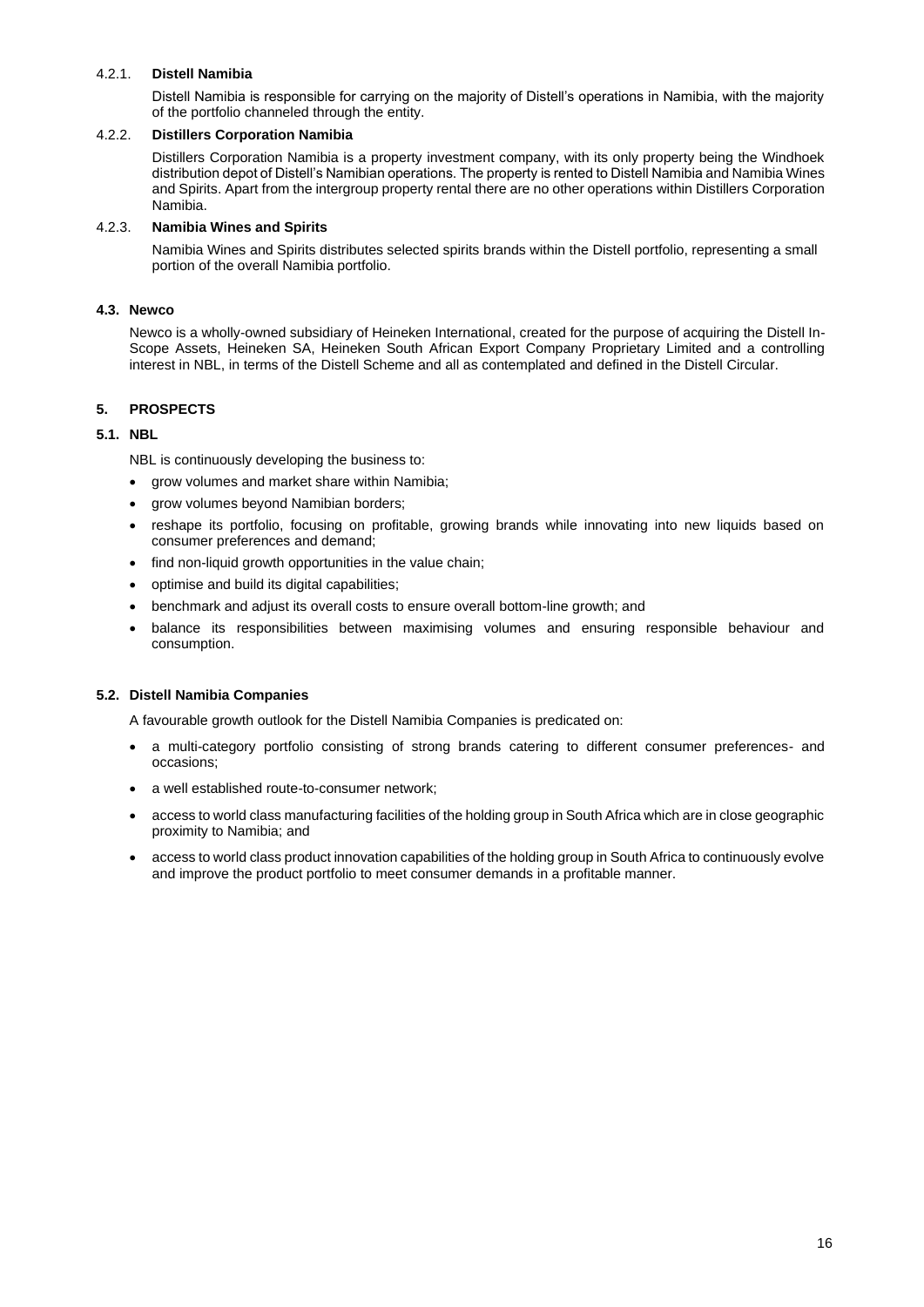#### 4.2.1. **Distell Namibia**

Distell Namibia is responsible for carrying on the majority of Distell's operations in Namibia, with the majority of the portfolio channeled through the entity.

#### 4.2.2. **Distillers Corporation Namibia**

Distillers Corporation Namibia is a property investment company, with its only property being the Windhoek distribution depot of Distell's Namibian operations. The property is rented to Distell Namibia and Namibia Wines and Spirits. Apart from the intergroup property rental there are no other operations within Distillers Corporation Namibia.

#### 4.2.3. **Namibia Wines and Spirits**

Namibia Wines and Spirits distributes selected spirits brands within the Distell portfolio, representing a small portion of the overall Namibia portfolio.

### 4.3. Newco

Newco is a wholly-owned subsidiary of Heineken International, created for the purpose of acquiring the Distell In-Scope Assets, Heineken SA, Heineken South African Export Company Proprietary Limited and a controlling interest in NBL, in terms of the Distell Scheme and all as contemplated and defined in the Distell Circular.

## 5. PROSPECTS

### 5.1. NBL

NBL is continuously developing the business to:

- grow volumes and market share within Namibia;
- grow volumes beyond Namibian borders;
- reshape its portfolio, focusing on profitable, growing brands while innovating into new liquids based on consumer preferences and demand;
- find non-liquid growth opportunities in the value chain;
- optimise and build its digital capabilities;
- benchmark and adjust its overall costs to ensure overall bottom-line growth; and
- balance its responsibilities between maximising volumes and ensuring responsible behaviour and consumption.

### 5.2. Distell Namibia Companies

A favourable growth outlook for the Distell Namibia Companies is predicated on:

- a multi-category portfolio consisting of strong brands catering to different consumer preferences- and occasions;
- a well established route-to-consumer network;
- access to world class manufacturing facilities of the holding group in South Africa which are in close geographic proximity to Namibia; and
- access to world class product innovation capabilities of the holding group in South Africa to continuously evolve and improve the product portfolio to meet consumer demands in a profitable manner.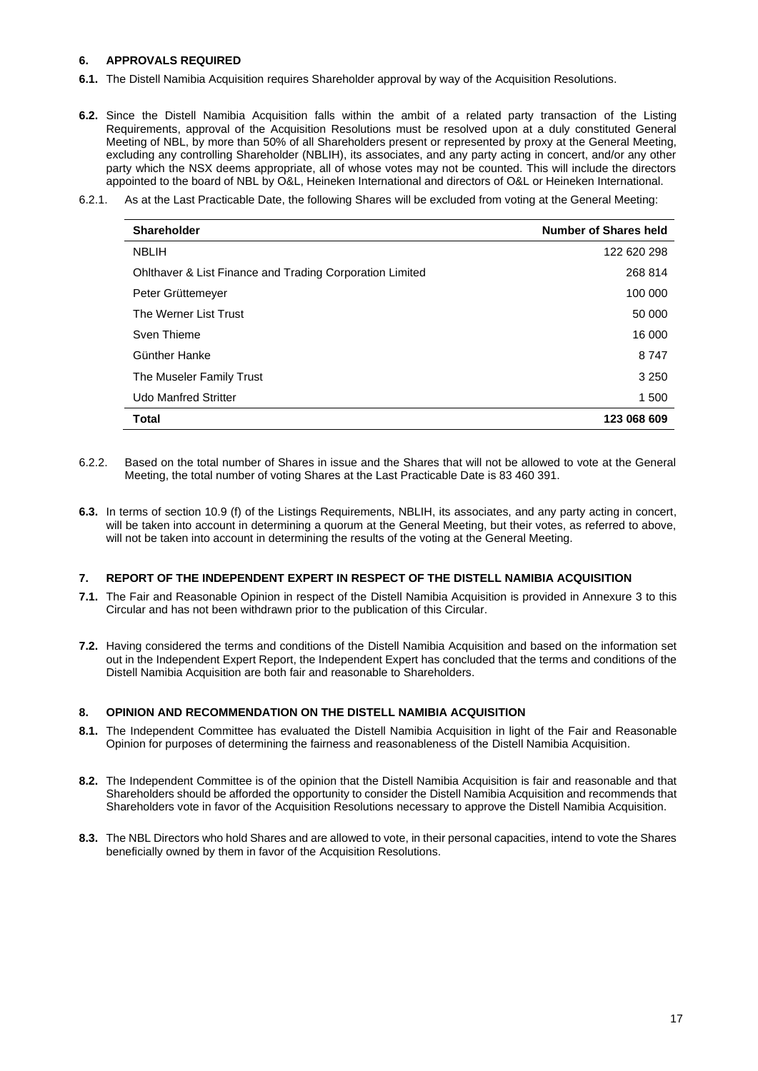## 6. APPROVALS REQUIRED

**6.1.** The Distell Namibia Acquisition requires Shareholder approval by way of the Acquisition Resolutions.

**6.2.** Since the Distell Namibia Acquisition falls within the ambit of a related party transaction of the Listing Requirements, approval of the Acquisition Resolutions must be resolved upon at a duly constituted General Meeting of NBL, by more than 50% of all Shareholders present or represented by proxy at the General Meeting, excluding any controlling Shareholder (NBLIH), its associates, and any party acting in concert, and/or any other party which the NSX deems appropriate, all of whose votes may not be counted. This will include the directors appointed to the board of NBL by O&L, Heineken International and directors of O&L or Heineken International.

6.2.1. As at the Last Practicable Date, the following Shares will be excluded from voting at the General Meeting:

| Shareholder | Number of Shares held |
|---|---|
| NBLIH | 122 620 298 |
| Ohlthaver & List Finance and Trading Corporation Limited | 268 814 |
| Peter Grüttemeyer | 100 000 |
| The Werner List Trust | 50 000 |
| Sven Thieme | 16 000 |
| Günther Hanke | 8 747 |
| The Museler Family Trust | 3 250 |
| Udo Manfred Stritter | 1 500 |
| **Total** | **123 068 609** |

6.2.2. Based on the total number of Shares in issue and the Shares that will not be allowed to vote at the General Meeting, the total number of voting Shares at the Last Practicable Date is 83 460 391.

**6.3.** In terms of section 10.9 (f) of the Listings Requirements, NBLIH, its associates, and any party acting in concert, will be taken into account in determining a quorum at the General Meeting, but their votes, as referred to above, will not be taken into account in determining the results of the voting at the General Meeting.

## 7. REPORT OF THE INDEPENDENT EXPERT IN RESPECT OF THE DISTELL NAMIBIA ACQUISITION

**7.1.** The Fair and Reasonable Opinion in respect of the Distell Namibia Acquisition is provided in Annexure 3 to this Circular and has not been withdrawn prior to the publication of this Circular.

**7.2.** Having considered the terms and conditions of the Distell Namibia Acquisition and based on the information set out in the Independent Expert Report, the Independent Expert has concluded that the terms and conditions of the Distell Namibia Acquisition are both fair and reasonable to Shareholders.

## 8. OPINION AND RECOMMENDATION ON THE DISTELL NAMIBIA ACQUISITION

**8.1.** The Independent Committee has evaluated the Distell Namibia Acquisition in light of the Fair and Reasonable Opinion for purposes of determining the fairness and reasonableness of the Distell Namibia Acquisition.

**8.2.** The Independent Committee is of the opinion that the Distell Namibia Acquisition is fair and reasonable and that Shareholders should be afforded the opportunity to consider the Distell Namibia Acquisition and recommends that Shareholders vote in favor of the Acquisition Resolutions necessary to approve the Distell Namibia Acquisition.

**8.3.** The NBL Directors who hold Shares and are allowed to vote, in their personal capacities, intend to vote the Shares beneficially owned by them in favor of the Acquisition Resolutions.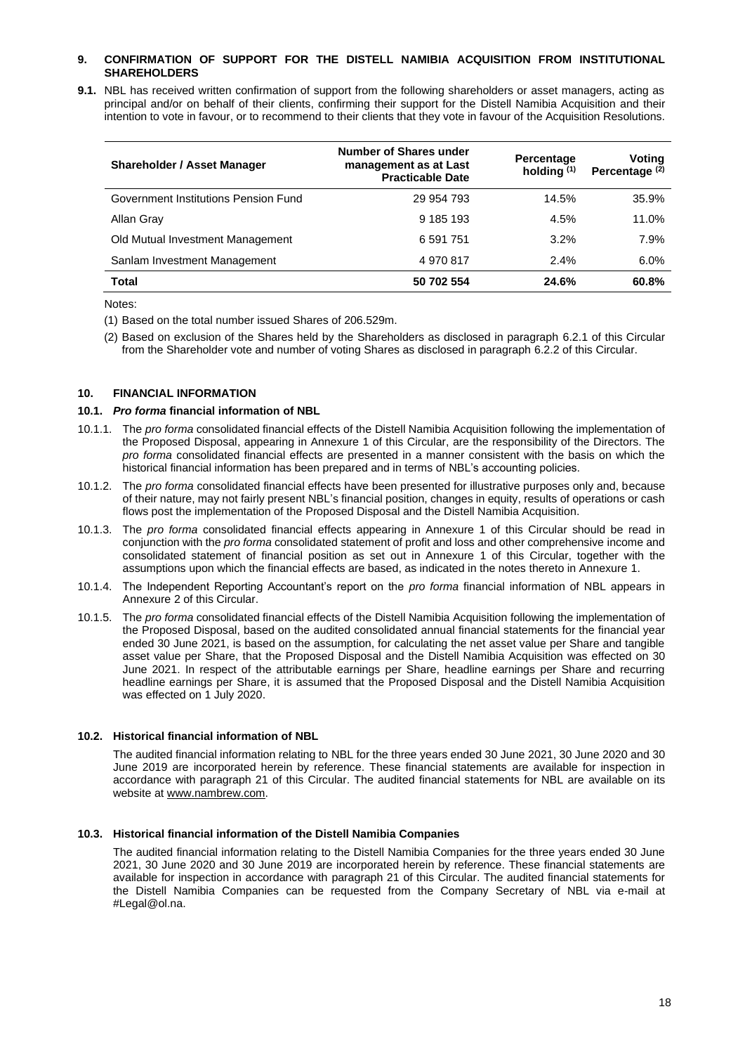## 9. CONFIRMATION OF SUPPORT FOR THE DISTELL NAMIBIA ACQUISITION FROM INSTITUTIONAL SHAREHOLDERS

**9.1.** NBL has received written confirmation of support from the following shareholders or asset managers, acting as principal and/or on behalf of their clients, confirming their support for the Distell Namibia Acquisition and their intention to vote in favour, or to recommend to their clients that they vote in favour of the Acquisition Resolutions.

| Shareholder / Asset Manager | Number of Shares under management as at Last Practicable Date | Percentage holding (1) | Voting Percentage (2) |
|---|---|---|---|
| Government Institutions Pension Fund | 29 954 793 | 14.5% | 35.9% |
| Allan Gray | 9 185 193 | 4.5% | 11.0% |
| Old Mutual Investment Management | 6 591 751 | 3.2% | 7.9% |
| Sanlam Investment Management | 4 970 817 | 2.4% | 6.0% |
| **Total** | **50 702 554** | **24.6%** | **60.8%** |

Notes:

(1) Based on the total number issued Shares of 206.529m.

(2) Based on exclusion of the Shares held by the Shareholders as disclosed in paragraph 6.2.1 of this Circular from the Shareholder vote and number of voting Shares as disclosed in paragraph 6.2.2 of this Circular.

## 10. FINANCIAL INFORMATION

### 10.1. *Pro forma* financial information of NBL

10.1.1. The *pro forma* consolidated financial effects of the Distell Namibia Acquisition following the implementation of the Proposed Disposal, appearing in Annexure 1 of this Circular, are the responsibility of the Directors. The *pro forma* consolidated financial effects are presented in a manner consistent with the basis on which the historical financial information has been prepared and in terms of NBL's accounting policies.

10.1.2. The *pro forma* consolidated financial effects have been presented for illustrative purposes only and, because of their nature, may not fairly present NBL's financial position, changes in equity, results of operations or cash flows post the implementation of the Proposed Disposal and the Distell Namibia Acquisition.

10.1.3. The *pro forma* consolidated financial effects appearing in Annexure 1 of this Circular should be read in conjunction with the *pro forma* consolidated statement of profit and loss and other comprehensive income and consolidated statement of financial position as set out in Annexure 1 of this Circular, together with the assumptions upon which the financial effects are based, as indicated in the notes thereto in Annexure 1.

10.1.4. The Independent Reporting Accountant's report on the *pro forma* financial information of NBL appears in Annexure 2 of this Circular.

10.1.5. The *pro forma* consolidated financial effects of the Distell Namibia Acquisition following the implementation of the Proposed Disposal, based on the audited consolidated annual financial statements for the financial year ended 30 June 2021, is based on the assumption, for calculating the net asset value per Share and tangible asset value per Share, that the Proposed Disposal and the Distell Namibia Acquisition was effected on 30 June 2021. In respect of the attributable earnings per Share, headline earnings per Share and recurring headline earnings per Share, it is assumed that the Proposed Disposal and the Distell Namibia Acquisition was effected on 1 July 2020.

### 10.2. Historical financial information of NBL

The audited financial information relating to NBL for the three years ended 30 June 2021, 30 June 2020 and 30 June 2019 are incorporated herein by reference. These financial statements are available for inspection in accordance with paragraph 21 of this Circular. The audited financial statements for NBL are available on its website at www.nambrew.com.

### 10.3. Historical financial information of the Distell Namibia Companies

The audited financial information relating to the Distell Namibia Companies for the three years ended 30 June 2021, 30 June 2020 and 30 June 2019 are incorporated herein by reference. These financial statements are available for inspection in accordance with paragraph 21 of this Circular. The audited financial statements for the Distell Namibia Companies can be requested from the Company Secretary of NBL via e-mail at #Legal@ol.na.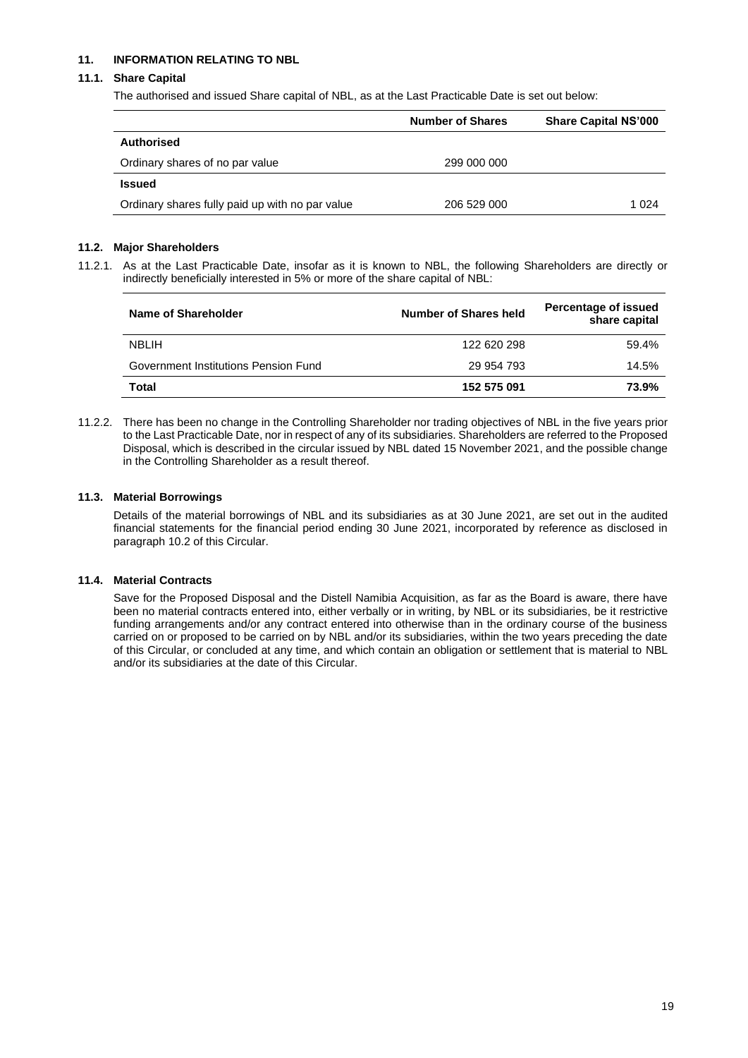## 11. INFORMATION RELATING TO NBL

### 11.1. Share Capital

The authorised and issued Share capital of NBL, as at the Last Practicable Date is set out below:

| | Number of Shares | Share Capital NS'000 |
|---|---|---|
| **Authorised** | | |
| Ordinary shares of no par value | 299 000 000 | |
| **Issued** | | |
| Ordinary shares fully paid up with no par value | 206 529 000 | 1 024 |

### 11.2. Major Shareholders

11.2.1. As at the Last Practicable Date, insofar as it is known to NBL, the following Shareholders are directly or indirectly beneficially interested in 5% or more of the share capital of NBL:

| Name of Shareholder | Number of Shares held | Percentage of issued share capital |
|---|---|---|
| NBLIH | 122 620 298 | 59.4% |
| Government Institutions Pension Fund | 29 954 793 | 14.5% |
| **Total** | **152 575 091** | **73.9%** |

11.2.2. There has been no change in the Controlling Shareholder nor trading objectives of NBL in the five years prior to the Last Practicable Date, nor in respect of any of its subsidiaries. Shareholders are referred to the Proposed Disposal, which is described in the circular issued by NBL dated 15 November 2021, and the possible change in the Controlling Shareholder as a result thereof.

### 11.3. Material Borrowings

Details of the material borrowings of NBL and its subsidiaries as at 30 June 2021, are set out in the audited financial statements for the financial period ending 30 June 2021, incorporated by reference as disclosed in paragraph 10.2 of this Circular.

### 11.4. Material Contracts

Save for the Proposed Disposal and the Distell Namibia Acquisition, as far as the Board is aware, there have been no material contracts entered into, either verbally or in writing, by NBL or its subsidiaries, be it restrictive funding arrangements and/or any contract entered into otherwise than in the ordinary course of the business carried on or proposed to be carried on by NBL and/or its subsidiaries, within the two years preceding the date of this Circular, or concluded at any time, and which contain an obligation or settlement that is material to NBL and/or its subsidiaries at the date of this Circular.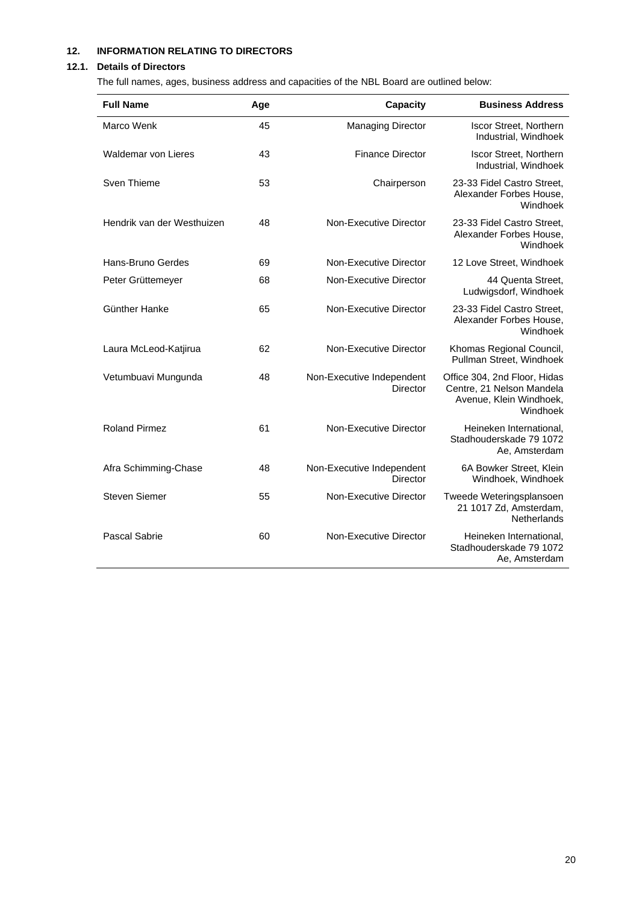## 12. INFORMATION RELATING TO DIRECTORS

### 12.1. Details of Directors

The full names, ages, business address and capacities of the NBL Board are outlined below:

| Full Name | Age | Capacity | Business Address |
|---|---|---|---|
| Marco Wenk | 45 | Managing Director | Iscor Street, Northern Industrial, Windhoek |
| Waldemar von Lieres | 43 | Finance Director | Iscor Street, Northern Industrial, Windhoek |
| Sven Thieme | 53 | Chairperson | 23-33 Fidel Castro Street, Alexander Forbes House, Windhoek |
| Hendrik van der Westhuizen | 48 | Non-Executive Director | 23-33 Fidel Castro Street, Alexander Forbes House, Windhoek |
| Hans-Bruno Gerdes | 69 | Non-Executive Director | 12 Love Street, Windhoek |
| Peter Grüttemeyer | 68 | Non-Executive Director | 44 Quenta Street, Ludwigsdorf, Windhoek |
| Günther Hanke | 65 | Non-Executive Director | 23-33 Fidel Castro Street, Alexander Forbes House, Windhoek |
| Laura McLeod-Katjirua | 62 | Non-Executive Director | Khomas Regional Council, Pullman Street, Windhoek |
| Vetumbuavi Mungunda | 48 | Non-Executive Independent Director | Office 304, 2nd Floor, Hidas Centre, 21 Nelson Mandela Avenue, Klein Windhoek, Windhoek |
| Roland Pirmez | 61 | Non-Executive Director | Heineken International, Stadhouderskade 79 1072 Ae, Amsterdam |
| Afra Schimming-Chase | 48 | Non-Executive Independent Director | 6A Bowker Street, Klein Windhoek, Windhoek |
| Steven Siemer | 55 | Non-Executive Director | Tweede Weteringsplansoen 21 1017 Zd, Amsterdam, Netherlands |
| Pascal Sabrie | 60 | Non-Executive Director | Heineken International, Stadhouderskade 79 1072 Ae, Amsterdam |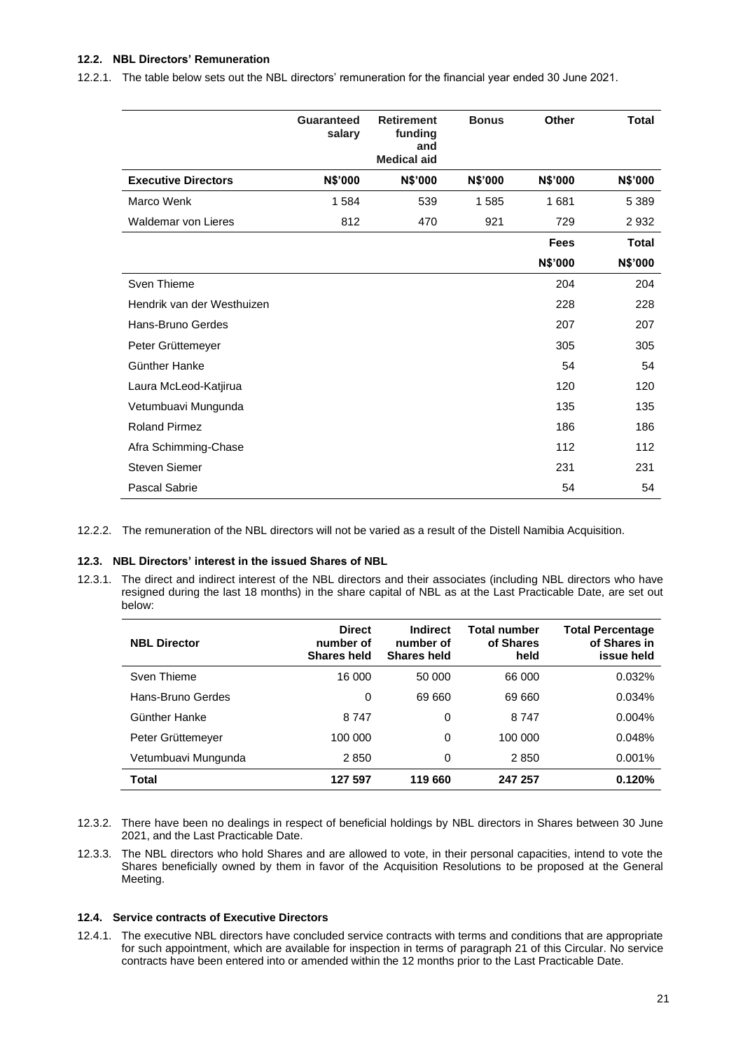### 12.2. NBL Directors' Remuneration

12.2.1. The table below sets out the NBL directors' remuneration for the financial year ended 30 June 2021.

| | Guaranteed salary | Retirement funding and Medical aid | Bonus | Other | Total |
|---|---|---|---|---|---|
| **Executive Directors** | **N$'000** | **N$'000** | **N$'000** | **N$'000** | **N$'000** |
| Marco Wenk | 1 584 | 539 | 1 585 | 1 681 | 5 389 |
| Waldemar von Lieres | 812 | 470 | 921 | 729 | 2 932 |
| | | | | **Fees** | **Total** |
| | | | | **N$'000** | **N$'000** |
| Sven Thieme | | | | 204 | 204 |
| Hendrik van der Westhuizen | | | | 228 | 228 |
| Hans-Bruno Gerdes | | | | 207 | 207 |
| Peter Grüttemeyer | | | | 305 | 305 |
| Günther Hanke | | | | 54 | 54 |
| Laura McLeod-Katjirua | | | | 120 | 120 |
| Vetumbuavi Mungunda | | | | 135 | 135 |
| Roland Pirmez | | | | 186 | 186 |
| Afra Schimming-Chase | | | | 112 | 112 |
| Steven Siemer | | | | 231 | 231 |
| Pascal Sabrie | | | | 54 | 54 |

12.2.2. The remuneration of the NBL directors will not be varied as a result of the Distell Namibia Acquisition.

### 12.3. NBL Directors' interest in the issued Shares of NBL

12.3.1. The direct and indirect interest of the NBL directors and their associates (including NBL directors who have resigned during the last 18 months) in the share capital of NBL as at the Last Practicable Date, are set out below:

| NBL Director | Direct number of Shares held | Indirect number of Shares held | Total number of Shares held | Total Percentage of Shares in issue held |
|---|---|---|---|---|
| Sven Thieme | 16 000 | 50 000 | 66 000 | 0.032% |
| Hans-Bruno Gerdes | 0 | 69 660 | 69 660 | 0.034% |
| Günther Hanke | 8 747 | 0 | 8 747 | 0.004% |
| Peter Grüttemeyer | 100 000 | 0 | 100 000 | 0.048% |
| Vetumbuavi Mungunda | 2 850 | 0 | 2 850 | 0.001% |
| **Total** | **127 597** | **119 660** | **247 257** | **0.120%** |

12.3.2. There have been no dealings in respect of beneficial holdings by NBL directors in Shares between 30 June 2021, and the Last Practicable Date.

12.3.3. The NBL directors who hold Shares and are allowed to vote, in their personal capacities, intend to vote the Shares beneficially owned by them in favor of the Acquisition Resolutions to be proposed at the General Meeting.

### 12.4. Service contracts of Executive Directors

12.4.1. The executive NBL directors have concluded service contracts with terms and conditions that are appropriate for such appointment, which are available for inspection in terms of paragraph 21 of this Circular. No service contracts have been entered into or amended within the 12 months prior to the Last Practicable Date.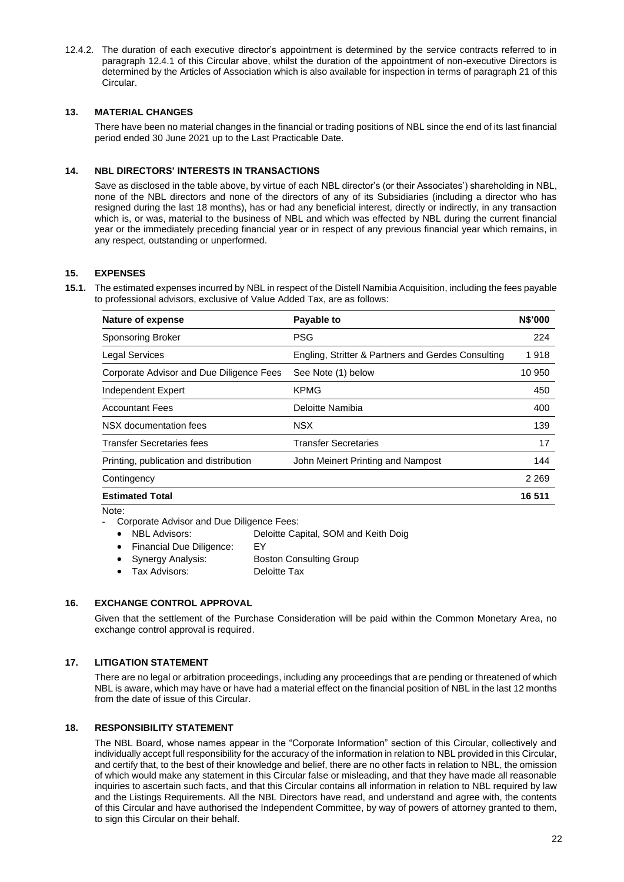12.4.2. The duration of each executive director's appointment is determined by the service contracts referred to in paragraph 12.4.1 of this Circular above, whilst the duration of the appointment of non-executive Directors is determined by the Articles of Association which is also available for inspection in terms of paragraph 21 of this Circular.

## 13. MATERIAL CHANGES

There have been no material changes in the financial or trading positions of NBL since the end of its last financial period ended 30 June 2021 up to the Last Practicable Date.

## 14. NBL DIRECTORS' INTERESTS IN TRANSACTIONS

Save as disclosed in the table above, by virtue of each NBL director's (or their Associates') shareholding in NBL, none of the NBL directors and none of the directors of any of its Subsidiaries (including a director who has resigned during the last 18 months), has or had any beneficial interest, directly or indirectly, in any transaction which is, or was, material to the business of NBL and which was effected by NBL during the current financial year or the immediately preceding financial year or in respect of any previous financial year which remains, in any respect, outstanding or unperformed.

## 15. EXPENSES

**15.1.** The estimated expenses incurred by NBL in respect of the Distell Namibia Acquisition, including the fees payable to professional advisors, exclusive of Value Added Tax, are as follows:

| Nature of expense | Payable to | N$'000 |
|---|---|---|
| Sponsoring Broker | PSG | 224 |
| Legal Services | Engling, Stritter & Partners and Gerdes Consulting | 1 918 |
| Corporate Advisor and Due Diligence Fees | See Note (1) below | 10 950 |
| Independent Expert | KPMG | 450 |
| Accountant Fees | Deloitte Namibia | 400 |
| NSX documentation fees | NSX | 139 |
| Transfer Secretaries fees | Transfer Secretaries | 17 |
| Printing, publication and distribution | John Meinert Printing and Nampost | 144 |
| Contingency | | 2 269 |
| **Estimated Total** | | **16 511** |

Note:

- Corporate Advisor and Due Diligence Fees:
  - NBL Advisors: Deloitte Capital, SOM and Keith Doig
  - Financial Due Diligence: EY
  - Synergy Analysis: Boston Consulting Group
  - Tax Advisors: Deloitte Tax

## 16. EXCHANGE CONTROL APPROVAL

Given that the settlement of the Purchase Consideration will be paid within the Common Monetary Area, no exchange control approval is required.

## 17. LITIGATION STATEMENT

There are no legal or arbitration proceedings, including any proceedings that are pending or threatened of which NBL is aware, which may have or have had a material effect on the financial position of NBL in the last 12 months from the date of issue of this Circular.

## 18. RESPONSIBILITY STATEMENT

The NBL Board, whose names appear in the "Corporate Information" section of this Circular, collectively and individually accept full responsibility for the accuracy of the information in relation to NBL provided in this Circular, and certify that, to the best of their knowledge and belief, there are no other facts in relation to NBL, the omission of which would make any statement in this Circular false or misleading, and that they have made all reasonable inquiries to ascertain such facts, and that this Circular contains all information in relation to NBL required by law and the Listings Requirements. All the NBL Directors have read, and understand and agree with, the contents of this Circular and have authorised the Independent Committee, by way of powers of attorney granted to them, to sign this Circular on their behalf.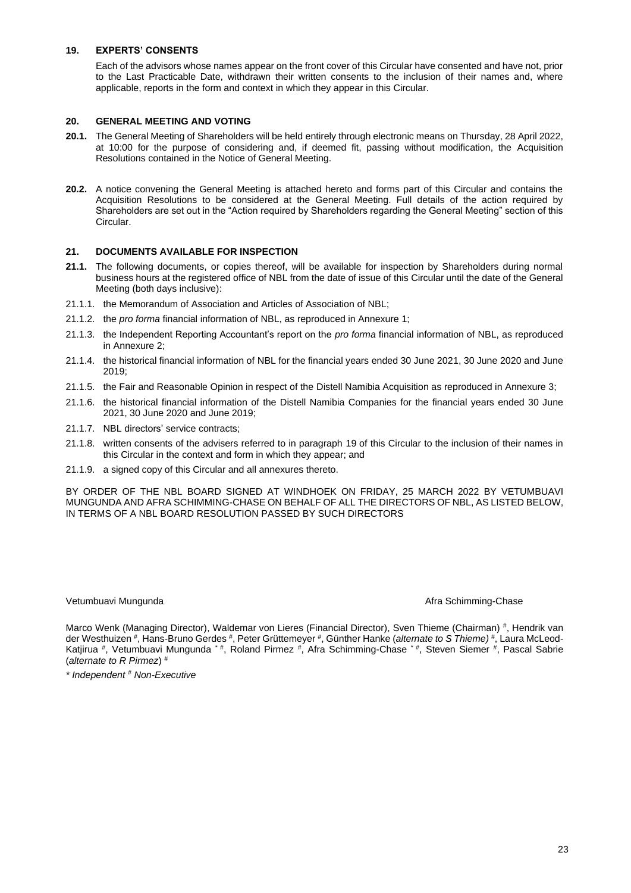## 19. EXPERTS' CONSENTS

Each of the advisors whose names appear on the front cover of this Circular have consented and have not, prior to the Last Practicable Date, withdrawn their written consents to the inclusion of their names and, where applicable, reports in the form and context in which they appear in this Circular.

## 20. GENERAL MEETING AND VOTING

**20.1.** The General Meeting of Shareholders will be held entirely through electronic means on Thursday, 28 April 2022, at 10:00 for the purpose of considering and, if deemed fit, passing without modification, the Acquisition Resolutions contained in the Notice of General Meeting.

**20.2.** A notice convening the General Meeting is attached hereto and forms part of this Circular and contains the Acquisition Resolutions to be considered at the General Meeting. Full details of the action required by Shareholders are set out in the "Action required by Shareholders regarding the General Meeting" section of this Circular.

## 21. DOCUMENTS AVAILABLE FOR INSPECTION

**21.1.** The following documents, or copies thereof, will be available for inspection by Shareholders during normal business hours at the registered office of NBL from the date of issue of this Circular until the date of the General Meeting (both days inclusive):

21.1.1. the Memorandum of Association and Articles of Association of NBL;

21.1.2. the *pro forma* financial information of NBL, as reproduced in Annexure 1;

21.1.3. the Independent Reporting Accountant's report on the *pro forma* financial information of NBL, as reproduced in Annexure 2;

21.1.4. the historical financial information of NBL for the financial years ended 30 June 2021, 30 June 2020 and June 2019;

21.1.5. the Fair and Reasonable Opinion in respect of the Distell Namibia Acquisition as reproduced in Annexure 3;

21.1.6. the historical financial information of the Distell Namibia Companies for the financial years ended 30 June 2021, 30 June 2020 and June 2019;

21.1.7. NBL directors' service contracts;

21.1.8. written consents of the advisers referred to in paragraph 19 of this Circular to the inclusion of their names in this Circular in the context and form in which they appear; and

21.1.9. a signed copy of this Circular and all annexures thereto.

BY ORDER OF THE NBL BOARD SIGNED AT WINDHOEK ON FRIDAY, 25 MARCH 2022 BY VETUMBUAVI MUNGUNDA AND AFRA SCHIMMING-CHASE ON BEHALF OF ALL THE DIRECTORS OF NBL, AS LISTED BELOW, IN TERMS OF A NBL BOARD RESOLUTION PASSED BY SUCH DIRECTORS

Vetumbuavi Mungunda

Afra Schimming-Chase

Marco Wenk (Managing Director), Waldemar von Lieres (Financial Director), Sven Thieme (Chairman) #, Hendrik van der Westhuizen #, Hans-Bruno Gerdes #, Peter Grüttemeyer #, Günther Hanke (*alternate to S Thieme)* #, Laura McLeod-Katjirua #, Vetumbuavi Mungunda * #, Roland Pirmez #, Afra Schimming-Chase * #, Steven Siemer #, Pascal Sabrie (*alternate to R Pirmez*) #

*\* Independent # Non-Executive*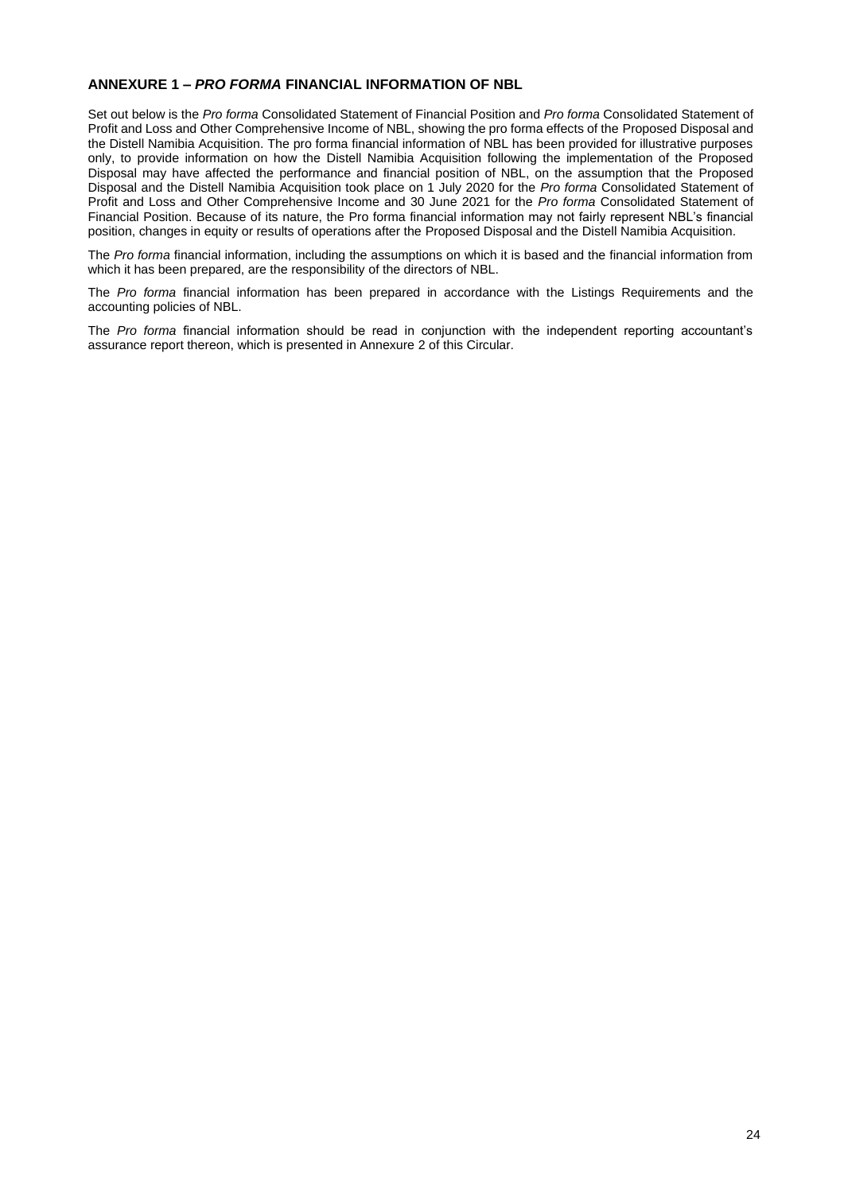## ANNEXURE 1 – *PRO FORMA* FINANCIAL INFORMATION OF NBL

Set out below is the *Pro forma* Consolidated Statement of Financial Position and *Pro forma* Consolidated Statement of Profit and Loss and Other Comprehensive Income of NBL, showing the pro forma effects of the Proposed Disposal and the Distell Namibia Acquisition. The pro forma financial information of NBL has been provided for illustrative purposes only, to provide information on how the Distell Namibia Acquisition following the implementation of the Proposed Disposal may have affected the performance and financial position of NBL, on the assumption that the Proposed Disposal and the Distell Namibia Acquisition took place on 1 July 2020 for the *Pro forma* Consolidated Statement of Profit and Loss and Other Comprehensive Income and 30 June 2021 for the *Pro forma* Consolidated Statement of Financial Position. Because of its nature, the Pro forma financial information may not fairly represent NBL's financial position, changes in equity or results of operations after the Proposed Disposal and the Distell Namibia Acquisition.

The *Pro forma* financial information, including the assumptions on which it is based and the financial information from which it has been prepared, are the responsibility of the directors of NBL.

The *Pro forma* financial information has been prepared in accordance with the Listings Requirements and the accounting policies of NBL.

The *Pro forma* financial information should be read in conjunction with the independent reporting accountant's assurance report thereon, which is presented in Annexure 2 of this Circular.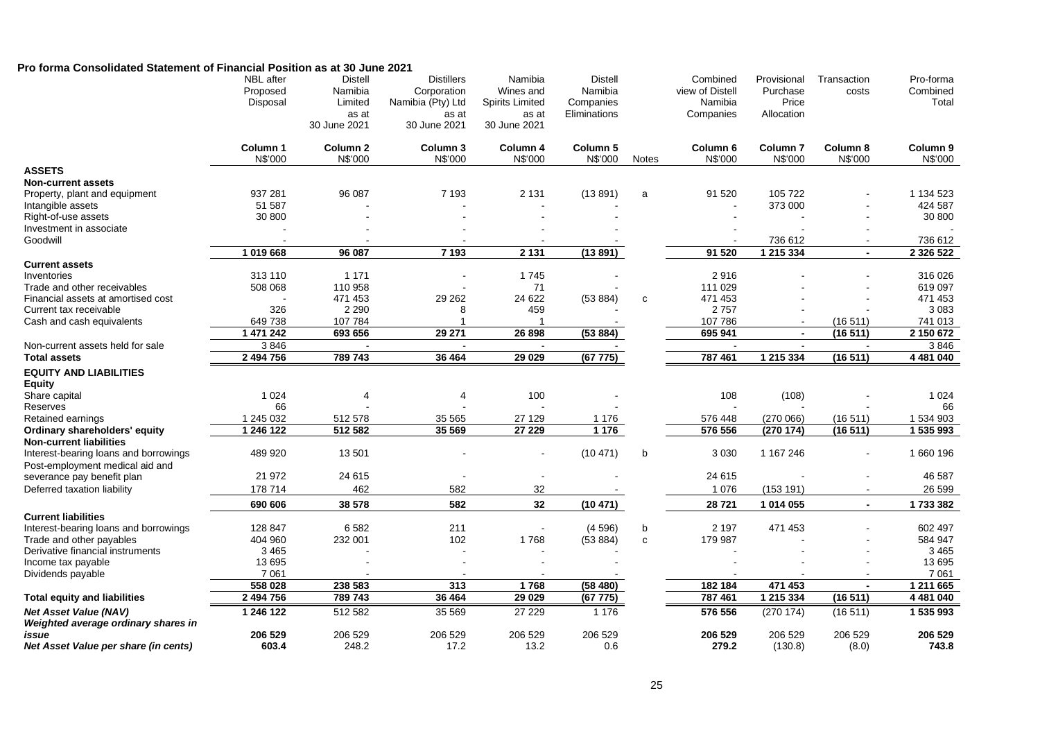**Pro forma Consolidated Statement of Financial Position as at 30 June 2021**

| | NBL after Proposed Disposal | Distell Namibia Limited as at 30 June 2021 | Distillers Corporation Namibia (Pty) Ltd as at 30 June 2021 | Namibia Wines and Spirits Limited as at 30 June 2021 | Distell Namibia Companies Eliminations | | Combined view of Distell Namibia Companies | Provisional Purchase Price Allocation | Transaction costs | Pro-forma Combined Total |
|---|---|---|---|---|---|---|---|---|---|---|
| | **Column 1** | **Column 2** | **Column 3** | **Column 4** | **Column 5** | | **Column 6** | **Column 7** | **Column 8** | **Column 9** |
| | N$'000 | N$'000 | N$'000 | N$'000 | N$'000 | Notes | N$'000 | N$'000 | N$'000 | N$'000 |
| **ASSETS** | | | | | | | | | | |
| **Non-current assets** | | | | | | | | | | |
| Property, plant and equipment | 937 281 | 96 087 | 7 193 | 2 131 | (13 891) | a | 91 520 | 105 722 | - | 1 134 523 |
| Intangible assets | 51 587 | - | - | - | - | | - | 373 000 | - | 424 587 |
| Right-of-use assets | 30 800 | - | - | - | - | | - | - | - | 30 800 |
| Investment in associate | - | - | - | - | - | | - | - | - | - |
| Goodwill | - | - | - | - | - | | - | 736 612 | - | 736 612 |
| | **1 019 668** | **96 087** | **7 193** | **2 131** | **(13 891)** | | **91 520** | **1 215 334** | **-** | **2 326 522** |
| **Current assets** | | | | | | | | | | |
| Inventories | 313 110 | 1 171 | - | 1 745 | - | | 2 916 | - | - | 316 026 |
| Trade and other receivables | 508 068 | 110 958 | - | 71 | - | | 111 029 | - | - | 619 097 |
| Financial assets at amortised cost | - | 471 453 | 29 262 | 24 622 | (53 884) | c | 471 453 | - | - | 471 453 |
| Current tax receivable | 326 | 2 290 | 8 | 459 | - | | 2 757 | - | - | 3 083 |
| Cash and cash equivalents | 649 738 | 107 784 | 1 | 1 | - | | 107 786 | - | (16 511) | 741 013 |
| | **1 471 242** | **693 656** | **29 271** | **26 898** | **(53 884)** | | **695 941** | **-** | **(16 511)** | **2 150 672** |
| Non-current assets held for sale | 3 846 | - | - | - | - | | - | - | - | 3 846 |
| **Total assets** | **2 494 756** | **789 743** | **36 464** | **29 029** | **(67 775)** | | **787 461** | **1 215 334** | **(16 511)** | **4 481 040** |
| **EQUITY AND LIABILITIES** | | | | | | | | | | |
| **Equity** | | | | | | | | | | |
| Share capital | 1 024 | 4 | 4 | 100 | - | | 108 | (108) | - | 1 024 |
| Reserves | 66 | - | - | - | - | | - | - | - | 66 |
| Retained earnings | 1 245 032 | 512 578 | 35 565 | 27 129 | 1 176 | | 576 448 | (270 066) | (16 511) | 1 534 903 |
| **Ordinary shareholders' equity** | **1 246 122** | **512 582** | **35 569** | **27 229** | **1 176** | | **576 556** | **(270 174)** | **(16 511)** | **1 535 993** |
| **Non-current liabilities** | | | | | | | | | | |
| Interest-bearing loans and borrowings | 489 920 | 13 501 | - | - | (10 471) | b | 3 030 | 1 167 246 | - | 1 660 196 |
| Post-employment medical aid and severance pay benefit plan | 21 972 | 24 615 | - | - | - | | 24 615 | - | - | 46 587 |
| Deferred taxation liability | 178 714 | 462 | 582 | 32 | - | | 1 076 | (153 191) | - | 26 599 |
| | **690 606** | **38 578** | **582** | **32** | **(10 471)** | | **28 721** | **1 014 055** | **-** | **1 733 382** |
| **Current liabilities** | | | | | | | | | | |
| Interest-bearing loans and borrowings | 128 847 | 6 582 | 211 | - | (4 596) | b | 2 197 | 471 453 | - | 602 497 |
| Trade and other payables | 404 960 | 232 001 | 102 | 1 768 | (53 884) | c | 179 987 | - | - | 584 947 |
| Derivative financial instruments | 3 465 | - | - | - | - | | - | - | - | 3 465 |
| Income tax payable | 13 695 | - | - | - | - | | - | - | - | 13 695 |
| Dividends payable | 7 061 | - | - | - | - | | - | - | - | 7 061 |
| | **558 028** | **238 583** | **313** | **1 768** | **(58 480)** | | **182 184** | **471 453** | **-** | **1 211 665** |
| **Total equity and liabilities** | **2 494 756** | **789 743** | **36 464** | **29 029** | **(67 775)** | | **787 461** | **1 215 334** | **(16 511)** | **4 481 040** |
| ***Net Asset Value (NAV)*** | **1 246 122** | 512 582 | 35 569 | 27 229 | 1 176 | | **576 556** | (270 174) | (16 511) | **1 535 993** |
| ***Weighted average ordinary shares in issue*** | **206 529** | 206 529 | 206 529 | 206 529 | 206 529 | | **206 529** | 206 529 | 206 529 | **206 529** |
| ***Net Asset Value per share (in cents)*** | **603.4** | 248.2 | 17.2 | 13.2 | 0.6 | | **279.2** | (130.8) | (8.0) | **743.8** |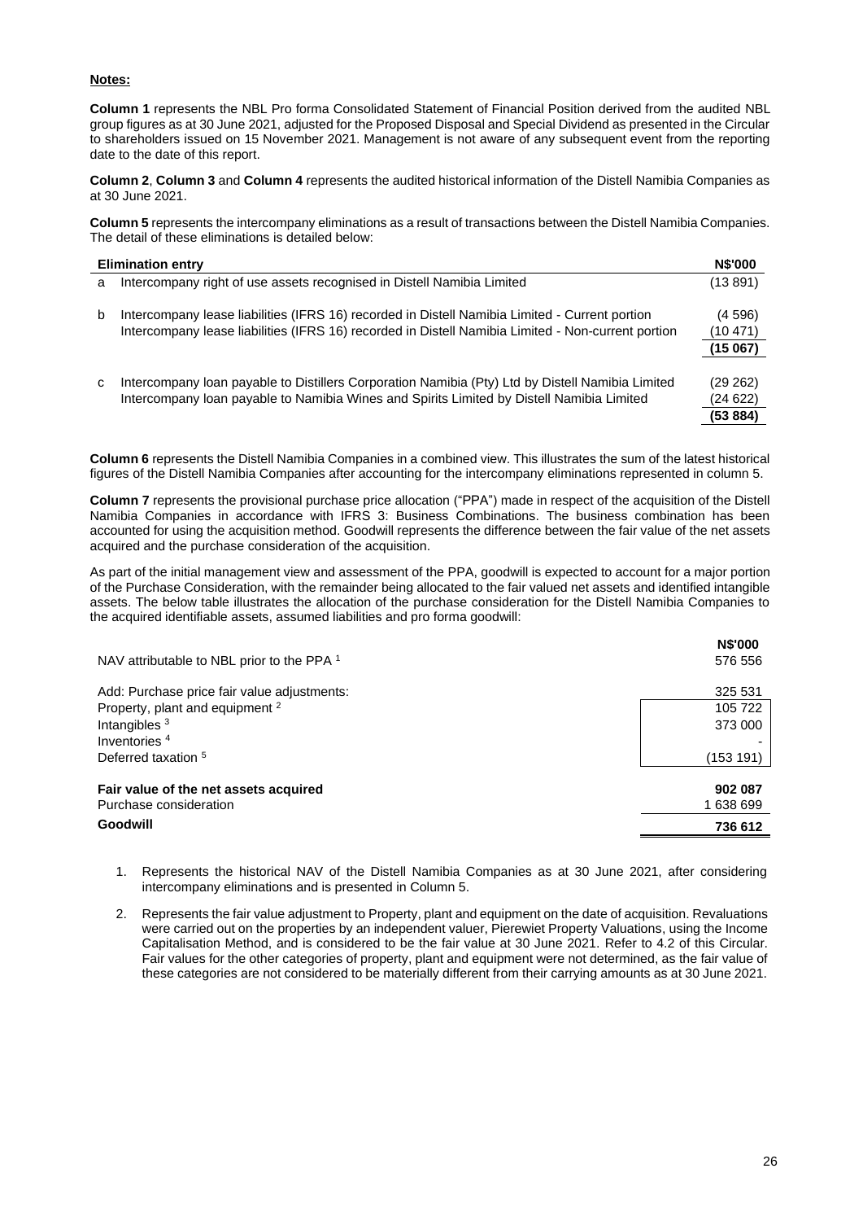**Notes:**

**Column 1** represents the NBL Pro forma Consolidated Statement of Financial Position derived from the audited NBL group figures as at 30 June 2021, adjusted for the Proposed Disposal and Special Dividend as presented in the Circular to shareholders issued on 15 November 2021. Management is not aware of any subsequent event from the reporting date to the date of this report.

**Column 2**, **Column 3** and **Column 4** represents the audited historical information of the Distell Namibia Companies as at 30 June 2021.

**Column 5** represents the intercompany eliminations as a result of transactions between the Distell Namibia Companies. The detail of these eliminations is detailed below:

| | Elimination entry | N$'000 |
|---|---|---|
| a | Intercompany right of use assets recognised in Distell Namibia Limited | (13 891) |
| b | Intercompany lease liabilities (IFRS 16) recorded in Distell Namibia Limited - Current portion | (4 596) |
| | Intercompany lease liabilities (IFRS 16) recorded in Distell Namibia Limited - Non-current portion | (10 471) |
| | | **(15 067)** |
| c | Intercompany loan payable to Distillers Corporation Namibia (Pty) Ltd by Distell Namibia Limited | (29 262) |
| | Intercompany loan payable to Namibia Wines and Spirits Limited by Distell Namibia Limited | (24 622) |
| | | **(53 884)** |

**Column 6** represents the Distell Namibia Companies in a combined view. This illustrates the sum of the latest historical figures of the Distell Namibia Companies after accounting for the intercompany eliminations represented in column 5.

**Column 7** represents the provisional purchase price allocation ("PPA") made in respect of the acquisition of the Distell Namibia Companies in accordance with IFRS 3: Business Combinations. The business combination has been accounted for using the acquisition method. Goodwill represents the difference between the fair value of the net assets acquired and the purchase consideration of the acquisition.

As part of the initial management view and assessment of the PPA, goodwill is expected to account for a major portion of the Purchase Consideration, with the remainder being allocated to the fair valued net assets and identified intangible assets. The below table illustrates the allocation of the purchase consideration for the Distell Namibia Companies to the acquired identifiable assets, assumed liabilities and pro forma goodwill:

| | N$'000 |
|---|---|
| NAV attributable to NBL prior to the PPA [1] | 576 556 |
| Add: Purchase price fair value adjustments: | 325 531 |
| Property, plant and equipment [2] | 105 722 |
| Intangibles [3] | 373 000 |
| Inventories [4] | - |
| Deferred taxation [5] | (153 191) |
| **Fair value of the net assets acquired** | **902 087** |
| Purchase consideration | 1 638 699 |
| **Goodwill** | **736 612** |

1. Represents the historical NAV of the Distell Namibia Companies as at 30 June 2021, after considering intercompany eliminations and is presented in Column 5.
2. Represents the fair value adjustment to Property, plant and equipment on the date of acquisition. Revaluations were carried out on the properties by an independent valuer, Pierewiet Property Valuations, using the Income Capitalisation Method, and is considered to be the fair value at 30 June 2021. Refer to 4.2 of this Circular. Fair values for the other categories of property, plant and equipment were not determined, as the fair value of these categories are not considered to be materially different from their carrying amounts as at 30 June 2021.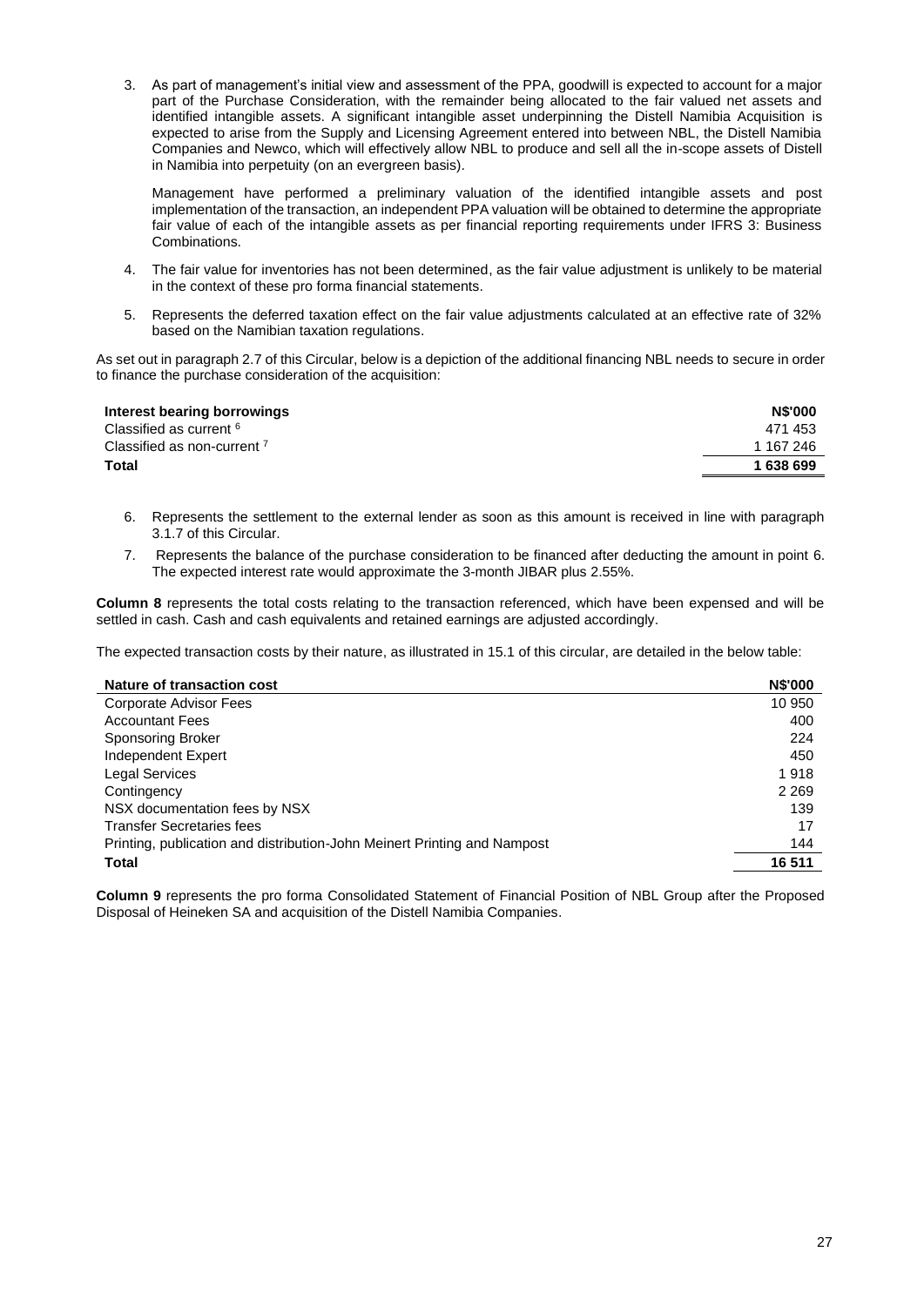3. As part of management's initial view and assessment of the PPA, goodwill is expected to account for a major part of the Purchase Consideration, with the remainder being allocated to the fair valued net assets and identified intangible assets. A significant intangible asset underpinning the Distell Namibia Acquisition is expected to arise from the Supply and Licensing Agreement entered into between NBL, the Distell Namibia Companies and Newco, which will effectively allow NBL to produce and sell all the in-scope assets of Distell in Namibia into perpetuity (on an evergreen basis).

   Management have performed a preliminary valuation of the identified intangible assets and post implementation of the transaction, an independent PPA valuation will be obtained to determine the appropriate fair value of each of the intangible assets as per financial reporting requirements under IFRS 3: Business Combinations.

4. The fair value for inventories has not been determined, as the fair value adjustment is unlikely to be material in the context of these pro forma financial statements.

5. Represents the deferred taxation effect on the fair value adjustments calculated at an effective rate of 32% based on the Namibian taxation regulations.

As set out in paragraph 2.7 of this Circular, below is a depiction of the additional financing NBL needs to secure in order to finance the purchase consideration of the acquisition:

| **Interest bearing borrowings** | **N$'000** |
|---|---|
| Classified as current [6] | 471 453 |
| Classified as non-current [7] | 1 167 246 |
| **Total** | **1 638 699** |

6. Represents the settlement to the external lender as soon as this amount is received in line with paragraph 3.1.7 of this Circular.
7. Represents the balance of the purchase consideration to be financed after deducting the amount in point 6. The expected interest rate would approximate the 3-month JIBAR plus 2.55%.

**Column 8** represents the total costs relating to the transaction referenced, which have been expensed and will be settled in cash. Cash and cash equivalents and retained earnings are adjusted accordingly.

The expected transaction costs by their nature, as illustrated in 15.1 of this circular, are detailed in the below table:

| **Nature of transaction cost** | **N$'000** |
|---|---|
| Corporate Advisor Fees | 10 950 |
| Accountant Fees | 400 |
| Sponsoring Broker | 224 |
| Independent Expert | 450 |
| Legal Services | 1 918 |
| Contingency | 2 269 |
| NSX documentation fees by NSX | 139 |
| Transfer Secretaries fees | 17 |
| Printing, publication and distribution-John Meinert Printing and Nampost | 144 |
| **Total** | **16 511** |

**Column 9** represents the pro forma Consolidated Statement of Financial Position of NBL Group after the Proposed Disposal of Heineken SA and acquisition of the Distell Namibia Companies.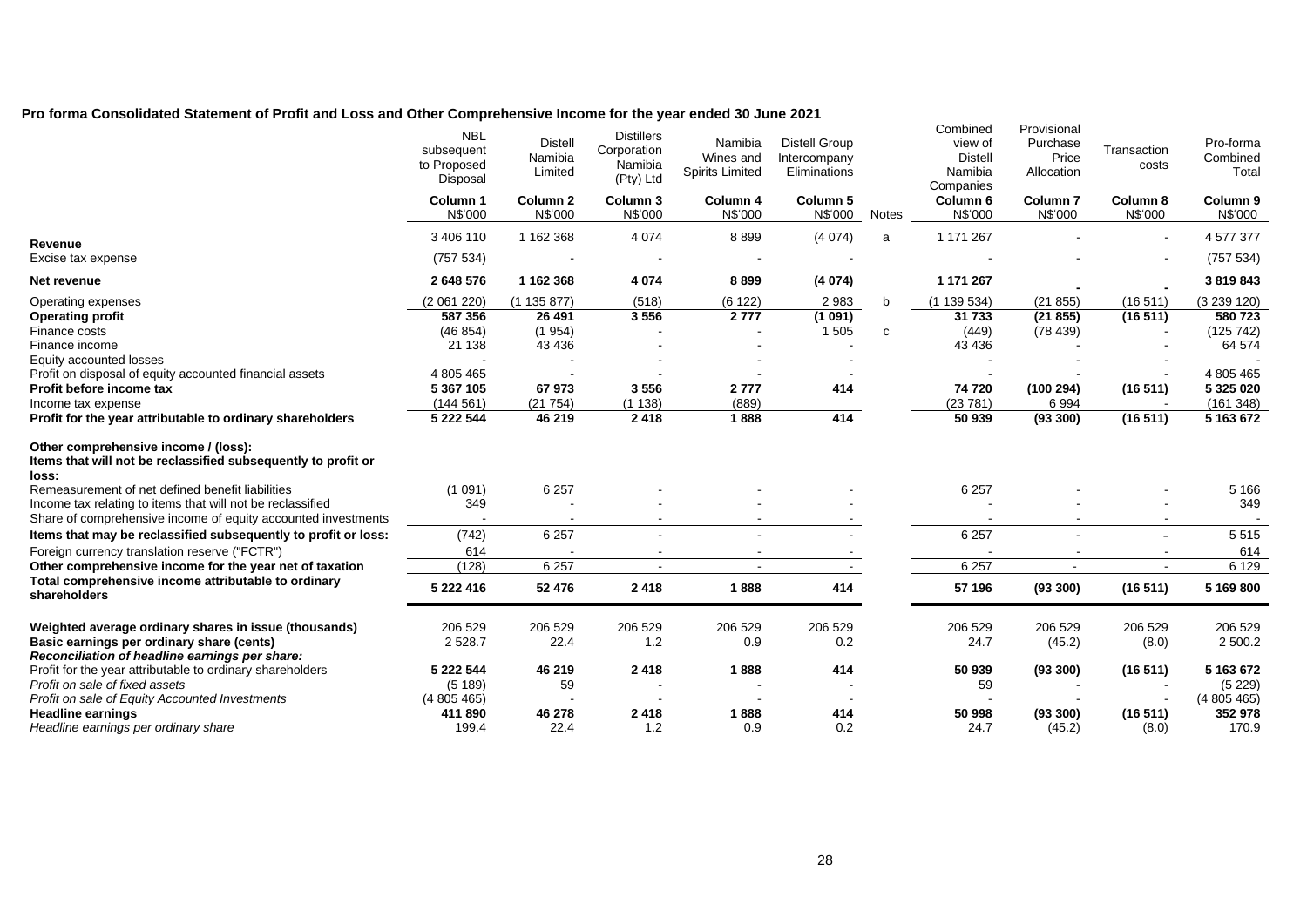### Pro forma Consolidated Statement of Profit and Loss and Other Comprehensive Income for the year ended 30 June 2021

| | NBL subsequent to Proposed Disposal | Distell Namibia Limited | Distillers Corporation Namibia (Pty) Ltd | Namibia Wines and Spirits Limited | Distell Group Intercompany Eliminations | | Combined view of Distell Namibia Companies | Provisional Purchase Price Allocation | Transaction costs | Pro-forma Combined Total |
|---|---|---|---|---|---|---|---|---|---|---|
| | **Column 1** N$'000 | **Column 2** N$'000 | **Column 3** N$'000 | **Column 4** N$'000 | **Column 5** N$'000 | Notes | **Column 6** N$'000 | **Column 7** N$'000 | **Column 8** N$'000 | **Column 9** N$'000 |
| **Revenue** | 3 406 110 | 1 162 368 | 4 074 | 8 899 | (4 074) | a | 1 171 267 | - | - | 4 577 377 |
| Excise tax expense | (757 534) | - | - | - | - | | - | - | - | (757 534) |
| **Net revenue** | **2 648 576** | **1 162 368** | **4 074** | **8 899** | **(4 074)** | | **1 171 267** | **-** | **-** | **3 819 843** |
| Operating expenses | (2 061 220) | (1 135 877) | (518) | (6 122) | 2 983 | b | (1 139 534) | (21 855) | (16 511) | (3 239 120) |
| **Operating profit** | **587 356** | **26 491** | **3 556** | **2 777** | **(1 091)** | | **31 733** | **(21 855)** | **(16 511)** | **580 723** |
| Finance costs | (46 854) | (1 954) | - | - | 1 505 | c | (449) | (78 439) | - | (125 742) |
| Finance income | 21 138 | 43 436 | - | - | - | | 43 436 | - | - | 64 574 |
| Equity accounted losses | - | - | - | - | - | | - | - | - | - |
| Profit on disposal of equity accounted financial assets | 4 805 465 | - | - | - | - | | - | - | - | 4 805 465 |
| **Profit before income tax** | **5 367 105** | **67 973** | **3 556** | **2 777** | **414** | | **74 720** | **(100 294)** | **(16 511)** | **5 325 020** |
| Income tax expense | (144 561) | (21 754) | (1 138) | (889) | | | (23 781) | 6 994 | - | (161 348) |
| **Profit for the year attributable to ordinary shareholders** | **5 222 544** | **46 219** | **2 418** | **1 888** | **414** | | **50 939** | **(93 300)** | **(16 511)** | **5 163 672** |
| **Other comprehensive income / (loss):** | | | | | | | | | | |
| **Items that will not be reclassified subsequently to profit or loss:** | | | | | | | | | | |
| Remeasurement of net defined benefit liabilities | (1 091) | 6 257 | - | - | - | | 6 257 | - | - | 5 166 |
| Income tax relating to items that will not be reclassified | 349 | - | - | - | - | | - | - | - | 349 |
| Share of comprehensive income of equity accounted investments | - | - | - | - | - | | - | - | - | - |
| **Items that may be reclassified subsequently to profit or loss:** | (742) | 6 257 | - | - | - | | 6 257 | - | - | 5 515 |
| Foreign currency translation reserve ("FCTR") | 614 | - | - | - | - | | - | - | - | 614 |
| **Other comprehensive income for the year net of taxation** | (128) | 6 257 | - | - | - | | 6 257 | - | - | 6 129 |
| **Total comprehensive income attributable to ordinary shareholders** | **5 222 416** | **52 476** | **2 418** | **1 888** | **414** | | **57 196** | **(93 300)** | **(16 511)** | **5 169 800** |
| **Weighted average ordinary shares in issue (thousands)** | 206 529 | 206 529 | 206 529 | 206 529 | 206 529 | | 206 529 | 206 529 | 206 529 | 206 529 |
| **Basic earnings per ordinary share (cents)** | 2 528.7 | 22.4 | 1.2 | 0.9 | 0.2 | | 24.7 | (45.2) | (8.0) | 2 500.2 |
| ***Reconciliation of headline earnings per share:*** | | | | | | | | | | |
| Profit for the year attributable to ordinary shareholders | **5 222 544** | **46 219** | **2 418** | **1 888** | **414** | | **50 939** | **(93 300)** | **(16 511)** | **5 163 672** |
| *Profit on sale of fixed assets* | (5 189) | 59 | - | - | - | | 59 | - | - | (5 229) |
| *Profit on sale of Equity Accounted Investments* | (4 805 465) | - | - | - | - | | - | - | - | (4 805 465) |
| **Headline earnings** | **411 890** | **46 278** | **2 418** | **1 888** | **414** | | **50 998** | **(93 300)** | **(16 511)** | **352 978** |
| *Headline earnings per ordinary share* | 199.4 | 22.4 | 1.2 | 0.9 | 0.2 | | 24.7 | (45.2) | (8.0) | 170.9 |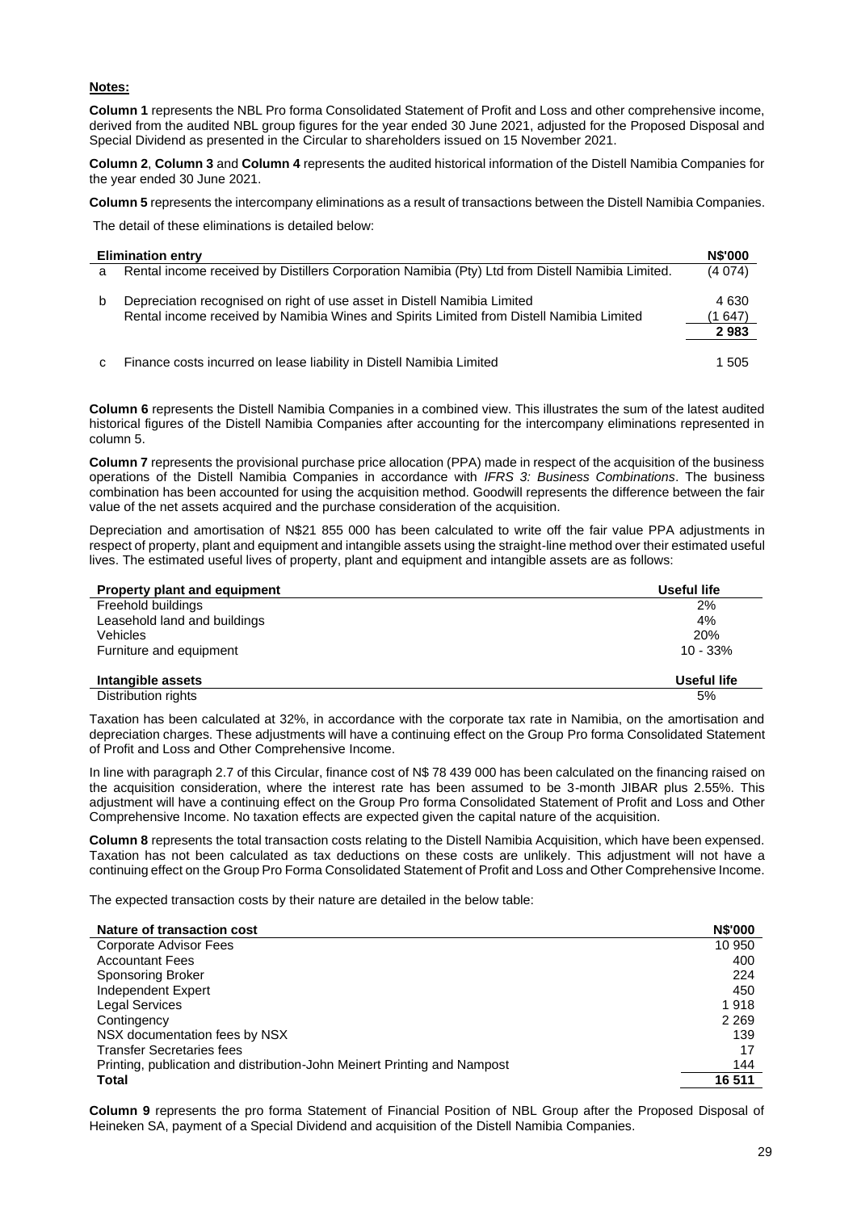**Notes:**

**Column 1** represents the NBL Pro forma Consolidated Statement of Profit and Loss and other comprehensive income, derived from the audited NBL group figures for the year ended 30 June 2021, adjusted for the Proposed Disposal and Special Dividend as presented in the Circular to shareholders issued on 15 November 2021.

**Column 2**, **Column 3** and **Column 4** represents the audited historical information of the Distell Namibia Companies for the year ended 30 June 2021.

**Column 5** represents the intercompany eliminations as a result of transactions between the Distell Namibia Companies.

The detail of these eliminations is detailed below:

| | Elimination entry | N$'000 |
|---|---|---|
| a | Rental income received by Distillers Corporation Namibia (Pty) Ltd from Distell Namibia Limited. | (4 074) |
| b | Depreciation recognised on right of use asset in Distell Namibia Limited | 4 630 |
| | Rental income received by Namibia Wines and Spirits Limited from Distell Namibia Limited | (1 647) |
| | | **2 983** |
| c | Finance costs incurred on lease liability in Distell Namibia Limited | 1 505 |

**Column 6** represents the Distell Namibia Companies in a combined view. This illustrates the sum of the latest audited historical figures of the Distell Namibia Companies after accounting for the intercompany eliminations represented in column 5.

**Column 7** represents the provisional purchase price allocation (PPA) made in respect of the acquisition of the business operations of the Distell Namibia Companies in accordance with *IFRS 3: Business Combinations*. The business combination has been accounted for using the acquisition method. Goodwill represents the difference between the fair value of the net assets acquired and the purchase consideration of the acquisition.

Depreciation and amortisation of N$21 855 000 has been calculated to write off the fair value PPA adjustments in respect of property, plant and equipment and intangible assets using the straight-line method over their estimated useful lives. The estimated useful lives of property, plant and equipment and intangible assets are as follows:

| Property plant and equipment | Useful life |
|---|---|
| Freehold buildings | 2% |
| Leasehold land and buildings | 4% |
| Vehicles | 20% |
| Furniture and equipment | 10 - 33% |

| Intangible assets | Useful life |
|---|---|
| Distribution rights | 5% |

Taxation has been calculated at 32%, in accordance with the corporate tax rate in Namibia, on the amortisation and depreciation charges. These adjustments will have a continuing effect on the Group Pro forma Consolidated Statement of Profit and Loss and Other Comprehensive Income.

In line with paragraph 2.7 of this Circular, finance cost of N$ 78 439 000 has been calculated on the financing raised on the acquisition consideration, where the interest rate has been assumed to be 3-month JIBAR plus 2.55%. This adjustment will have a continuing effect on the Group Pro forma Consolidated Statement of Profit and Loss and Other Comprehensive Income. No taxation effects are expected given the capital nature of the acquisition.

**Column 8** represents the total transaction costs relating to the Distell Namibia Acquisition, which have been expensed. Taxation has not been calculated as tax deductions on these costs are unlikely. This adjustment will not have a continuing effect on the Group Pro Forma Consolidated Statement of Profit and Loss and Other Comprehensive Income.

The expected transaction costs by their nature are detailed in the below table:

| Nature of transaction cost | N$'000 |
|---|---|
| Corporate Advisor Fees | 10 950 |
| Accountant Fees | 400 |
| Sponsoring Broker | 224 |
| Independent Expert | 450 |
| Legal Services | 1 918 |
| Contingency | 2 269 |
| NSX documentation fees by NSX | 139 |
| Transfer Secretaries fees | 17 |
| Printing, publication and distribution-John Meinert Printing and Nampost | 144 |
| **Total** | **16 511** |

**Column 9** represents the pro forma Statement of Financial Position of NBL Group after the Proposed Disposal of Heineken SA, payment of a Special Dividend and acquisition of the Distell Namibia Companies.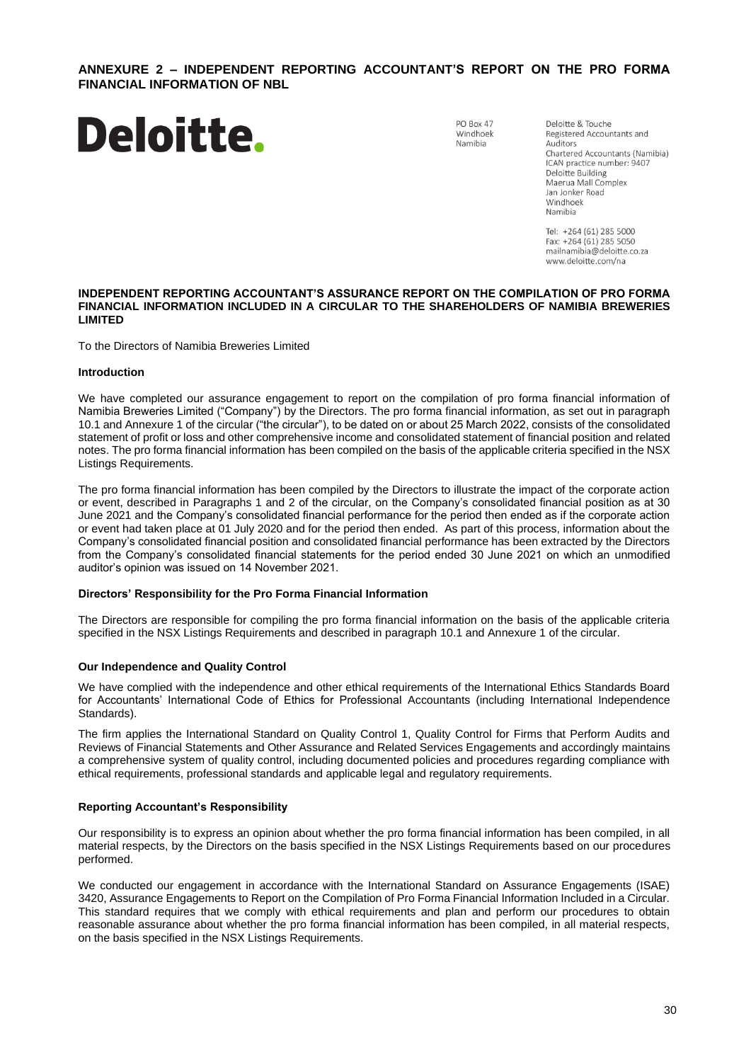## ANNEXURE 2 – INDEPENDENT REPORTING ACCOUNTANT'S REPORT ON THE PRO FORMA FINANCIAL INFORMATION OF NBL

**Deloitte.**

PO Box 47
Windhoek
Namibia

Deloitte & Touche
Registered Accountants and Auditors
Chartered Accountants (Namibia)
ICAN practice number: 9407
Deloitte Building
Maerua Mall Complex
Jan Jonker Road
Windhoek
Namibia

Tel: +264 (61) 285 5000
Fax: +264 (61) 285 5050
mailnamibia@deloitte.co.za
www.deloitte.com/na

### INDEPENDENT REPORTING ACCOUNTANT'S ASSURANCE REPORT ON THE COMPILATION OF PRO FORMA FINANCIAL INFORMATION INCLUDED IN A CIRCULAR TO THE SHAREHOLDERS OF NAMIBIA BREWERIES LIMITED

To the Directors of Namibia Breweries Limited

#### Introduction

We have completed our assurance engagement to report on the compilation of pro forma financial information of Namibia Breweries Limited ("Company") by the Directors. The pro forma financial information, as set out in paragraph 10.1 and Annexure 1 of the circular ("the circular"), to be dated on or about 25 March 2022, consists of the consolidated statement of profit or loss and other comprehensive income and consolidated statement of financial position and related notes. The pro forma financial information has been compiled on the basis of the applicable criteria specified in the NSX Listings Requirements.

The pro forma financial information has been compiled by the Directors to illustrate the impact of the corporate action or event, described in Paragraphs 1 and 2 of the circular, on the Company's consolidated financial position as at 30 June 2021 and the Company's consolidated financial performance for the period then ended as if the corporate action or event had taken place at 01 July 2020 and for the period then ended. As part of this process, information about the Company's consolidated financial position and consolidated financial performance has been extracted by the Directors from the Company's consolidated financial statements for the period ended 30 June 2021 on which an unmodified auditor's opinion was issued on 14 November 2021.

#### Directors' Responsibility for the Pro Forma Financial Information

The Directors are responsible for compiling the pro forma financial information on the basis of the applicable criteria specified in the NSX Listings Requirements and described in paragraph 10.1 and Annexure 1 of the circular.

#### Our Independence and Quality Control

We have complied with the independence and other ethical requirements of the International Ethics Standards Board for Accountants' International Code of Ethics for Professional Accountants (including International Independence Standards).

The firm applies the International Standard on Quality Control 1, Quality Control for Firms that Perform Audits and Reviews of Financial Statements and Other Assurance and Related Services Engagements and accordingly maintains a comprehensive system of quality control, including documented policies and procedures regarding compliance with ethical requirements, professional standards and applicable legal and regulatory requirements.

#### Reporting Accountant's Responsibility

Our responsibility is to express an opinion about whether the pro forma financial information has been compiled, in all material respects, by the Directors on the basis specified in the NSX Listings Requirements based on our procedures performed.

We conducted our engagement in accordance with the International Standard on Assurance Engagements (ISAE) 3420, Assurance Engagements to Report on the Compilation of Pro Forma Financial Information Included in a Circular. This standard requires that we comply with ethical requirements and plan and perform our procedures to obtain reasonable assurance about whether the pro forma financial information has been compiled, in all material respects, on the basis specified in the NSX Listings Requirements.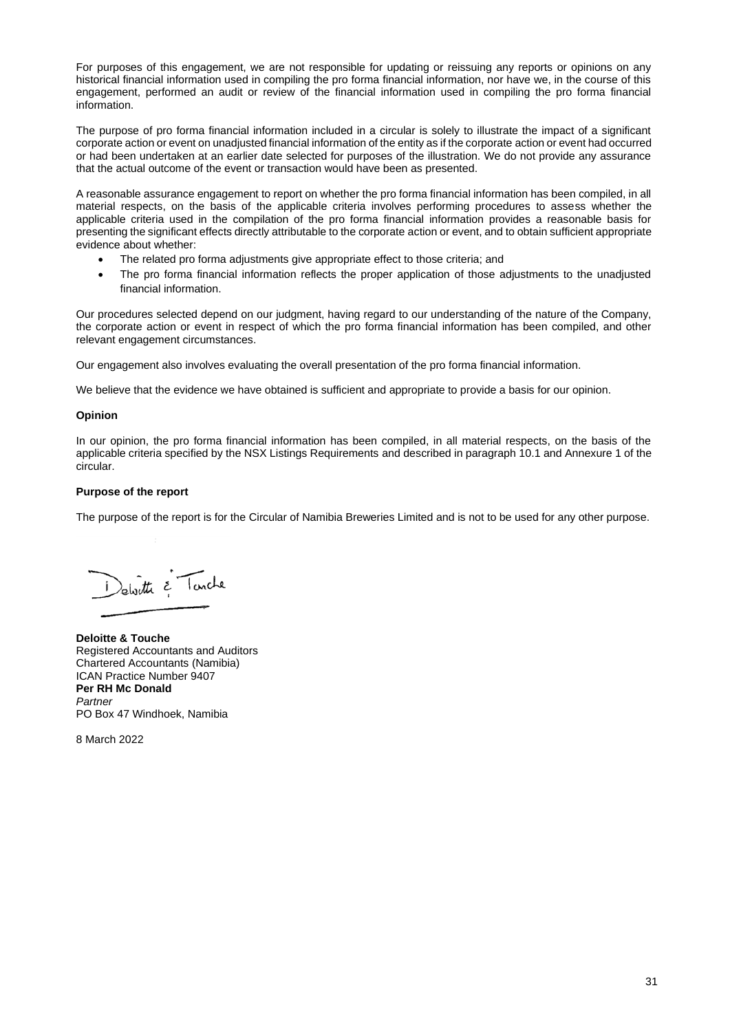For purposes of this engagement, we are not responsible for updating or reissuing any reports or opinions on any historical financial information used in compiling the pro forma financial information, nor have we, in the course of this engagement, performed an audit or review of the financial information used in compiling the pro forma financial information.

The purpose of pro forma financial information included in a circular is solely to illustrate the impact of a significant corporate action or event on unadjusted financial information of the entity as if the corporate action or event had occurred or had been undertaken at an earlier date selected for purposes of the illustration. We do not provide any assurance that the actual outcome of the event or transaction would have been as presented.

A reasonable assurance engagement to report on whether the pro forma financial information has been compiled, in all material respects, on the basis of the applicable criteria involves performing procedures to assess whether the applicable criteria used in the compilation of the pro forma financial information provides a reasonable basis for presenting the significant effects directly attributable to the corporate action or event, and to obtain sufficient appropriate evidence about whether:

- The related pro forma adjustments give appropriate effect to those criteria; and
- The pro forma financial information reflects the proper application of those adjustments to the unadjusted financial information.

Our procedures selected depend on our judgment, having regard to our understanding of the nature of the Company, the corporate action or event in respect of which the pro forma financial information has been compiled, and other relevant engagement circumstances.

Our engagement also involves evaluating the overall presentation of the pro forma financial information.

We believe that the evidence we have obtained is sufficient and appropriate to provide a basis for our opinion.

**Opinion**

In our opinion, the pro forma financial information has been compiled, in all material respects, on the basis of the applicable criteria specified by the NSX Listings Requirements and described in paragraph 10.1 and Annexure 1 of the circular.

**Purpose of the report**

The purpose of the report is for the Circular of Namibia Breweries Limited and is not to be used for any other purpose.

Deloitte & Touche

**Deloitte & Touche**
Registered Accountants and Auditors
Chartered Accountants (Namibia)
ICAN Practice Number 9407
**Per RH Mc Donald**
*Partner*
PO Box 47 Windhoek, Namibia

8 March 2022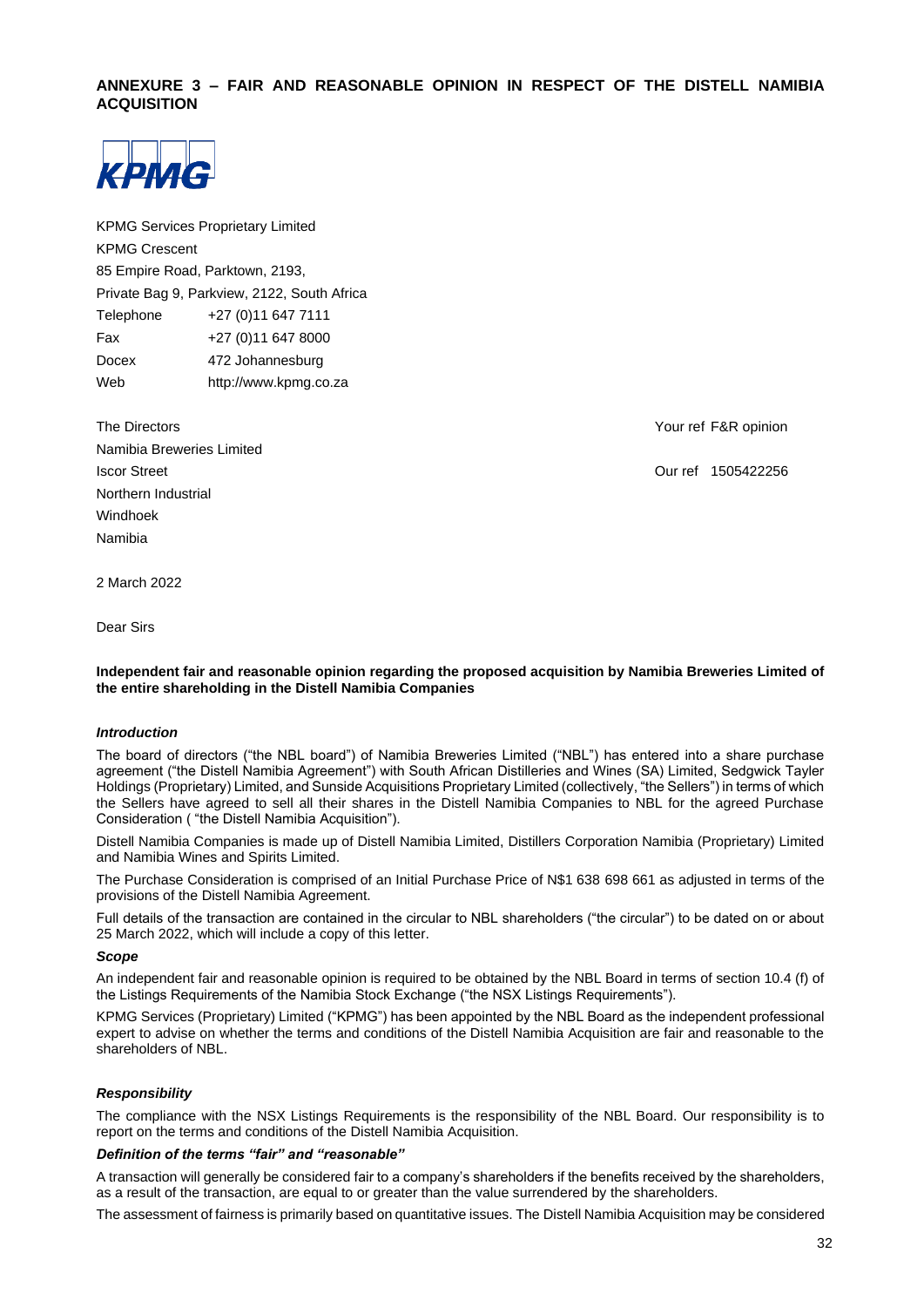## ANNEXURE 3 – FAIR AND REASONABLE OPINION IN RESPECT OF THE DISTELL NAMIBIA ACQUISITION

KPMG

KPMG Services Proprietary Limited
KPMG Crescent
85 Empire Road, Parktown, 2193,
Private Bag 9, Parkview, 2122, South Africa

| | |
|---|---|
| Telephone | +27 (0)11 647 7111 |
| Fax | +27 (0)11 647 8000 |
| Docex | 472 Johannesburg |
| Web | http://www.kpmg.co.za |

The Directors
Namibia Breweries Limited
Iscor Street
Northern Industrial
Windhoek
Namibia

Your ref F&R opinion

Our ref 1505422256

2 March 2022

Dear Sirs

**Independent fair and reasonable opinion regarding the proposed acquisition by Namibia Breweries Limited of the entire shareholding in the Distell Namibia Companies**

***Introduction***

The board of directors ("the NBL board") of Namibia Breweries Limited ("NBL") has entered into a share purchase agreement ("the Distell Namibia Agreement") with South African Distilleries and Wines (SA) Limited, Sedgwick Tayler Holdings (Proprietary) Limited, and Sunside Acquisitions Proprietary Limited (collectively, "the Sellers") in terms of which the Sellers have agreed to sell all their shares in the Distell Namibia Companies to NBL for the agreed Purchase Consideration ( "the Distell Namibia Acquisition").

Distell Namibia Companies is made up of Distell Namibia Limited, Distillers Corporation Namibia (Proprietary) Limited and Namibia Wines and Spirits Limited.

The Purchase Consideration is comprised of an Initial Purchase Price of N$1 638 698 661 as adjusted in terms of the provisions of the Distell Namibia Agreement.

Full details of the transaction are contained in the circular to NBL shareholders ("the circular") to be dated on or about 25 March 2022, which will include a copy of this letter.

***Scope***

An independent fair and reasonable opinion is required to be obtained by the NBL Board in terms of section 10.4 (f) of the Listings Requirements of the Namibia Stock Exchange ("the NSX Listings Requirements").

KPMG Services (Proprietary) Limited ("KPMG") has been appointed by the NBL Board as the independent professional expert to advise on whether the terms and conditions of the Distell Namibia Acquisition are fair and reasonable to the shareholders of NBL.

***Responsibility***

The compliance with the NSX Listings Requirements is the responsibility of the NBL Board. Our responsibility is to report on the terms and conditions of the Distell Namibia Acquisition.

***Definition of the terms "fair" and "reasonable"***

A transaction will generally be considered fair to a company's shareholders if the benefits received by the shareholders, as a result of the transaction, are equal to or greater than the value surrendered by the shareholders.

The assessment of fairness is primarily based on quantitative issues. The Distell Namibia Acquisition may be considered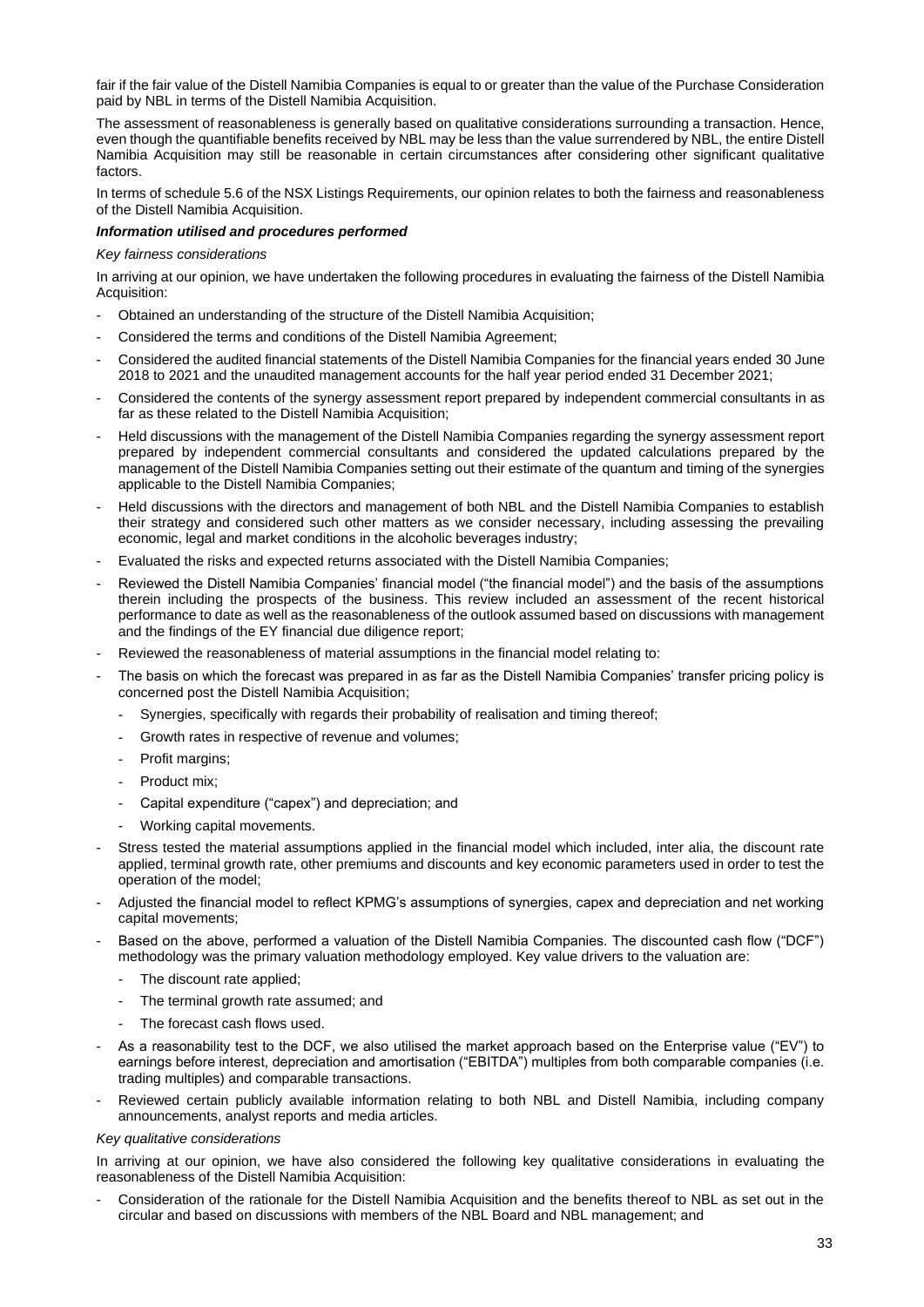fair if the fair value of the Distell Namibia Companies is equal to or greater than the value of the Purchase Consideration paid by NBL in terms of the Distell Namibia Acquisition.

The assessment of reasonableness is generally based on qualitative considerations surrounding a transaction. Hence, even though the quantifiable benefits received by NBL may be less than the value surrendered by NBL, the entire Distell Namibia Acquisition may still be reasonable in certain circumstances after considering other significant qualitative factors.

In terms of schedule 5.6 of the NSX Listings Requirements, our opinion relates to both the fairness and reasonableness of the Distell Namibia Acquisition.

***Information utilised and procedures performed***

*Key fairness considerations*

In arriving at our opinion, we have undertaken the following procedures in evaluating the fairness of the Distell Namibia Acquisition:

- Obtained an understanding of the structure of the Distell Namibia Acquisition;
- Considered the terms and conditions of the Distell Namibia Agreement;
- Considered the audited financial statements of the Distell Namibia Companies for the financial years ended 30 June 2018 to 2021 and the unaudited management accounts for the half year period ended 31 December 2021;
- Considered the contents of the synergy assessment report prepared by independent commercial consultants in as far as these related to the Distell Namibia Acquisition;
- Held discussions with the management of the Distell Namibia Companies regarding the synergy assessment report prepared by independent commercial consultants and considered the updated calculations prepared by the management of the Distell Namibia Companies setting out their estimate of the quantum and timing of the synergies applicable to the Distell Namibia Companies;
- Held discussions with the directors and management of both NBL and the Distell Namibia Companies to establish their strategy and considered such other matters as we consider necessary, including assessing the prevailing economic, legal and market conditions in the alcoholic beverages industry;
- Evaluated the risks and expected returns associated with the Distell Namibia Companies;
- Reviewed the Distell Namibia Companies' financial model ("the financial model") and the basis of the assumptions therein including the prospects of the business. This review included an assessment of the recent historical performance to date as well as the reasonableness of the outlook assumed based on discussions with management and the findings of the EY financial due diligence report;
- Reviewed the reasonableness of material assumptions in the financial model relating to:
- The basis on which the forecast was prepared in as far as the Distell Namibia Companies' transfer pricing policy is concerned post the Distell Namibia Acquisition;
  - Synergies, specifically with regards their probability of realisation and timing thereof;
  - Growth rates in respective of revenue and volumes;
  - Profit margins;
  - Product mix;
  - Capital expenditure ("capex") and depreciation; and
  - Working capital movements.
- Stress tested the material assumptions applied in the financial model which included, inter alia, the discount rate applied, terminal growth rate, other premiums and discounts and key economic parameters used in order to test the operation of the model;
- Adjusted the financial model to reflect KPMG's assumptions of synergies, capex and depreciation and net working capital movements;
- Based on the above, performed a valuation of the Distell Namibia Companies. The discounted cash flow ("DCF") methodology was the primary valuation methodology employed. Key value drivers to the valuation are:
  - The discount rate applied;
  - The terminal growth rate assumed; and
  - The forecast cash flows used.
- As a reasonability test to the DCF, we also utilised the market approach based on the Enterprise value ("EV") to earnings before interest, depreciation and amortisation ("EBITDA") multiples from both comparable companies (i.e. trading multiples) and comparable transactions.
- Reviewed certain publicly available information relating to both NBL and Distell Namibia, including company announcements, analyst reports and media articles.

*Key qualitative considerations*

In arriving at our opinion, we have also considered the following key qualitative considerations in evaluating the reasonableness of the Distell Namibia Acquisition:

- Consideration of the rationale for the Distell Namibia Acquisition and the benefits thereof to NBL as set out in the circular and based on discussions with members of the NBL Board and NBL management; and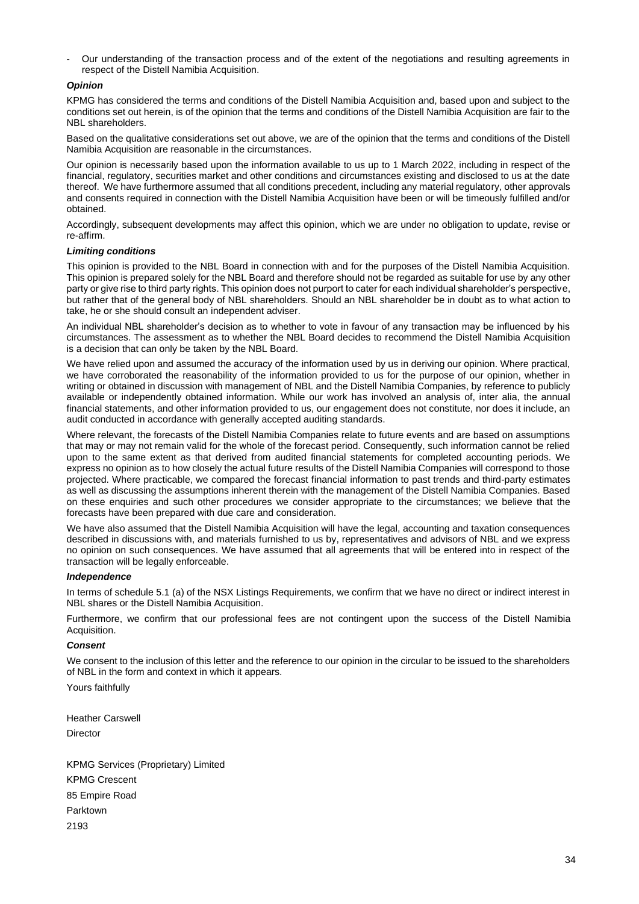- Our understanding of the transaction process and of the extent of the negotiations and resulting agreements in respect of the Distell Namibia Acquisition.

***Opinion***

KPMG has considered the terms and conditions of the Distell Namibia Acquisition and, based upon and subject to the conditions set out herein, is of the opinion that the terms and conditions of the Distell Namibia Acquisition are fair to the NBL shareholders.

Based on the qualitative considerations set out above, we are of the opinion that the terms and conditions of the Distell Namibia Acquisition are reasonable in the circumstances.

Our opinion is necessarily based upon the information available to us up to 1 March 2022, including in respect of the financial, regulatory, securities market and other conditions and circumstances existing and disclosed to us at the date thereof. We have furthermore assumed that all conditions precedent, including any material regulatory, other approvals and consents required in connection with the Distell Namibia Acquisition have been or will be timeously fulfilled and/or obtained.

Accordingly, subsequent developments may affect this opinion, which we are under no obligation to update, revise or re-affirm.

***Limiting conditions***

This opinion is provided to the NBL Board in connection with and for the purposes of the Distell Namibia Acquisition. This opinion is prepared solely for the NBL Board and therefore should not be regarded as suitable for use by any other party or give rise to third party rights. This opinion does not purport to cater for each individual shareholder's perspective, but rather that of the general body of NBL shareholders. Should an NBL shareholder be in doubt as to what action to take, he or she should consult an independent adviser.

An individual NBL shareholder's decision as to whether to vote in favour of any transaction may be influenced by his circumstances. The assessment as to whether the NBL Board decides to recommend the Distell Namibia Acquisition is a decision that can only be taken by the NBL Board.

We have relied upon and assumed the accuracy of the information used by us in deriving our opinion. Where practical, we have corroborated the reasonability of the information provided to us for the purpose of our opinion, whether in writing or obtained in discussion with management of NBL and the Distell Namibia Companies, by reference to publicly available or independently obtained information. While our work has involved an analysis of, inter alia, the annual financial statements, and other information provided to us, our engagement does not constitute, nor does it include, an audit conducted in accordance with generally accepted auditing standards.

Where relevant, the forecasts of the Distell Namibia Companies relate to future events and are based on assumptions that may or may not remain valid for the whole of the forecast period. Consequently, such information cannot be relied upon to the same extent as that derived from audited financial statements for completed accounting periods. We express no opinion as to how closely the actual future results of the Distell Namibia Companies will correspond to those projected. Where practicable, we compared the forecast financial information to past trends and third-party estimates as well as discussing the assumptions inherent therein with the management of the Distell Namibia Companies. Based on these enquiries and such other procedures we consider appropriate to the circumstances; we believe that the forecasts have been prepared with due care and consideration.

We have also assumed that the Distell Namibia Acquisition will have the legal, accounting and taxation consequences described in discussions with, and materials furnished to us by, representatives and advisors of NBL and we express no opinion on such consequences. We have assumed that all agreements that will be entered into in respect of the transaction will be legally enforceable.

***Independence***

In terms of schedule 5.1 (a) of the NSX Listings Requirements, we confirm that we have no direct or indirect interest in NBL shares or the Distell Namibia Acquisition.

Furthermore, we confirm that our professional fees are not contingent upon the success of the Distell Namibia Acquisition.

***Consent***

We consent to the inclusion of this letter and the reference to our opinion in the circular to be issued to the shareholders of NBL in the form and context in which it appears.

Yours faithfully

Heather Carswell
Director

KPMG Services (Proprietary) Limited
KPMG Crescent
85 Empire Road
Parktown
2193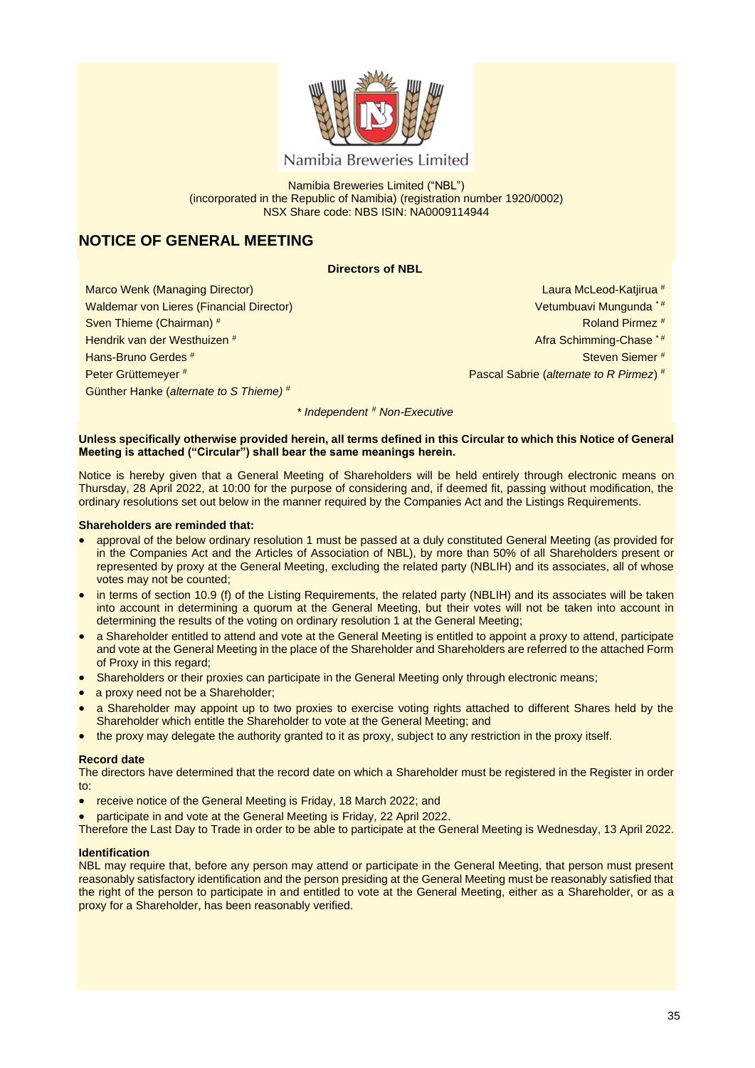Namibia Breweries Limited

Namibia Breweries Limited ("NBL")
(incorporated in the Republic of Namibia) (registration number 1920/0002)
NSX Share code: NBS ISIN: NA0009114944

# NOTICE OF GENERAL MEETING

**Directors of NBL**

| | |
|---|---|
| Marco Wenk (Managing Director) | Laura McLeod-Katjirua # |
| Waldemar von Lieres (Financial Director) | Vetumbuavi Mungunda * # |
| Sven Thieme (Chairman) # | Roland Pirmez # |
| Hendrik van der Westhuizen # | Afra Schimming-Chase * # |
| Hans-Bruno Gerdes # | Steven Siemer # |
| Peter Grüttemeyer # | Pascal Sabrie (*alternate to R Pirmez*) # |
| Günther Hanke (*alternate to S Thieme)* # | |

*\* Independent # Non-Executive*

**Unless specifically otherwise provided herein, all terms defined in this Circular to which this Notice of General Meeting is attached ("Circular") shall bear the same meanings herein.**

Notice is hereby given that a General Meeting of Shareholders will be held entirely through electronic means on Thursday, 28 April 2022, at 10:00 for the purpose of considering and, if deemed fit, passing without modification, the ordinary resolutions set out below in the manner required by the Companies Act and the Listings Requirements.

**Shareholders are reminded that:**

- approval of the below ordinary resolution 1 must be passed at a duly constituted General Meeting (as provided for in the Companies Act and the Articles of Association of NBL), by more than 50% of all Shareholders present or represented by proxy at the General Meeting, excluding the related party (NBLIH) and its associates, all of whose votes may not be counted;
- in terms of section 10.9 (f) of the Listing Requirements, the related party (NBLIH) and its associates will be taken into account in determining a quorum at the General Meeting, but their votes will not be taken into account in determining the results of the voting on ordinary resolution 1 at the General Meeting;
- a Shareholder entitled to attend and vote at the General Meeting is entitled to appoint a proxy to attend, participate and vote at the General Meeting in the place of the Shareholder and Shareholders are referred to the attached Form of Proxy in this regard;
- Shareholders or their proxies can participate in the General Meeting only through electronic means;
- a proxy need not be a Shareholder;
- a Shareholder may appoint up to two proxies to exercise voting rights attached to different Shares held by the Shareholder which entitle the Shareholder to vote at the General Meeting; and
- the proxy may delegate the authority granted to it as proxy, subject to any restriction in the proxy itself.

**Record date**

The directors have determined that the record date on which a Shareholder must be registered in the Register in order to:

- receive notice of the General Meeting is Friday, 18 March 2022; and
- participate in and vote at the General Meeting is Friday, 22 April 2022.

Therefore the Last Day to Trade in order to be able to participate at the General Meeting is Wednesday, 13 April 2022.

**Identification**

NBL may require that, before any person may attend or participate in the General Meeting, that person must present reasonably satisfactory identification and the person presiding at the General Meeting must be reasonably satisfied that the right of the person to participate in and entitled to vote at the General Meeting, either as a Shareholder, or as a proxy for a Shareholder, has been reasonably verified.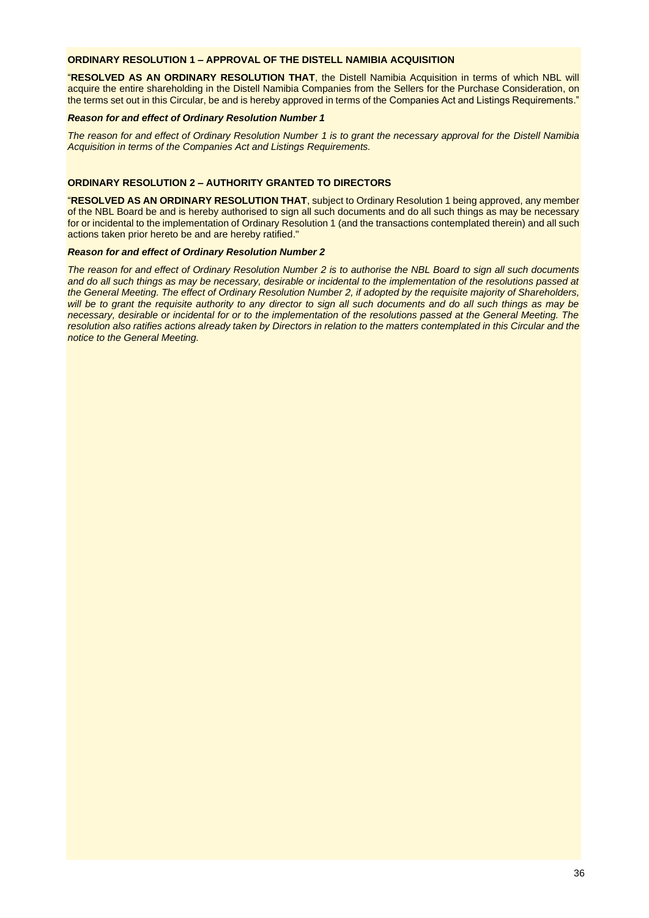**ORDINARY RESOLUTION 1 – APPROVAL OF THE DISTELL NAMIBIA ACQUISITION**

"**RESOLVED AS AN ORDINARY RESOLUTION THAT**, the Distell Namibia Acquisition in terms of which NBL will acquire the entire shareholding in the Distell Namibia Companies from the Sellers for the Purchase Consideration, on the terms set out in this Circular, be and is hereby approved in terms of the Companies Act and Listings Requirements."

***Reason for and effect of Ordinary Resolution Number 1***

*The reason for and effect of Ordinary Resolution Number 1 is to grant the necessary approval for the Distell Namibia Acquisition in terms of the Companies Act and Listings Requirements.*

**ORDINARY RESOLUTION 2 – AUTHORITY GRANTED TO DIRECTORS**

"**RESOLVED AS AN ORDINARY RESOLUTION THAT**, subject to Ordinary Resolution 1 being approved, any member of the NBL Board be and is hereby authorised to sign all such documents and do all such things as may be necessary for or incidental to the implementation of Ordinary Resolution 1 (and the transactions contemplated therein) and all such actions taken prior hereto be and are hereby ratified."

***Reason for and effect of Ordinary Resolution Number 2***

*The reason for and effect of Ordinary Resolution Number 2 is to authorise the NBL Board to sign all such documents and do all such things as may be necessary, desirable or incidental to the implementation of the resolutions passed at the General Meeting. The effect of Ordinary Resolution Number 2, if adopted by the requisite majority of Shareholders, will be to grant the requisite authority to any director to sign all such documents and do all such things as may be necessary, desirable or incidental for or to the implementation of the resolutions passed at the General Meeting. The resolution also ratifies actions already taken by Directors in relation to the matters contemplated in this Circular and the notice to the General Meeting.*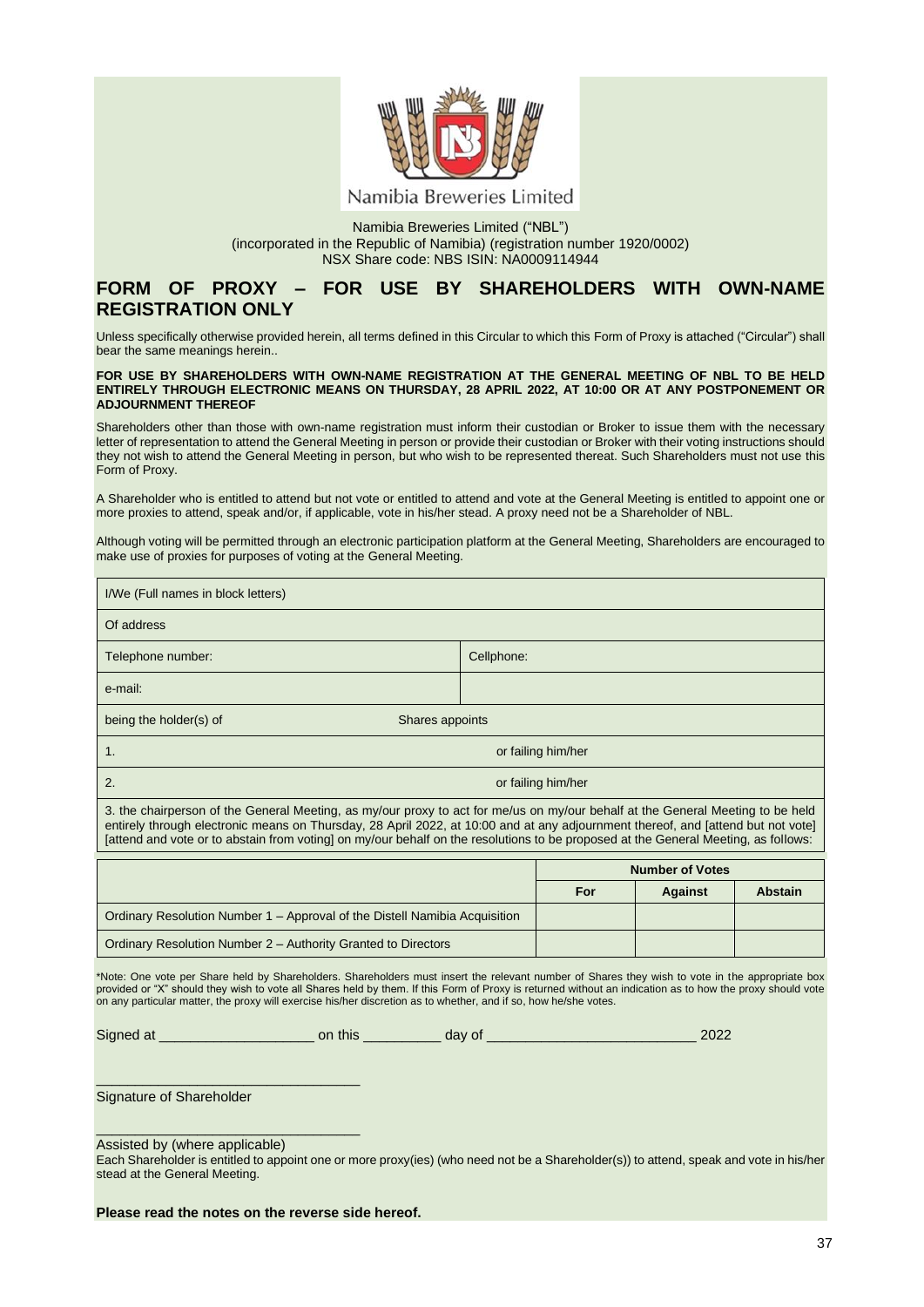Namibia Breweries Limited

Namibia Breweries Limited ("NBL")
(incorporated in the Republic of Namibia) (registration number 1920/0002)
NSX Share code: NBS ISIN: NA0009114944

## FORM OF PROXY – FOR USE BY SHAREHOLDERS WITH OWN-NAME REGISTRATION ONLY

Unless specifically otherwise provided herein, all terms defined in this Circular to which this Form of Proxy is attached ("Circular") shall bear the same meanings herein..

**FOR USE BY SHAREHOLDERS WITH OWN-NAME REGISTRATION AT THE GENERAL MEETING OF NBL TO BE HELD ENTIRELY THROUGH ELECTRONIC MEANS ON THURSDAY, 28 APRIL 2022, AT 10:00 OR AT ANY POSTPONEMENT OR ADJOURNMENT THEREOF**

Shareholders other than those with own-name registration must inform their custodian or Broker to issue them with the necessary letter of representation to attend the General Meeting in person or provide their custodian or Broker with their voting instructions should they not wish to attend the General Meeting in person, but who wish to be represented thereat. Such Shareholders must not use this Form of Proxy.

A Shareholder who is entitled to attend but not vote or entitled to attend and vote at the General Meeting is entitled to appoint one or more proxies to attend, speak and/or, if applicable, vote in his/her stead. A proxy need not be a Shareholder of NBL.

Although voting will be permitted through an electronic participation platform at the General Meeting, Shareholders are encouraged to make use of proxies for purposes of voting at the General Meeting.

| I/We (Full names in block letters) | |
|---|---|
| Of address | |
| Telephone number: | Cellphone: |
| e-mail: | |
| being the holder(s) of Shares appoints | |
| 1. | or failing him/her |
| 2. | or failing him/her |

3. the chairperson of the General Meeting, as my/our proxy to act for me/us on my/our behalf at the General Meeting to be held entirely through electronic means on Thursday, 28 April 2022, at 10:00 and at any adjournment thereof, and [attend but not vote] [attend and vote or to abstain from voting] on my/our behalf on the resolutions to be proposed at the General Meeting, as follows:

| | Number of Votes | | |
|---|---|---|---|
| | **For** | **Against** | **Abstain** |
| Ordinary Resolution Number 1 – Approval of the Distell Namibia Acquisition | | | |
| Ordinary Resolution Number 2 – Authority Granted to Directors | | | |

*Note: One vote per Share held by Shareholders. Shareholders must insert the relevant number of Shares they wish to vote in the appropriate box provided or "X" should they wish to vote all Shares held by them. If this Form of Proxy is returned without an indication as to how the proxy should vote on any particular matter, the proxy will exercise his/her discretion as to whether, and if so, how he/she votes.

Signed at ____________________ on this __________ day of ___________________________ 2022

_________________________________
Signature of Shareholder

_________________________________
Assisted by (where applicable)

Each Shareholder is entitled to appoint one or more proxy(ies) (who need not be a Shareholder(s)) to attend, speak and vote in his/her stead at the General Meeting.

**Please read the notes on the reverse side hereof.**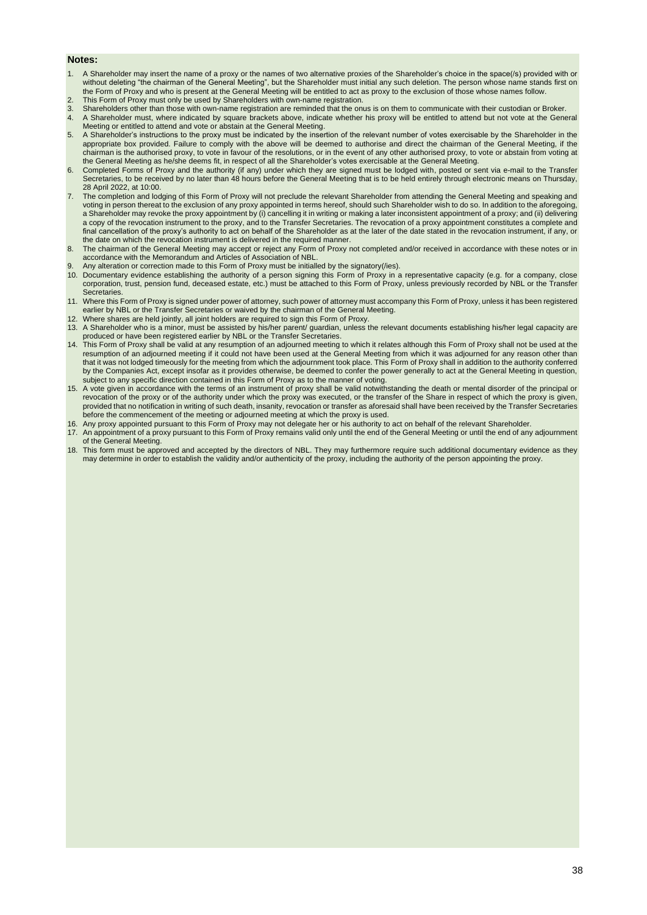**Notes:**

1. A Shareholder may insert the name of a proxy or the names of two alternative proxies of the Shareholder's choice in the space(/s) provided with or without deleting "the chairman of the General Meeting", but the Shareholder must initial any such deletion. The person whose name stands first on the Form of Proxy and who is present at the General Meeting will be entitled to act as proxy to the exclusion of those whose names follow.
2. This Form of Proxy must only be used by Shareholders with own-name registration.
3. Shareholders other than those with own-name registration are reminded that the onus is on them to communicate with their custodian or Broker.
4. A Shareholder must, where indicated by square brackets above, indicate whether his proxy will be entitled to attend but not vote at the General Meeting or entitled to attend and vote or abstain at the General Meeting.
5. A Shareholder's instructions to the proxy must be indicated by the insertion of the relevant number of votes exercisable by the Shareholder in the appropriate box provided. Failure to comply with the above will be deemed to authorise and direct the chairman of the General Meeting, if the chairman is the authorised proxy, to vote in favour of the resolutions, or in the event of any other authorised proxy, to vote or abstain from voting at the General Meeting as he/she deems fit, in respect of all the Shareholder's votes exercisable at the General Meeting.
6. Completed Forms of Proxy and the authority (if any) under which they are signed must be lodged with, posted or sent via e-mail to the Transfer Secretaries, to be received by no later than 48 hours before the General Meeting that is to be held entirely through electronic means on Thursday, 28 April 2022, at 10:00.
7. The completion and lodging of this Form of Proxy will not preclude the relevant Shareholder from attending the General Meeting and speaking and voting in person thereat to the exclusion of any proxy appointed in terms hereof, should such Shareholder wish to do so. In addition to the aforegoing, a Shareholder may revoke the proxy appointment by (i) cancelling it in writing or making a later inconsistent appointment of a proxy; and (ii) delivering a copy of the revocation instrument to the proxy, and to the Transfer Secretaries. The revocation of a proxy appointment constitutes a complete and final cancellation of the proxy's authority to act on behalf of the Shareholder as at the later of the date stated in the revocation instrument, if any, or the date on which the revocation instrument is delivered in the required manner.
8. The chairman of the General Meeting may accept or reject any Form of Proxy not completed and/or received in accordance with these notes or in accordance with the Memorandum and Articles of Association of NBL.
9. Any alteration or correction made to this Form of Proxy must be initialled by the signatory(/ies).
10. Documentary evidence establishing the authority of a person signing this Form of Proxy in a representative capacity (e.g. for a company, close corporation, trust, pension fund, deceased estate, etc.) must be attached to this Form of Proxy, unless previously recorded by NBL or the Transfer Secretaries.
11. Where this Form of Proxy is signed under power of attorney, such power of attorney must accompany this Form of Proxy, unless it has been registered earlier by NBL or the Transfer Secretaries or waived by the chairman of the General Meeting.
12. Where shares are held jointly, all joint holders are required to sign this Form of Proxy.
13. A Shareholder who is a minor, must be assisted by his/her parent/ guardian, unless the relevant documents establishing his/her legal capacity are produced or have been registered earlier by NBL or the Transfer Secretaries.
14. This Form of Proxy shall be valid at any resumption of an adjourned meeting to which it relates although this Form of Proxy shall not be used at the resumption of an adjourned meeting if it could not have been used at the General Meeting from which it was adjourned for any reason other than that it was not lodged timeously for the meeting from which the adjournment took place. This Form of Proxy shall in addition to the authority conferred by the Companies Act, except insofar as it provides otherwise, be deemed to confer the power generally to act at the General Meeting in question, subject to any specific direction contained in this Form of Proxy as to the manner of voting.
15. A vote given in accordance with the terms of an instrument of proxy shall be valid notwithstanding the death or mental disorder of the principal or revocation of the proxy or of the authority under which the proxy was executed, or the transfer of the Share in respect of which the proxy is given, provided that no notification in writing of such death, insanity, revocation or transfer as aforesaid shall have been received by the Transfer Secretaries before the commencement of the meeting or adjourned meeting at which the proxy is used.
16. Any proxy appointed pursuant to this Form of Proxy may not delegate her or his authority to act on behalf of the relevant Shareholder.
17. An appointment of a proxy pursuant to this Form of Proxy remains valid only until the end of the General Meeting or until the end of any adjournment of the General Meeting.
18. This form must be approved and accepted by the directors of NBL. They may furthermore require such additional documentary evidence as they may determine in order to establish the validity and/or authenticity of the proxy, including the authority of the person appointing the proxy.